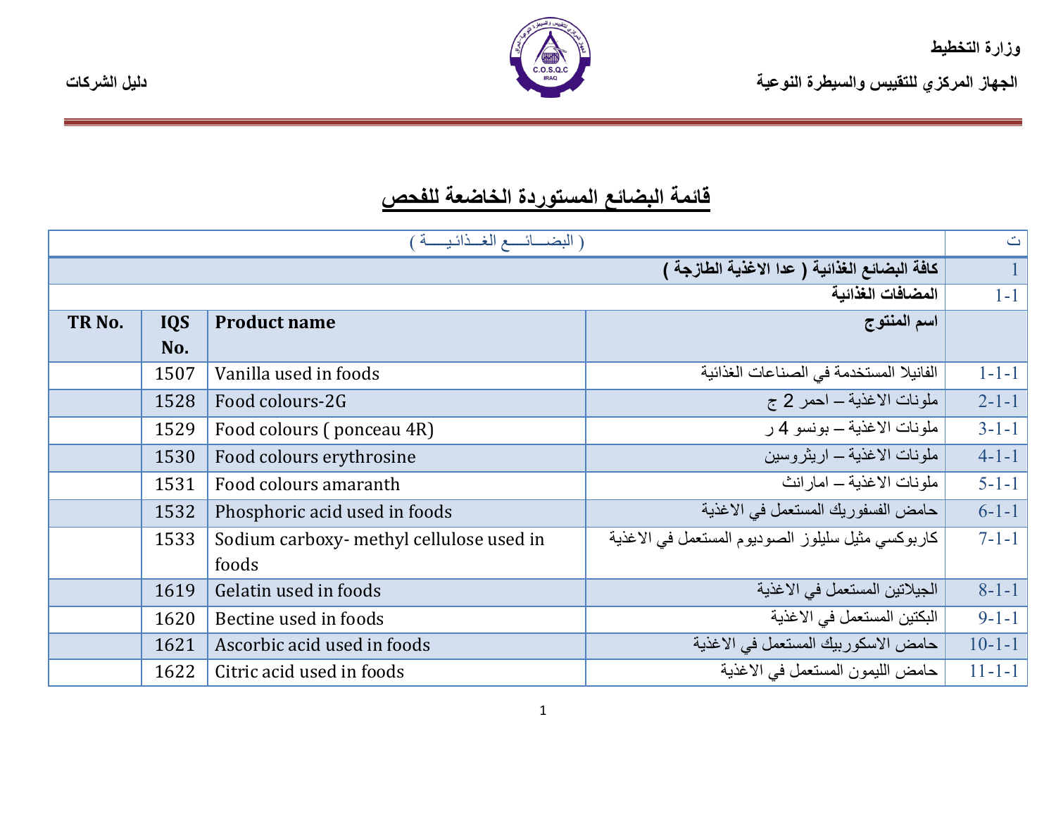وزارة التخطيط

الجهاز المركزي للتقييس والسيطرة النوعية

دليل الشركات

# قائمة البضائع المستوردة الخاضعة للفحص

| ت | ( البضـــائـــع الغــذائيـــة ) | | | |
|---|---|---|---|---|
| 1 | **كافة البضائع الغذائية ( عدا الاغذية الطازجة )** | | | |
| 1-1 | **المضافات الغذائية** | | | |
| | **اسم المنتوج** | **Product name** | **IQS No.** | **TR No.** |
| 1-1-1 | الفانيلا المستخدمة في الصناعات الغذائية | Vanilla used in foods | 1507 | |
| 2-1-1 | ملونات الاغذية – احمر 2 ج | Food colours-2G | 1528 | |
| 3-1-1 | ملونات الاغذية – بونسو 4 ر | Food colours ( ponceau 4R) | 1529 | |
| 4-1-1 | ملونات الاغذية – اريثروسين | Food colours erythrosine | 1530 | |
| 5-1-1 | ملونات الاغذية – امارانث | Food colours amaranth | 1531 | |
| 6-1-1 | حامض الفسفوريك المستعمل في الاغذية | Phosphoric acid used in foods | 1532 | |
| 7-1-1 | كاربوكسي مثيل سليلوز الصوديوم المستعمل في الاغذية | Sodium carboxy- methyl cellulose used in foods | 1533 | |
| 8-1-1 | الجيلاتين المستعمل في الاغذية | Gelatin used in foods | 1619 | |
| 9-1-1 | البكتين المستعمل في الاغذية | Bectine used in foods | 1620 | |
| 10-1-1 | حامض الاسكوربيك المستعمل في الاغذية | Ascorbic acid used in foods | 1621 | |
| 11-1-1 | حامض الليمون المستعمل في الاغذية | Citric acid used in foods | 1622 | |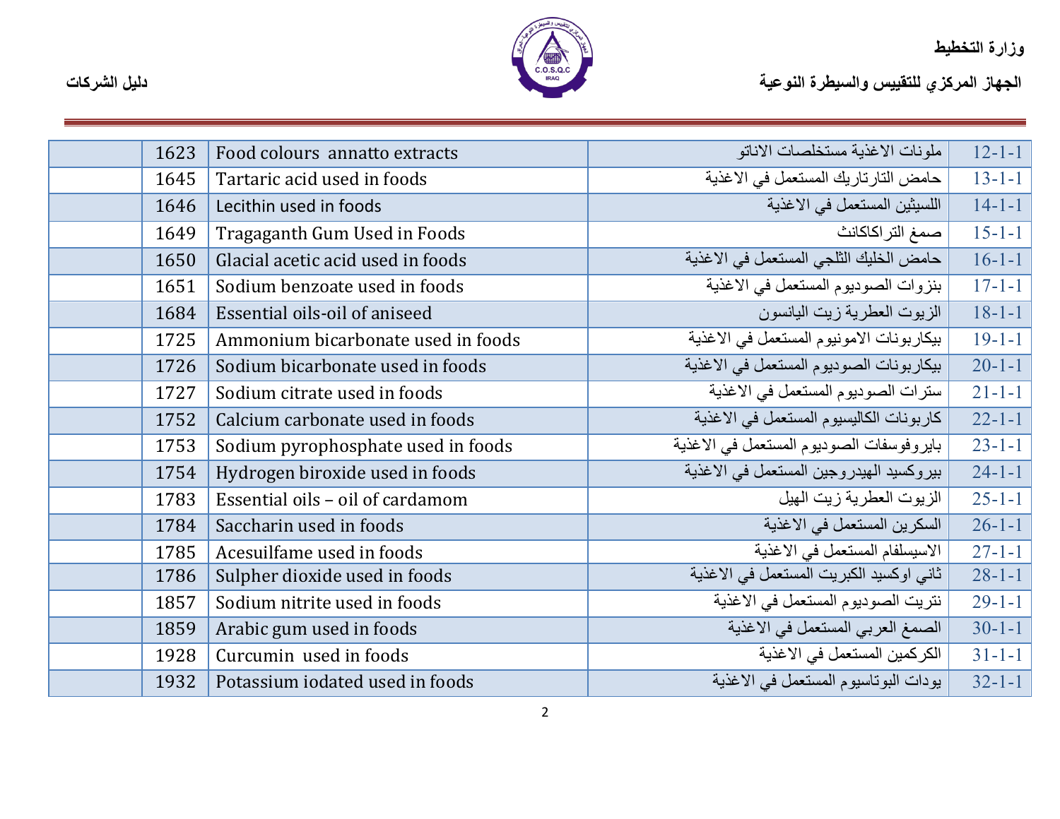| | 1623 | Food colours annatto extracts | ملونات الاغذية مستخلصات الاناتو | 12-1-1 |
|---|---|---|---|---|
| | 1645 | Tartaric acid used in foods | حامض التارتاريك المستعمل في الاغذية | 13-1-1 |
| | 1646 | Lecithin used in foods | اللسيثين المستعمل في الاغذية | 14-1-1 |
| | 1649 | Tragaganth Gum Used in Foods | صمغ التراكاكانث | 15-1-1 |
| | 1650 | Glacial acetic acid used in foods | حامض الخليك الثلجي المستعمل في الاغذية | 16-1-1 |
| | 1651 | Sodium benzoate used in foods | بنزوات الصوديوم المستعمل في الاغذية | 17-1-1 |
| | 1684 | Essential oils-oil of aniseed | الزيوت العطرية زيت اليانسون | 18-1-1 |
| | 1725 | Ammonium bicarbonate used in foods | بيكاربونات الامونيوم المستعمل في الاغذية | 19-1-1 |
| | 1726 | Sodium bicarbonate used in foods | بيكاربونات الصوديوم المستعمل في الاغذية | 20-1-1 |
| | 1727 | Sodium citrate used in foods | سترات الصوديوم المستعمل في الاغذية | 21-1-1 |
| | 1752 | Calcium carbonate used in foods | كاربونات الكاليسيوم المستعمل في الاغذية | 22-1-1 |
| | 1753 | Sodium pyrophosphate used in foods | بايروفوسفات الصوديوم المستعمل في الاغذية | 23-1-1 |
| | 1754 | Hydrogen biroxide used in foods | بيروكسيد الهيدروجين المستعمل في الاغذية | 24-1-1 |
| | 1783 | Essential oils – oil of cardamom | الزيوت العطرية زيت الهيل | 25-1-1 |
| | 1784 | Saccharin used in foods | السكرين المستعمل في الاغذية | 26-1-1 |
| | 1785 | Acesuilfame used in foods | الاسيسلفام المستعمل في الاغذية | 27-1-1 |
| | 1786 | Sulpher dioxide used in foods | ثاني اوكسيد الكبريت المستعمل في الاغذية | 28-1-1 |
| | 1857 | Sodium nitrite used in foods | نتريت الصوديوم المستعمل في الاغذية | 29-1-1 |
| | 1859 | Arabic gum used in foods | الصمغ العربي المستعمل في الاغذية | 30-1-1 |
| | 1928 | Curcumin used in foods | الكركمين المستعمل في الاغذية | 31-1-1 |
| | 1932 | Potassium iodated used in foods | يودات البوتاسيوم المستعمل في الاغذية | 32-1-1 |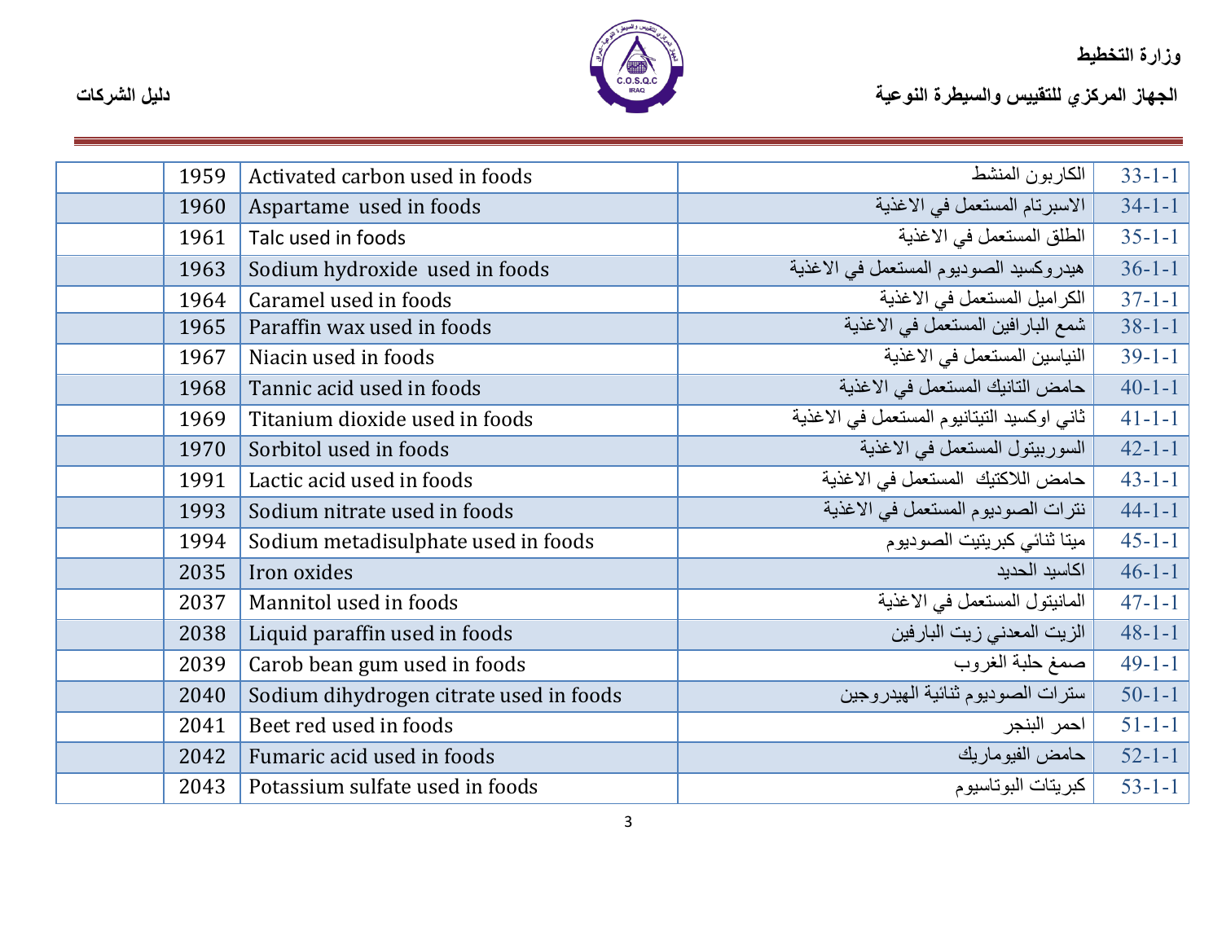| | | | | |
|---|---|---|---|---|
| | 1959 | Activated carbon used in foods | الكاربون المنشط | 33-1-1 |
| | 1960 | Aspartame used in foods | الاسبرتام المستعمل في الاغذية | 34-1-1 |
| | 1961 | Talc used in foods | الطلق المستعمل في الاغذية | 35-1-1 |
| | 1963 | Sodium hydroxide used in foods | هيدروكسيد الصوديوم المستعمل في الاغذية | 36-1-1 |
| | 1964 | Caramel used in foods | الكراميل المستعمل في الاغذية | 37-1-1 |
| | 1965 | Paraffin wax used in foods | شمع البارافين المستعمل في الاغذية | 38-1-1 |
| | 1967 | Niacin used in foods | النياسين المستعمل في الاغذية | 39-1-1 |
| | 1968 | Tannic acid used in foods | حامض التانيك المستعمل في الاغذية | 40-1-1 |
| | 1969 | Titanium dioxide used in foods | ثاني اوكسيد التيتانيوم المستعمل في الاغذية | 41-1-1 |
| | 1970 | Sorbitol used in foods | السوربيتول المستعمل في الاغذية | 42-1-1 |
| | 1991 | Lactic acid used in foods | حامض اللاكتيك المستعمل في الاغذية | 43-1-1 |
| | 1993 | Sodium nitrate used in foods | نترات الصوديوم المستعمل في الاغذية | 44-1-1 |
| | 1994 | Sodium metadisulphate used in foods | ميتا ثنائي كبريتيت الصوديوم | 45-1-1 |
| | 2035 | Iron oxides | اكاسيد الحديد | 46-1-1 |
| | 2037 | Mannitol used in foods | المانيتول المستعمل في الاغذية | 47-1-1 |
| | 2038 | Liquid paraffin used in foods | الزيت المعدني زيت البارفين | 48-1-1 |
| | 2039 | Carob bean gum used in foods | صمغ حلبة الغروب | 49-1-1 |
| | 2040 | Sodium dihydrogen citrate used in foods | سترات الصوديوم ثنائية الهيدروجين | 50-1-1 |
| | 2041 | Beet red used in foods | احمر البنجر | 51-1-1 |
| | 2042 | Fumaric acid used in foods | حامض الفيوماريك | 52-1-1 |
| | 2043 | Potassium sulfate used in foods | كبريتات البوتاسيوم | 53-1-1 |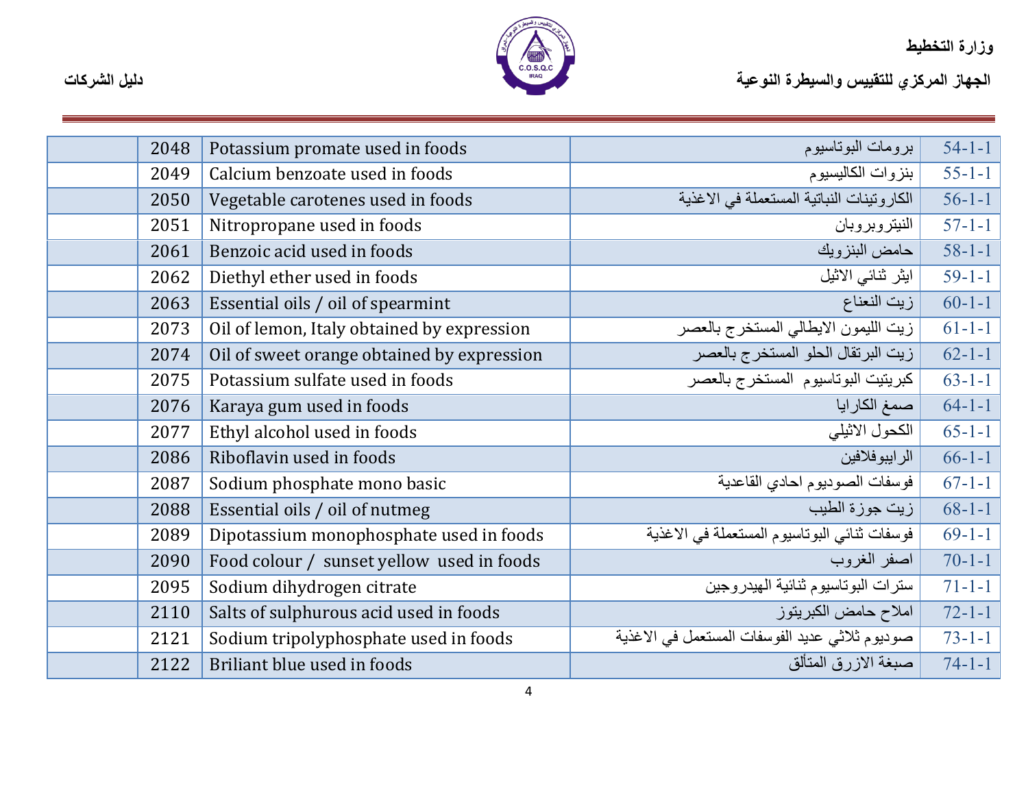| | | | | |
|---|---|---|---|---|
| | 2048 | Potassium promate used in foods | برومات البوتاسيوم | 54-1-1 |
| | 2049 | Calcium benzoate used in foods | بنزوات الكالسيوم | 55-1-1 |
| | 2050 | Vegetable carotenes used in foods | الكاروتينات النباتية المستعملة في الاغذية | 56-1-1 |
| | 2051 | Nitropropane used in foods | النيتروبروبان | 57-1-1 |
| | 2061 | Benzoic acid used in foods | حامض البنزويك | 58-1-1 |
| | 2062 | Diethyl ether used in foods | ايثر ثنائي الاثيل | 59-1-1 |
| | 2063 | Essential oils / oil of spearmint | زيت النعناع | 60-1-1 |
| | 2073 | Oil of lemon, Italy obtained by expression | زيت الليمون الايطالي المستخرج بالعصر | 61-1-1 |
| | 2074 | Oil of sweet orange obtained by expression | زيت البرتقال الحلو المستخرج بالعصر | 62-1-1 |
| | 2075 | Potassium sulfate used in foods | كبريتيت البوتاسيوم المستخرج بالعصر | 63-1-1 |
| | 2076 | Karaya gum used in foods | صمغ الكارايا | 64-1-1 |
| | 2077 | Ethyl alcohol used in foods | الكحول الاثيلي | 65-1-1 |
| | 2086 | Riboflavin used in foods | الرايبوفلافين | 66-1-1 |
| | 2087 | Sodium phosphate mono basic | فوسفات الصوديوم احادي القاعدية | 67-1-1 |
| | 2088 | Essential oils / oil of nutmeg | زيت جوزة الطيب | 68-1-1 |
| | 2089 | Dipotassium monophosphate used in foods | فوسفات ثنائي البوتاسيوم المستعملة في الاغذية | 69-1-1 |
| | 2090 | Food colour / sunset yellow used in foods | اصفر الغروب | 70-1-1 |
| | 2095 | Sodium dihydrogen citrate | سترات البوتاسيوم ثنائية الهيدروجين | 71-1-1 |
| | 2110 | Salts of sulphurous acid used in foods | املاح حامض الكبريتوز | 72-1-1 |
| | 2121 | Sodium tripolyphosphate used in foods | صوديوم ثلاثي عديد الفوسفات المستعمل في الاغذية | 73-1-1 |
| | 2122 | Briliant blue used in foods | صبغة الازرق المتألق | 74-1-1 |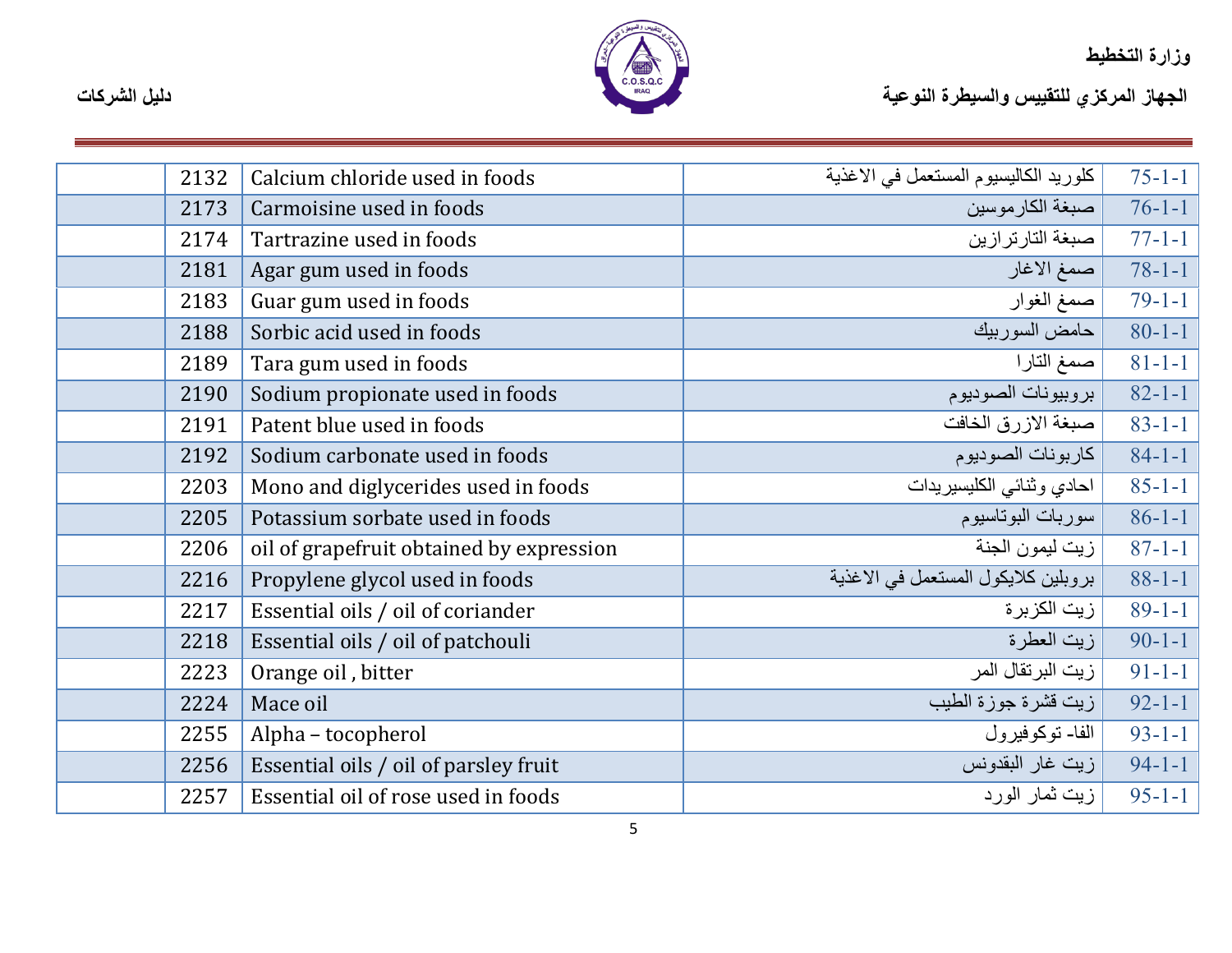| | 2132 | Calcium chloride used in foods | كلوريد الكاليسيوم المستعمل في الاغذية | 75-1-1 |
|---|---|---|---|---|
| | 2173 | Carmoisine used in foods | صبغة الكارموسين | 76-1-1 |
| | 2174 | Tartrazine used in foods | صبغة التارترازين | 77-1-1 |
| | 2181 | Agar gum used in foods | صمغ الاغار | 78-1-1 |
| | 2183 | Guar gum used in foods | صمغ الغوار | 79-1-1 |
| | 2188 | Sorbic acid used in foods | حامض السوربيك | 80-1-1 |
| | 2189 | Tara gum used in foods | صمغ التارا | 81-1-1 |
| | 2190 | Sodium propionate used in foods | بروبيونات الصوديوم | 82-1-1 |
| | 2191 | Patent blue used in foods | صبغة الازرق الخافت | 83-1-1 |
| | 2192 | Sodium carbonate used in foods | كاربونات الصوديوم | 84-1-1 |
| | 2203 | Mono and diglycerides used in foods | احادي وثنائي الكليسيريدات | 85-1-1 |
| | 2205 | Potassium sorbate used in foods | سوربات البوتاسيوم | 86-1-1 |
| | 2206 | oil of grapefruit obtained by expression | زيت ليمون الجنة | 87-1-1 |
| | 2216 | Propylene glycol used in foods | بروبلين كلايكول المستعمل في الاغذية | 88-1-1 |
| | 2217 | Essential oils / oil of coriander | زيت الكزبرة | 89-1-1 |
| | 2218 | Essential oils / oil of patchouli | زيت العطرة | 90-1-1 |
| | 2223 | Orange oil , bitter | زيت البرتقال المر | 91-1-1 |
| | 2224 | Mace oil | زيت قشرة جوزة الطيب | 92-1-1 |
| | 2255 | Alpha – tocopherol | الفا- توكوفيرول | 93-1-1 |
| | 2256 | Essential oils / oil of parsley fruit | زيت غار البقدونس | 94-1-1 |
| | 2257 | Essential oil of rose used in foods | زيت ثمار الورد | 95-1-1 |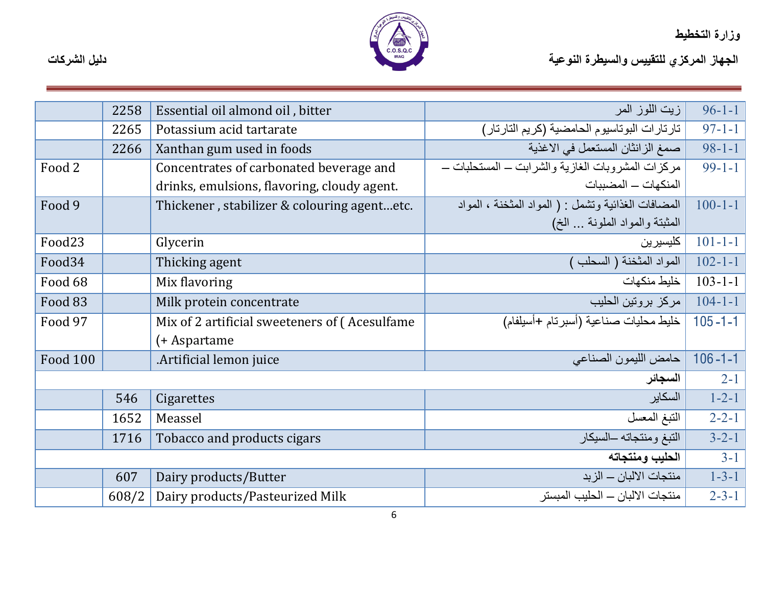| | | | | |
|---|---|---|---|---|
| | 2258 | Essential oil almond oil , bitter | زيت اللوز المر | 96-1-1 |
| | 2265 | Potassium acid tartarate | تارتارات البوتاسيوم الحامضية (كريم التارتار) | 97-1-1 |
| | 2266 | Xanthan gum used in foods | صمغ الزانثان المستعمل في الاغذية | 98-1-1 |
| Food 2 | | Concentrates of carbonated beverage and drinks, emulsions, flavoring, cloudy agent. | مركزات المشروبات الغازية والشرابت – المستحلبات – المنكهات – المضببات | 99-1-1 |
| Food 9 | | Thickener , stabilizer & colouring agent…etc. | المضافات الغذائية وتشمل : ( المواد المثخنة ، المواد المثبتة والمواد الملونة ... الخ) | 100-1-1 |
| Food23 | | Glycerin | كليسيرين | 101-1-1 |
| Food34 | | Thicking agent | المواد المثخنة ( السحلب ) | 102-1-1 |
| Food 68 | | Mix flavoring | خليط منكهات | 103-1-1 |
| Food 83 | | Milk protein concentrate | مركز بروتين الحليب | 104-1-1 |
| Food 97 | | Mix of 2 artificial sweeteners of ( Acesulfame (+ Aspartame | خليط محليات صناعية (أسبرتام +أسيلفام) | 105-1-1 |
| Food 100 | | .Artificial lemon juice | حامض الليمون الصناعي | 106-1-1 |
| | | | **السجائر** | 2-1 |
| | 546 | Cigarettes | السكاير | 1-2-1 |
| | 1652 | Meassel | التبغ المعسل | 2-2-1 |
| | 1716 | Tobacco and products cigars | التبغ ومنتجاته –السيكار | 3-2-1 |
| | | | **الحليب ومنتجاته** | 3-1 |
| | 607 | Dairy products/Butter | منتجات الالبان – الزبد | 1-3-1 |
| | 608/2 | Dairy products/Pasteurized Milk | منتجات الالبان – الحليب المبستر | 2-3-1 |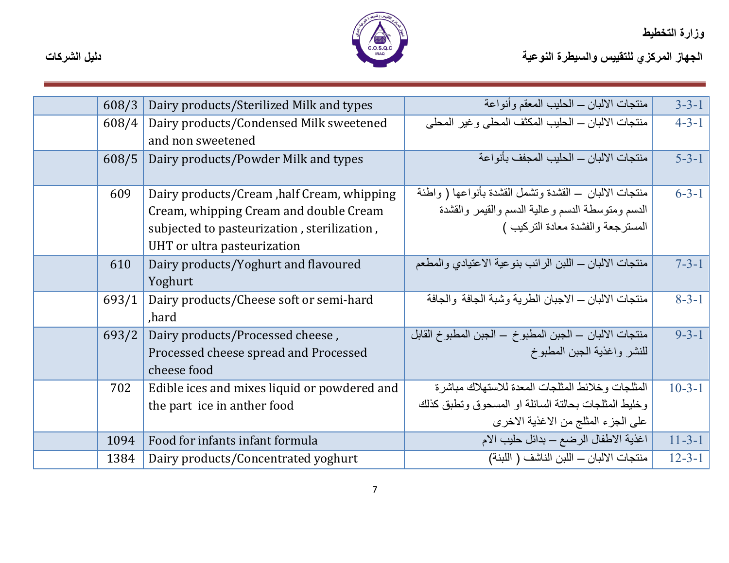| | | | | |
|---|---|---|---|---|
| | 608/3 | Dairy products/Sterilized Milk and types | منتجات الالبان – الحليب المعقم وأنواعة | 1-3-3 |
| | 608/4 | Dairy products/Condensed Milk sweetened and non sweetened | منتجات الالبان – الحليب المكثف المحلى وغير المحلى | 1-3-4 |
| | 608/5 | Dairy products/Powder Milk and types | منتجات الالبان – الحليب المجفف بأنواعة | 1-3-5 |
| | 609 | Dairy products/Cream ,half Cream, whipping Cream, whipping Cream and double Cream subjected to pasteurization , sterilization , UHT or ultra pasteurization | منتجات الالبان – القشدة وتشمل القشدة بأنواعها ( واطئة الدسم ومتوسطة الدسم وعالية الدسم والقيمر والقشدة المسترجعة والفشدة معادة التركيب ) | 1-3-6 |
| | 610 | Dairy products/Yoghurt and flavoured Yoghurt | منتجات الالبان – اللبن الرائب بنوعية الاعتيادي والمطعم | 1-3-7 |
| | 693/1 | Dairy products/Cheese soft or semi-hard ,hard | منتجات الالبان – الاجبان الطرية وشبة الجافة والجافة | 1-3-8 |
| | 693/2 | Dairy products/Processed cheese , Processed cheese spread and Processed cheese food | منتجات الالبان – الجبن المطبوخ – الجبن المطبوخ القابل للنشر واغذية الجبن المطبوخ | 1-3-9 |
| | 702 | Edible ices and mixes liquid or powdered and the part ice in anther food | المثلجات وخلائط المثلجات المعدة للاستهلاك مباشرة وخليط المثلجات بحالتة السائلة او المسحوق وتطبق كذلك على الجزء المثلج من الاغذية الاخرى | 1-3-10 |
| | 1094 | Food for infants infant formula | اغذية الاطفال الرضع – بدائل حليب الام | 1-3-11 |
| | 1384 | Dairy products/Concentrated yoghurt | منتجات الالبان – اللبن الناشف ( اللبنة) | 1-3-12 |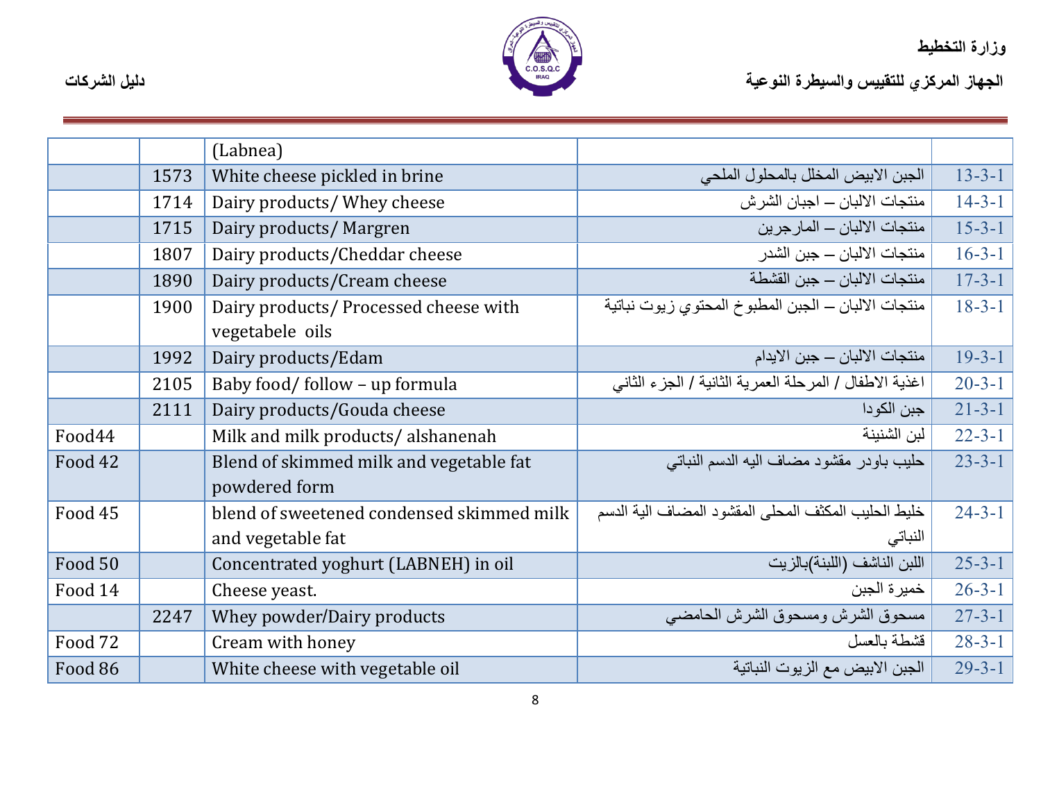| | | | | |
|---|---|---|---|---|
| | | (Labnea) | | |
| | 1573 | White cheese pickled in brine | الجبن الابيض المخلل بالمحلول الملحي | 1-3-13 |
| | 1714 | Dairy products/ Whey cheese | منتجات الالبان – اجبان الشرش | 1-3-14 |
| | 1715 | Dairy products/ Margren | منتجات الالبان – المارجرين | 1-3-15 |
| | 1807 | Dairy products/Cheddar cheese | منتجات الالبان – جبن الشدر | 1-3-16 |
| | 1890 | Dairy products/Cream cheese | منتجات الالبان – جبن القشطة | 1-3-17 |
| | 1900 | Dairy products/ Processed cheese with vegetabele oils | منتجات الالبان – الجبن المطبوخ المحتوي زيوت نباتية | 1-3-18 |
| | 1992 | Dairy products/Edam | منتجات الالبان – جبن الايدام | 1-3-19 |
| | 2105 | Baby food/ follow – up formula | اغذية الاطفال / المرحلة العمرية الثانية / الجزء الثاني | 1-3-20 |
| | 2111 | Dairy products/Gouda cheese | جبن الكودا | 1-3-21 |
| Food44 | | Milk and milk products/ alshanenah | لبن الشنينة | 1-3-22 |
| Food 42 | | Blend of skimmed milk and vegetable fat powdered form | حليب باودر مقشود مضاف اليه الدسم النباتي | 1-3-23 |
| Food 45 | | blend of sweetened condensed skimmed milk and vegetable fat | خليط الحليب المكثف المحلى المقشود المضاف الية الدسم النباتي | 1-3-24 |
| Food 50 | | Concentrated yoghurt (LABNEH) in oil | اللبن الناشف (اللبنة)بالزيت | 1-3-25 |
| Food 14 | | Cheese yeast. | خميرة الجبن | 1-3-26 |
| | 2247 | Whey powder/Dairy products | مسحوق الشرش ومسحوق الشرش الحامضي | 1-3-27 |
| Food 72 | | Cream with honey | قشطة بالعسل | 1-3-28 |
| Food 86 | | White cheese with vegetable oil | الجبن الابيض مع الزيوت النباتية | 1-3-29 |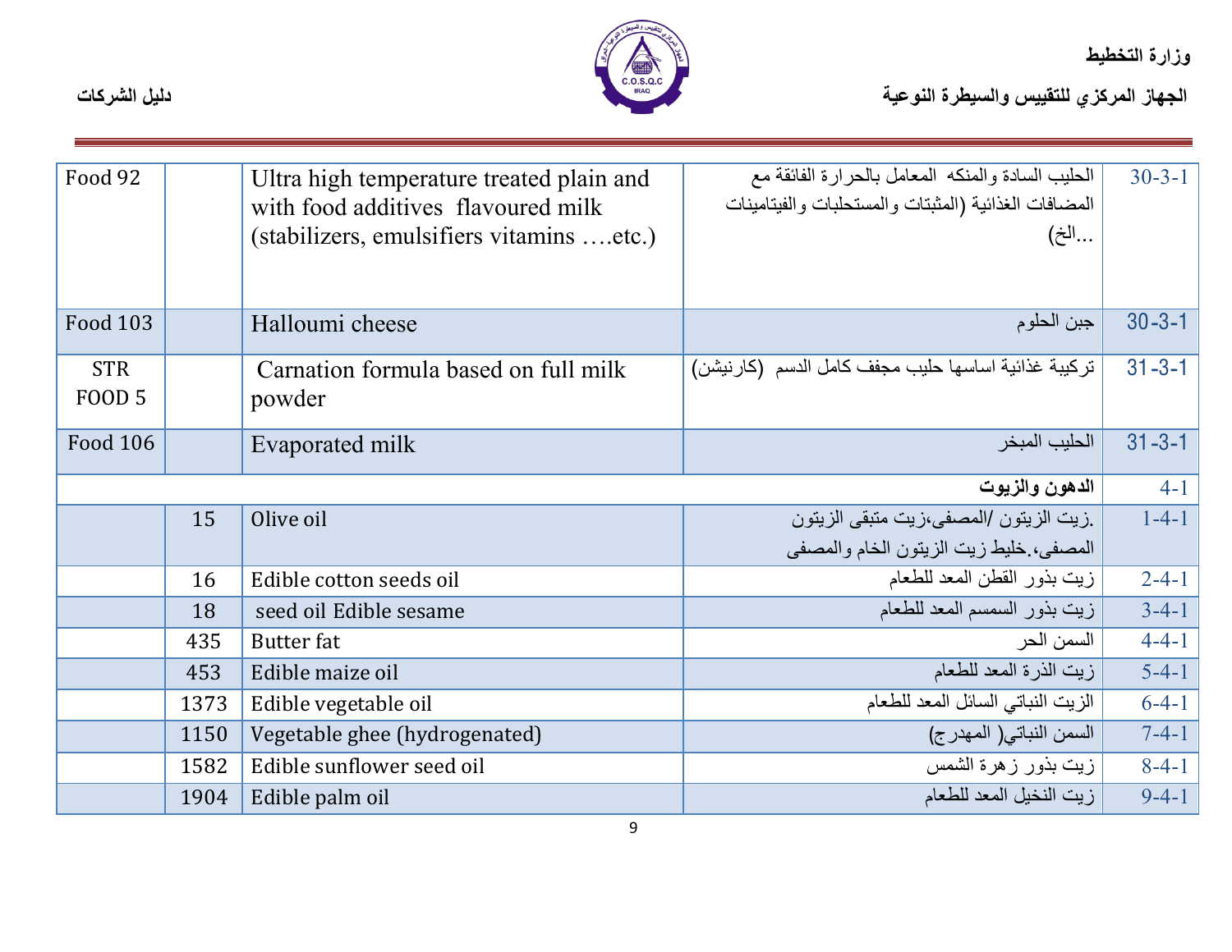| | | | | |
|---|---|---|---|---|
| Food 92 | | Ultra high temperature treated plain and with food additives flavoured milk (stabilizers, emulsifiers vitamins ….etc.) | الحليب السادة والمنكه المعامل بالحرارة الفائقة مع المضافات الغذائية (المثبتات والمستحلبات والفيتامينات ...الخ) | 30-3-1 |
| Food 103 | | Halloumi cheese | جبن الحلوم | 30-3-1 |
| STR FOOD 5 | | Carnation formula based on full milk powder | تركيبة غذائية اساسها حليب مجفف كامل الدسم (كارنيشن) | 31-3-1 |
| Food 106 | | Evaporated milk | الحليب المبخر | 31-3-1 |
| | | | **الدهون والزيوت** | 4-1 |
| | 15 | Olive oil | .زيت الزيتون /المصفى،زيت متبقى الزيتون المصفى،.خليط زيت الزيتون الخام والمصفى | 1-4-1 |
| | 16 | Edible cotton seeds oil | زيت بذور القطن المعد للطعام | 2-4-1 |
| | 18 | seed oil Edible sesame | زيت بذور السمسم المعد للطعام | 3-4-1 |
| | 435 | Butter fat | السمن الحر | 4-4-1 |
| | 453 | Edible maize oil | زيت الذرة المعد للطعام | 5-4-1 |
| | 1373 | Edible vegetable oil | الزيت النباتي السائل المعد للطعام | 6-4-1 |
| | 1150 | Vegetable ghee (hydrogenated) | السمن النباتي( المهدرج) | 7-4-1 |
| | 1582 | Edible sunflower seed oil | زيت بذور زهرة الشمس | 8-4-1 |
| | 1904 | Edible palm oil | زيت النخيل المعد للطعام | 9-4-1 |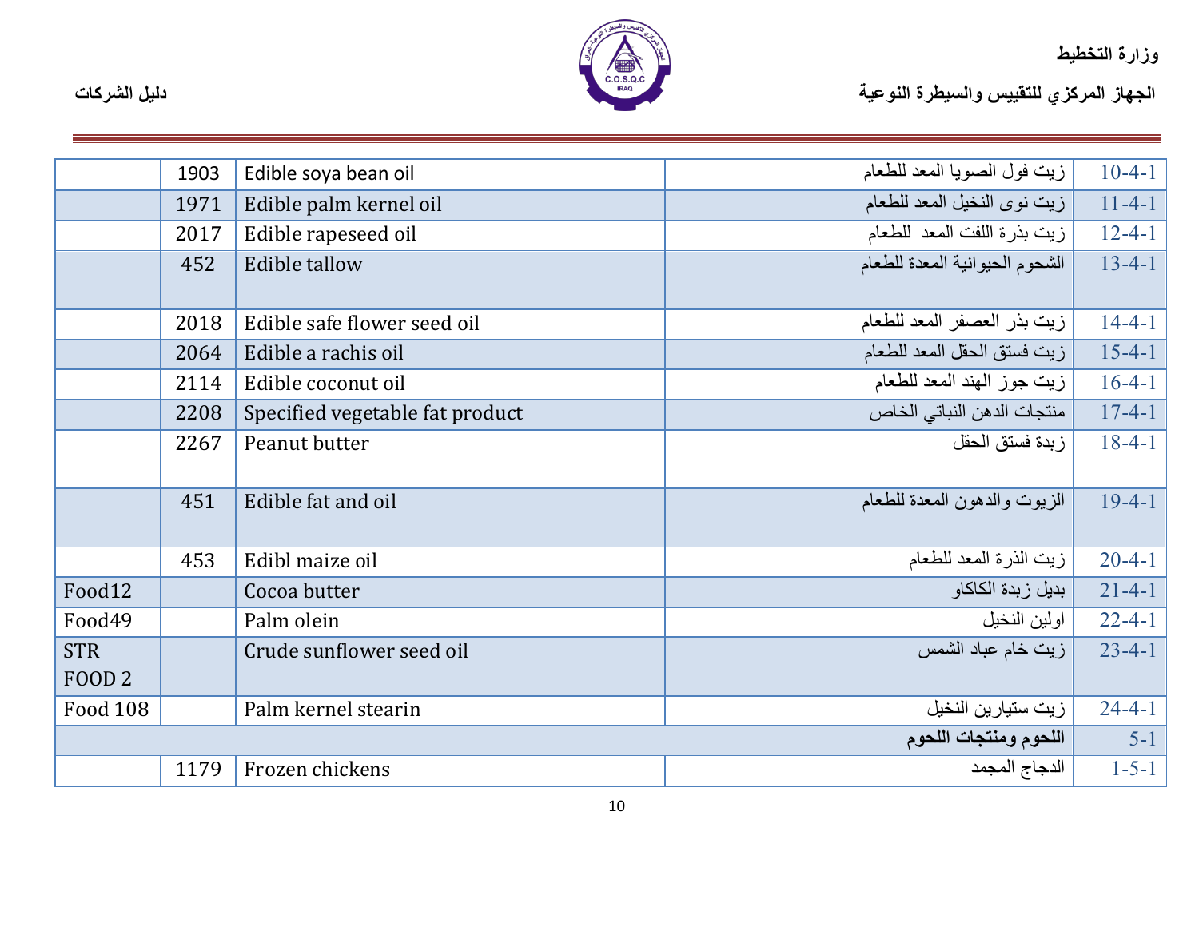| | | | | |
|---|---|---|---|---|
| | 1903 | Edible soya bean oil | زيت فول الصويا المعد للطعام | 10-4-1 |
| | 1971 | Edible palm kernel oil | زيت نوى النخيل المعد للطعام | 11-4-1 |
| | 2017 | Edible rapeseed oil | زيت بذرة اللفت المعد للطعام | 12-4-1 |
| | 452 | Edible tallow | الشحوم الحيوانية المعدة للطعام | 13-4-1 |
| | 2018 | Edible safe flower seed oil | زيت بذر العصفر المعد للطعام | 14-4-1 |
| | 2064 | Edible a rachis oil | زيت فستق الحقل المعد للطعام | 15-4-1 |
| | 2114 | Edible coconut oil | زيت جوز الهند المعد للطعام | 16-4-1 |
| | 2208 | Specified vegetable fat product | منتجات الدهن النباتي الخاص | 17-4-1 |
| | 2267 | Peanut butter | زبدة فستق الحقل | 18-4-1 |
| | 451 | Edible fat and oil | الزيوت والدهون المعدة للطعام | 19-4-1 |
| | 453 | Edibl maize oil | زيت الذرة المعد للطعام | 20-4-1 |
| Food12 | | Cocoa butter | بديل زبدة الكاكاو | 21-4-1 |
| Food49 | | Palm olein | اولين النخيل | 22-4-1 |
| STR FOOD 2 | | Crude sunflower seed oil | زيت خام عباد الشمس | 23-4-1 |
| Food 108 | | Palm kernel stearin | زيت ستيارين النخيل | 24-4-1 |
| | | | **اللحوم ومنتجات اللحوم** | 5-1 |
| | 1179 | Frozen chickens | الدجاج المجمد | 1-5-1 |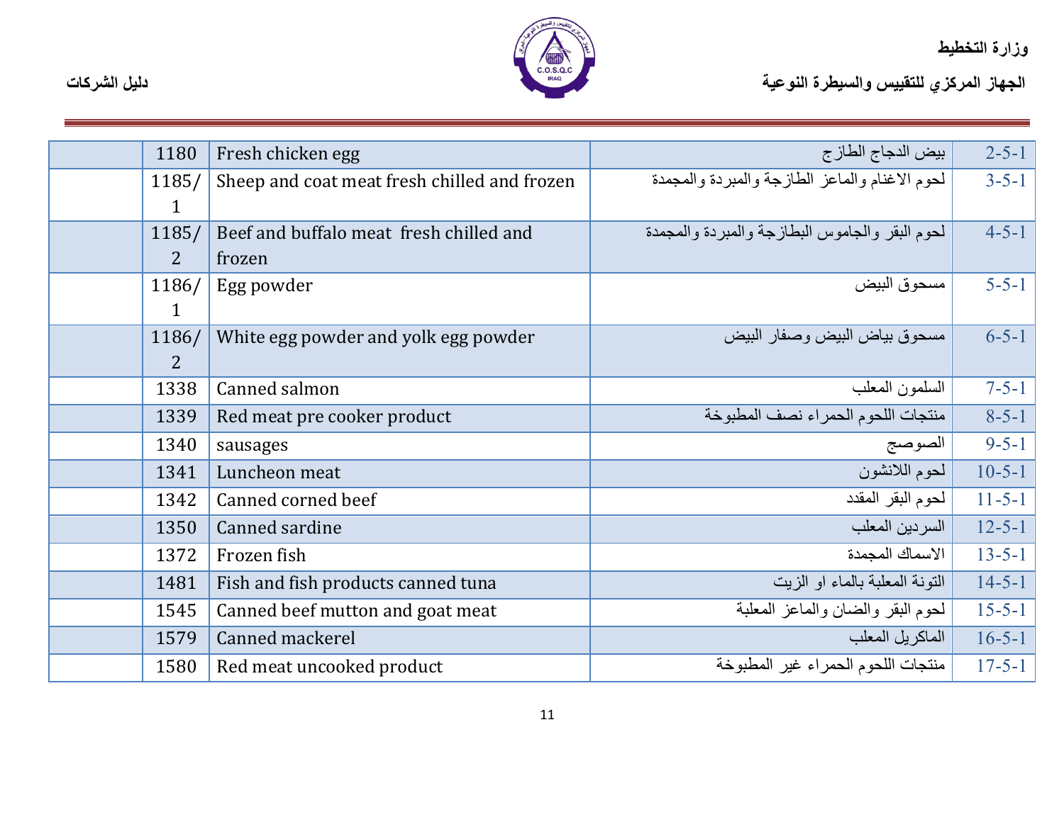| | | | | |
|---|---|---|---|---|
| | 1180 | Fresh chicken egg | بيض الدجاج الطازج | 1-5-2 |
| | 1185/1 | Sheep and coat meat fresh chilled and frozen | لحوم الاغنام والماعز الطازجة والمبردة والمجمدة | 1-5-3 |
| | 1185/2 | Beef and buffalo meat fresh chilled and frozen | لحوم البقر والجاموس البطازجة والمبردة والمجمدة | 1-5-4 |
| | 1186/1 | Egg powder | مسحوق البيض | 1-5-5 |
| | 1186/2 | White egg powder and yolk egg powder | مسحوق بياض البيض وصفار البيض | 1-5-6 |
| | 1338 | Canned salmon | السلمون المعلب | 1-5-7 |
| | 1339 | Red meat pre cooker product | منتجات اللحوم الحمراء نصف المطبوخة | 1-5-8 |
| | 1340 | sausages | الصوصج | 1-5-9 |
| | 1341 | Luncheon meat | لحوم اللانشون | 1-5-10 |
| | 1342 | Canned corned beef | لحوم البقر المقدد | 1-5-11 |
| | 1350 | Canned sardine | السردين المعلب | 1-5-12 |
| | 1372 | Frozen fish | الاسماك المجمدة | 1-5-13 |
| | 1481 | Fish and fish products canned tuna | التونة المعلبة بالماء او الزيت | 1-5-14 |
| | 1545 | Canned beef mutton and goat meat | لحوم البقر والضان والماعز المعلبة | 1-5-15 |
| | 1579 | Canned mackerel | الماكريل المعلب | 1-5-16 |
| | 1580 | Red meat uncooked product | منتجات اللحوم الحمراء غير المطبوخة | 1-5-17 |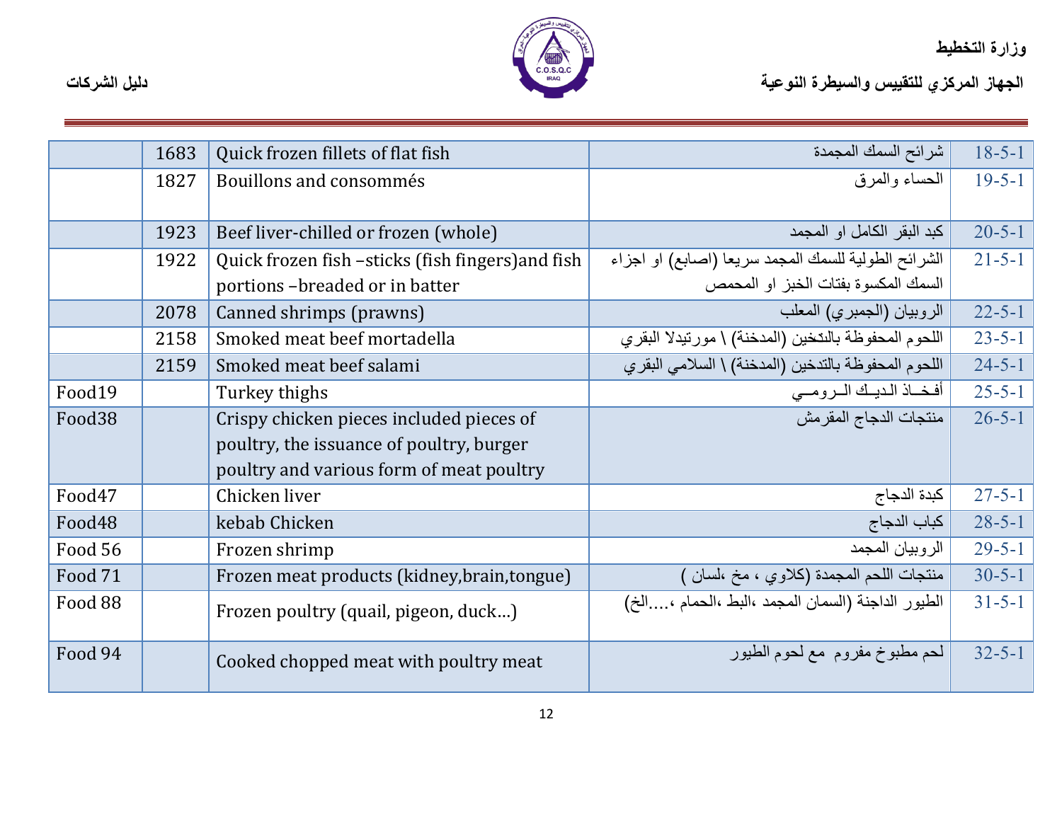| | | | | |
|---|---|---|---|---|
| | 1683 | Quick frozen fillets of flat fish | شرائح السمك المجمدة | 18-5-1 |
| | 1827 | Bouillons and consommés | الحساء والمرق | 19-5-1 |
| | 1923 | Beef liver-chilled or frozen (whole) | كبد البقر الكامل او المجمد | 20-5-1 |
| | 1922 | Quick frozen fish –sticks (fish fingers)and fish portions –breaded or in batter | الشرائح الطولية للسمك المجمد سريعا (اصابع) او اجزاء السمك المكسوة بفتات الخبز او المحمص | 21-5-1 |
| | 2078 | Canned shrimps (prawns) | الروبيان (الجمبري) المعلب | 22-5-1 |
| | 2158 | Smoked meat beef mortadella | اللحوم المحفوظة بالتخين (المدخنة) \ مورتيدلا البقري | 23-5-1 |
| | 2159 | Smoked meat beef salami | اللحوم المحفوظة بالتدخين (المدخنة) \ السلامي البقري | 24-5-1 |
| Food19 | | Turkey thighs | أفخـاذ الديـك الـرومـي | 25-5-1 |
| Food38 | | Crispy chicken pieces included pieces of poultry, the issuance of poultry, burger poultry and various form of meat poultry | منتجات الدجاج المقرمش | 26-5-1 |
| Food47 | | Chicken liver | كبدة الدجاج | 27-5-1 |
| Food48 | | kebab Chicken | كباب الدجاج | 28-5-1 |
| Food 56 | | Frozen shrimp | الروبيان المجمد | 29-5-1 |
| Food 71 | | Frozen meat products (kidney,brain,tongue) | منتجات اللحم المجمدة (كلاوي ، مخ ،لسان ) | 30-5-1 |
| Food 88 | | Frozen poultry (quail, pigeon, duck…) | الطيور الداجنة (السمان المجمد ،البط ،الحمام ،....الخ) | 31-5-1 |
| Food 94 | | Cooked chopped meat with poultry meat | لحم مطبوخ مفروم مع لحوم الطيور | 32-5-1 |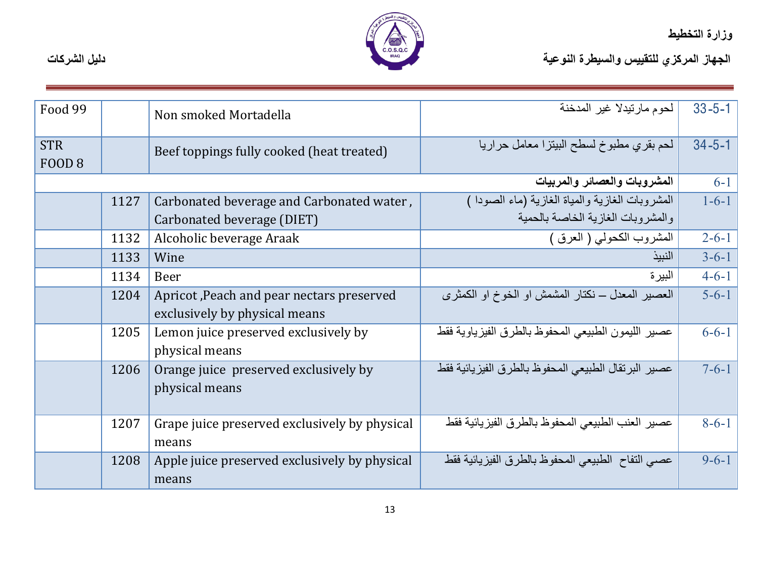| Food 99 | | Non smoked Mortadella | لحوم مارتيدلا غير المدخنة | 33-5-1 |
|---|---|---|---|---|
| STR FOOD 8 | | Beef toppings fully cooked (heat treated) | لحم بقري مطبوخ لسطح البيتزا معامل حراريا | 34-5-1 |
| | | | **المشروبات والعصائر والمربيات** | 6-1 |
| | 1127 | Carbonated beverage and Carbonated water , Carbonated beverage (DIET) | المشروبات الغازية والمياة الغازية (ماء الصودا ) والمشروبات الغازية الخاصة بالحمية | 1-6-1 |
| | 1132 | Alcoholic beverage Araak | المشروب الكحولي ( العرق ) | 2-6-1 |
| | 1133 | Wine | النبيذ | 3-6-1 |
| | 1134 | Beer | البيرة | 4-6-1 |
| | 1204 | Apricot ,Peach and pear nectars preserved exclusively by physical means | العصير المعدل – نكتار المشمش او الخوخ او الكمثرى | 5-6-1 |
| | 1205 | Lemon juice preserved exclusively by physical means | عصير الليمون الطبيعي المحفوظ بالطرق الفيزياوية فقط | 6-6-1 |
| | 1206 | Orange juice preserved exclusively by physical means | عصير البرتقال الطبيعي المحفوظ بالطرق الفيزيائية فقط | 7-6-1 |
| | 1207 | Grape juice preserved exclusively by physical means | عصير العنب الطبيعي المحفوظ بالطرق الفيزيائية فقط | 8-6-1 |
| | 1208 | Apple juice preserved exclusively by physical means | عصي التفاح الطبيعي المحفوظ بالطرق الفيزيائية فقط | 9-6-1 |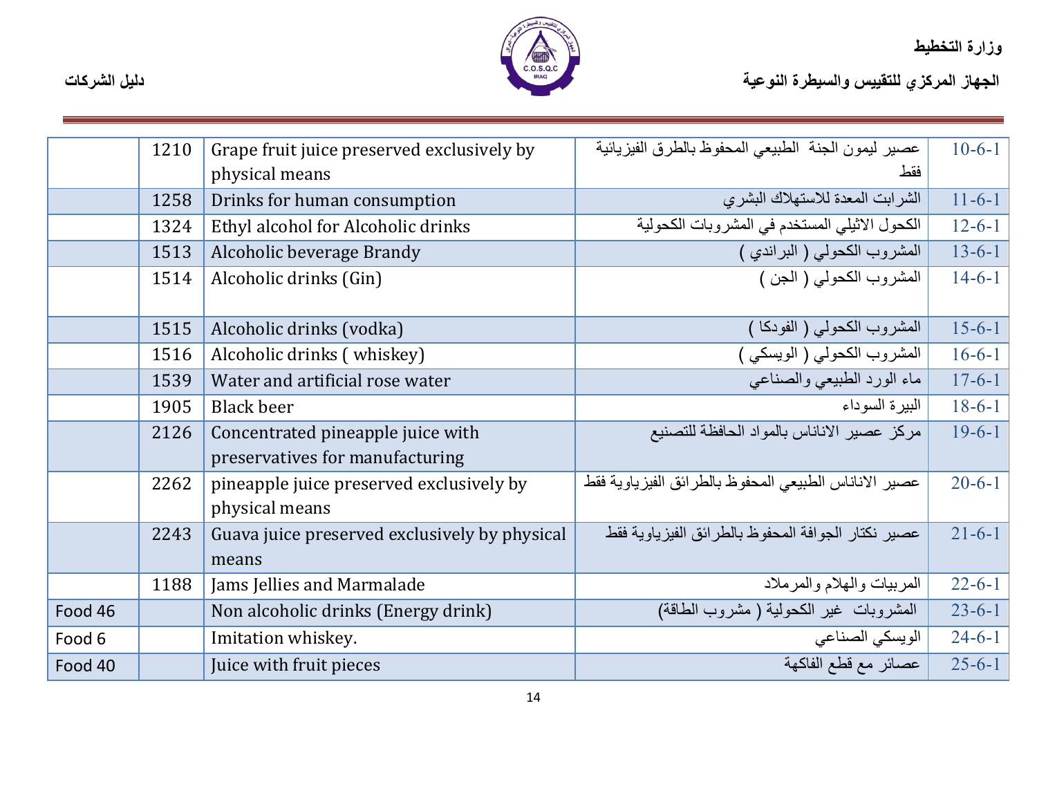| | | | | |
|---|---|---|---|---|
| | 1210 | Grape fruit juice preserved exclusively by physical means | عصير ليمون الجنة الطبيعي المحفوظ بالطرق الفيزيائية فقط | 10-6-1 |
| | 1258 | Drinks for human consumption | الشرابت المعدة للاستهلاك البشري | 11-6-1 |
| | 1324 | Ethyl alcohol for Alcoholic drinks | الكحول الاثيلي المستخدم في المشروبات الكحولية | 12-6-1 |
| | 1513 | Alcoholic beverage Brandy | المشروب الكحولي ( البراندي ) | 13-6-1 |
| | 1514 | Alcoholic drinks (Gin) | المشروب الكحولي ( الجن ) | 14-6-1 |
| | 1515 | Alcoholic drinks (vodka) | المشروب الكحولي ( الفودكا ) | 15-6-1 |
| | 1516 | Alcoholic drinks ( whiskey) | المشروب الكحولي ( الويسكي ) | 16-6-1 |
| | 1539 | Water and artificial rose water | ماء الورد الطبيعي والصناعي | 17-6-1 |
| | 1905 | Black beer | البيرة السوداء | 18-6-1 |
| | 2126 | Concentrated pineapple juice with preservatives for manufacturing | مركز عصير الاناناس بالمواد الحافظة للتصنيع | 19-6-1 |
| | 2262 | pineapple juice preserved exclusively by physical means | عصير الاناناس الطبيعي المحفوظ بالطرائق الفيزياوية فقط | 20-6-1 |
| | 2243 | Guava juice preserved exclusively by physical means | عصير نكتار الجوافة المحفوظ بالطرائق الفيزياوية فقط | 21-6-1 |
| | 1188 | Jams Jellies and Marmalade | المربيات والهلام والمرملاد | 22-6-1 |
| Food 46 | | Non alcoholic drinks (Energy drink) | المشروبات غير الكحولية ( مشروب الطاقة) | 23-6-1 |
| Food 6 | | Imitation whiskey. | الويسكي الصناعي | 24-6-1 |
| Food 40 | | Juice with fruit pieces | عصائر مع قطع الفاكهة | 25-6-1 |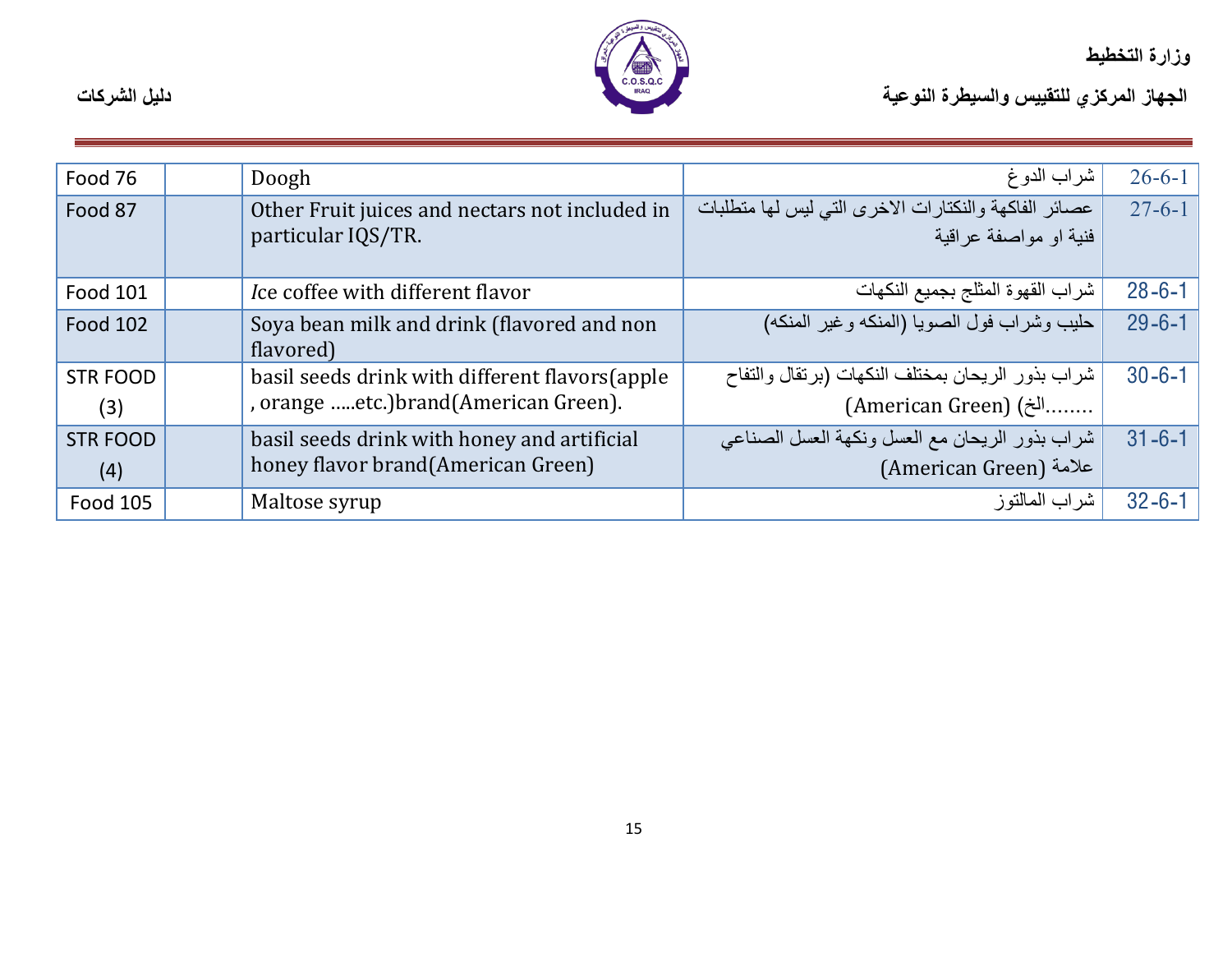| Food 76 | | Doogh | شراب الدوغ | 26-6-1 |
|---|---|---|---|---|
| Food 87 | | Other Fruit juices and nectars not included in particular IQS/TR. | عصائر الفاكهة والنكتارات الاخرى التي ليس لها متطلبات فنية او مواصفة عراقية | 27-6-1 |
| Food 101 | | *I*ce coffee with different flavor | شراب القهوة المثلج بجميع النكهات | 28-6-1 |
| Food 102 | | Soya bean milk and drink (flavored and non flavored) | حليب وشراب فول الصويا (المنكه وغير المنكه) | 29-6-1 |
| STR FOOD (3) | | basil seeds drink with different flavors(apple , orange .....etc.)brand(American Green). | شراب بذور الريحان بمختلف النكهات (برتقال والتفاح ........الخ) (American Green) | 30-6-1 |
| STR FOOD (4) | | basil seeds drink with honey and artificial honey flavor brand(American Green) | شراب بذور الريحان مع العسل ونكهة العسل الصناعي علامة (American Green) | 31-6-1 |
| Food 105 | | Maltose syrup | شراب المالتوز | 32-6-1 |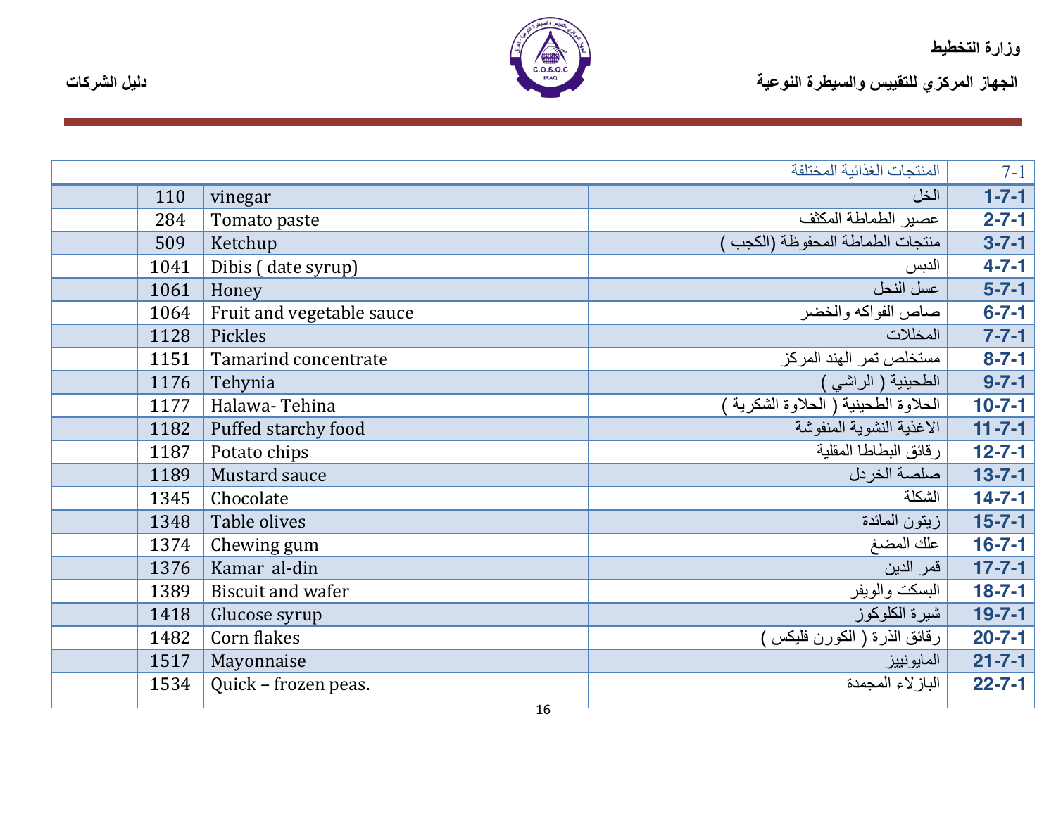| 7-1 | المنتجات الغذائية المختلفة | | | |
|---|---|---|---|---|
| 1-7-1 | الخل | vinegar | 110 | |
| 2-7-1 | عصير الطماطة المكثف | Tomato paste | 284 | |
| 3-7-1 | منتجات الطماطة المحفوظة (الكجب ) | Ketchup | 509 | |
| 4-7-1 | الدبس | Dibis ( date syrup) | 1041 | |
| 5-7-1 | عسل النحل | Honey | 1061 | |
| 6-7-1 | صاص الفواكه والخضر | Fruit and vegetable sauce | 1064 | |
| 7-7-1 | المخللات | Pickles | 1128 | |
| 8-7-1 | مستخلص تمر الهند المركز | Tamarind concentrate | 1151 | |
| 9-7-1 | الطحينية ( الراشي ) | Tehynia | 1176 | |
| 10-7-1 | الحلاوة الطحينية ( الحلاوة الشكرية ) | Halawa- Tehina | 1177 | |
| 11-7-1 | الاغذية النشوية المنفوشة | Puffed starchy food | 1182 | |
| 12-7-1 | رقائق البطاطا المقلية | Potato chips | 1187 | |
| 13-7-1 | صلصة الخردل | Mustard sauce | 1189 | |
| 14-7-1 | الشكلة | Chocolate | 1345 | |
| 15-7-1 | زيتون المائدة | Table olives | 1348 | |
| 16-7-1 | علك المضغ | Chewing gum | 1374 | |
| 17-7-1 | قمر الدين | Kamar al-din | 1376 | |
| 18-7-1 | البسكت والويفر | Biscuit and wafer | 1389 | |
| 19-7-1 | شيرة الكلوكوز | Glucose syrup | 1418 | |
| 20-7-1 | رقائق الذرة ( الكورن فليكس ) | Corn flakes | 1482 | |
| 21-7-1 | المايونييز | Mayonnaise | 1517 | |
| 22-7-1 | البازلاء المجمدة | Quick – frozen peas. | 1534 | |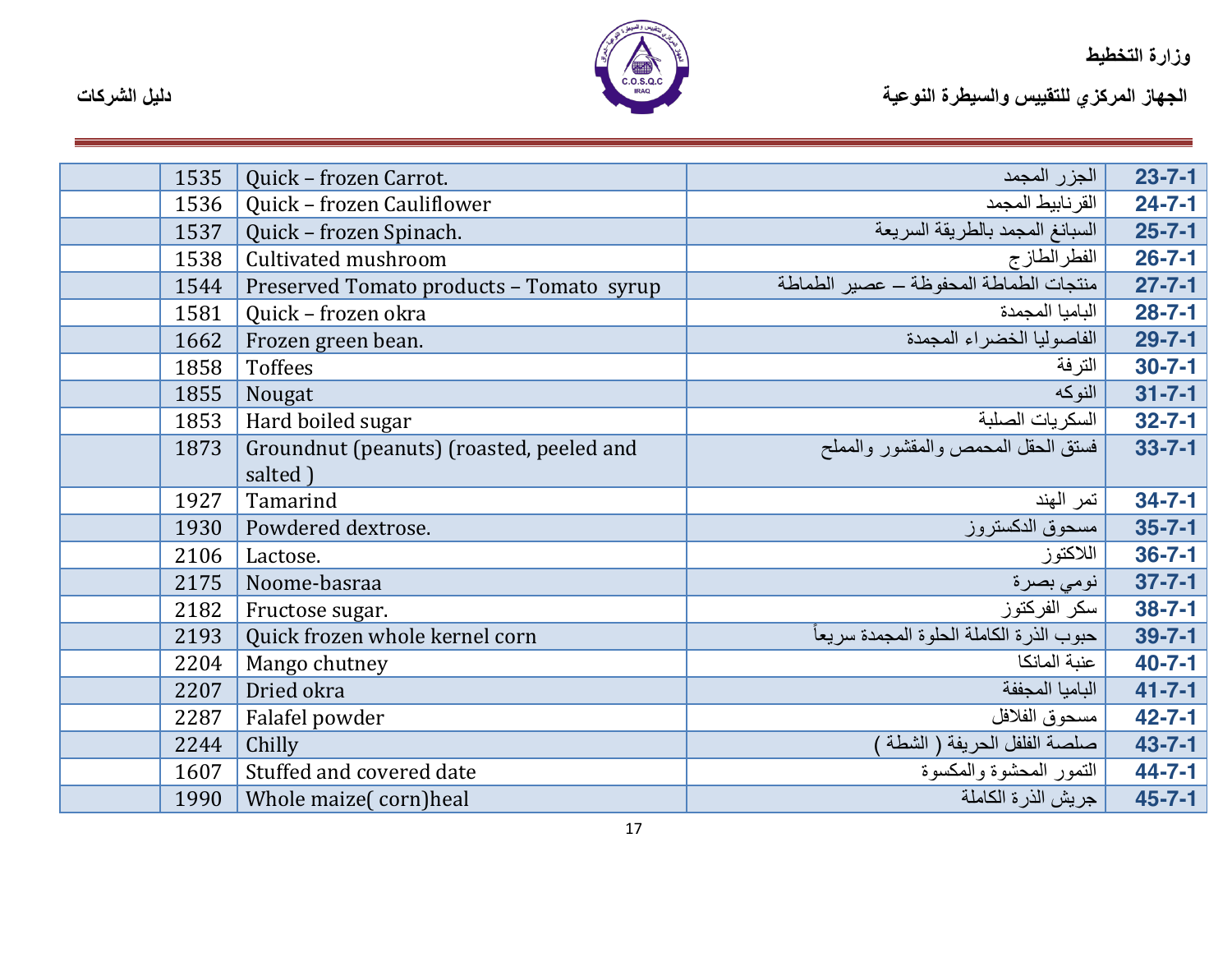| | | | | |
|---|---|---|---|---|
| | 1535 | Quick – frozen Carrot. | الجزر المجمد | 23-7-1 |
| | 1536 | Quick – frozen Cauliflower | القرنابيط المجمد | 24-7-1 |
| | 1537 | Quick – frozen Spinach. | السبانغ المجمد بالطريقة السريعة | 25-7-1 |
| | 1538 | Cultivated mushroom | الفطرالطازج | 26-7-1 |
| | 1544 | Preserved Tomato products – Tomato syrup | منتجات الطماطة المحفوظة – عصير الطماطة | 27-7-1 |
| | 1581 | Quick – frozen okra | الباميا المجمدة | 28-7-1 |
| | 1662 | Frozen green bean. | الفاصوليا الخضراء المجمدة | 29-7-1 |
| | 1858 | Toffees | الترفة | 30-7-1 |
| | 1855 | Nougat | النوكه | 31-7-1 |
| | 1853 | Hard boiled sugar | السكريات الصلبة | 32-7-1 |
| | 1873 | Groundnut (peanuts) (roasted, peeled and salted ) | فستق الحقل المحمص والمقشور والمملح | 33-7-1 |
| | 1927 | Tamarind | تمر الهند | 34-7-1 |
| | 1930 | Powdered dextrose. | مسحوق الدكستروز | 35-7-1 |
| | 2106 | Lactose. | اللاكتوز | 36-7-1 |
| | 2175 | Noome-basraa | نومي بصرة | 37-7-1 |
| | 2182 | Fructose sugar. | سكر الفركتوز | 38-7-1 |
| | 2193 | Quick frozen whole kernel corn | حبوب الذرة الكاملة الحلوة المجمدة سريعاً | 39-7-1 |
| | 2204 | Mango chutney | عنبة المانكا | 40-7-1 |
| | 2207 | Dried okra | الباميا المجففة | 41-7-1 |
| | 2287 | Falafel powder | مسحوق الفلافل | 42-7-1 |
| | 2244 | Chilly | صلصة الفلفل الحريفة ( الشطة ) | 43-7-1 |
| | 1607 | Stuffed and covered date | التمور المحشوة والمكسوة | 44-7-1 |
| | 1990 | Whole maize( corn)heal | جريش الذرة الكاملة | 45-7-1 |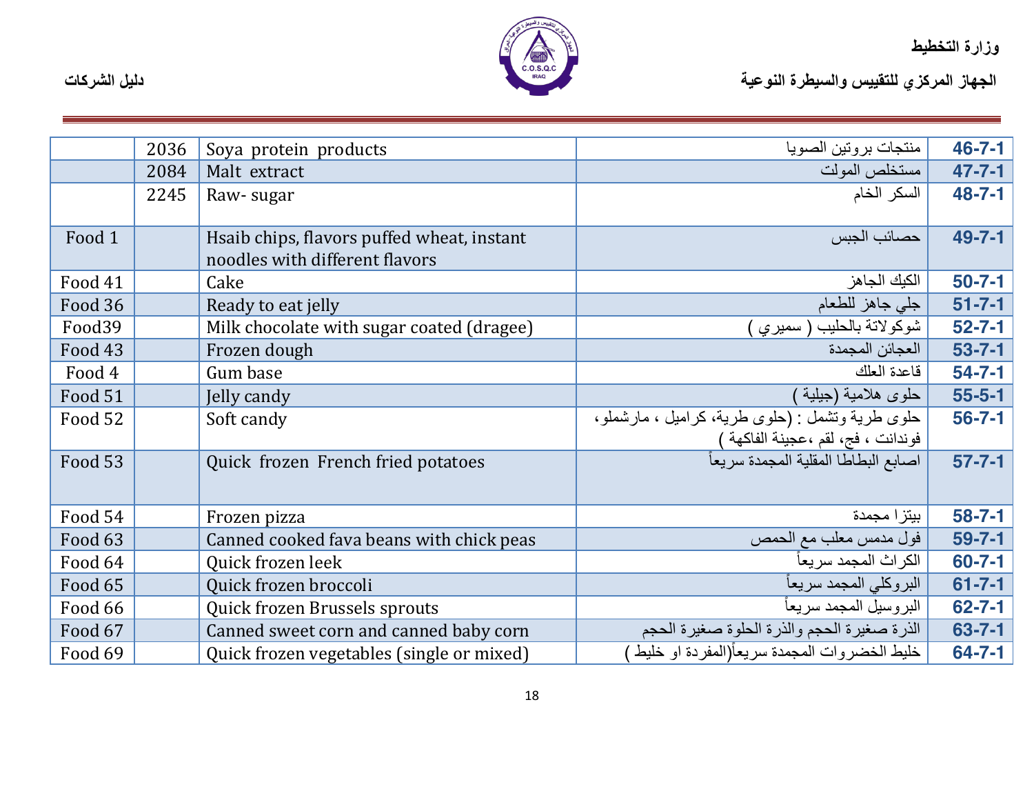| | | | | |
|---|---|---|---|---|
| | 2036 | Soya protein products | منتجات بروتين الصويا | 46-7-1 |
| | 2084 | Malt extract | مستخلص المولت | 47-7-1 |
| | 2245 | Raw- sugar | السكر الخام | 48-7-1 |
| Food 1 | | Hsaib chips, flavors puffed wheat, instant noodles with different flavors | حصائب الجبس | 49-7-1 |
| Food 41 | | Cake | الكيك الجاهز | 50-7-1 |
| Food 36 | | Ready to eat jelly | جلي جاهز للطعام | 51-7-1 |
| Food39 | | Milk chocolate with sugar coated (dragee) | شوكولاتة بالحليب ( سميري ) | 52-7-1 |
| Food 43 | | Frozen dough | العجائن المجمدة | 53-7-1 |
| Food 4 | | Gum base | قاعدة العلك | 54-7-1 |
| Food 51 | | Jelly candy | حلوى هلامية (جيلية ) | 55-5-1 |
| Food 52 | | Soft candy | حلوى طرية وتشمل : (حلوى طرية، كراميل ، مارشملو، فوندانت ، فج، لقم ،عجينة الفاكهة ) | 56-7-1 |
| Food 53 | | Quick frozen French fried potatoes | اصابع البطاطا المقلية المجمدة سريعاً | 57-7-1 |
| Food 54 | | Frozen pizza | بيتزا مجمدة | 58-7-1 |
| Food 63 | | Canned cooked fava beans with chick peas | فول مدمس معلب مع الحمص | 59-7-1 |
| Food 64 | | Quick frozen leek | الكراث المجمد سريعاً | 60-7-1 |
| Food 65 | | Quick frozen broccoli | البروكلي المجمد سريعاً | 61-7-1 |
| Food 66 | | Quick frozen Brussels sprouts | البروسيل المجمد سريعاً | 62-7-1 |
| Food 67 | | Canned sweet corn and canned baby corn | الذرة صغيرة الحجم والذرة الحلوة صغيرة الحجم | 63-7-1 |
| Food 69 | | Quick frozen vegetables (single or mixed) | خليط الخضروات المجمدة سريعاً(المفردة او خليط ) | 64-7-1 |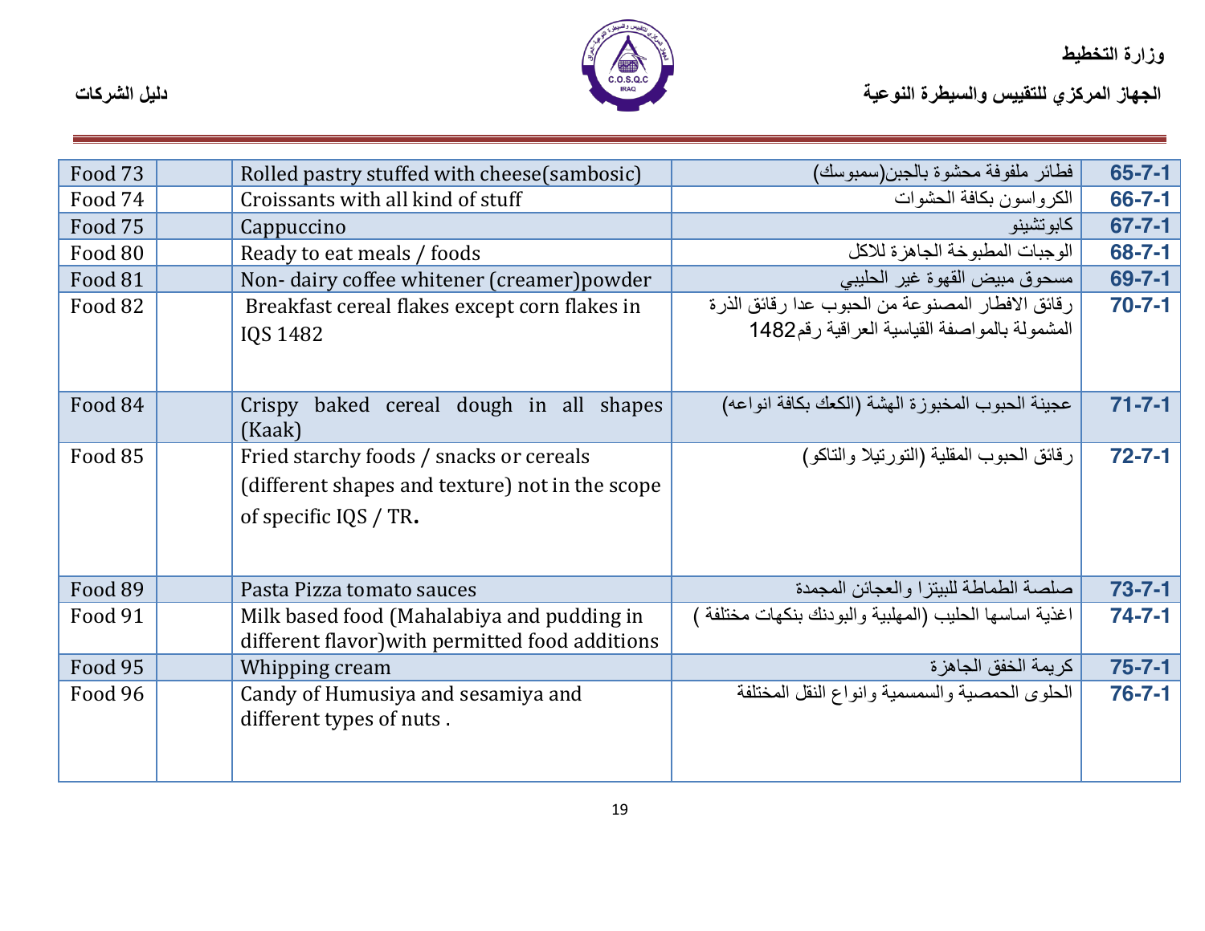| Food 73 | | Rolled pastry stuffed with cheese(sambosic) | فطائر ملفوفة محشوة بالجبن(سمبوسك) | 65-7-1 |
|---|---|---|---|---|
| Food 74 | | Croissants with all kind of stuff | الكرواسون بكافة الحشوات | 66-7-1 |
| Food 75 | | Cappuccino | كابوتشينو | 67-7-1 |
| Food 80 | | Ready to eat meals / foods | الوجبات المطبوخة الجاهزة للاكل | 68-7-1 |
| Food 81 | | Non- dairy coffee whitener (creamer)powder | مسحوق مبيض القهوة غير الحليبي | 69-7-1 |
| Food 82 | | Breakfast cereal flakes except corn flakes in IQS 1482 | رقائق الافطار المصنوعة من الحبوب عدا رقائق الذرة المشمولة بالمواصفة القياسية العراقية رقم1482 | 70-7-1 |
| Food 84 | | Crispy baked cereal dough in all shapes (Kaak) | عجينة الحبوب المخبوزة الهشة (الكعك بكافة انواعه) | 71-7-1 |
| Food 85 | | Fried starchy foods / snacks or cereals (different shapes and texture) not in the scope of specific IQS / TR. | رقائق الحبوب المقلية (التورتيلا والتاكو) | 72-7-1 |
| Food 89 | | Pasta Pizza tomato sauces | صلصة الطماطة للبيتزا والعجائن المجمدة | 73-7-1 |
| Food 91 | | Milk based food (Mahalabiya and pudding in different flavor)with permitted food additions | اغذية اساسها الحليب (المهلبية والبودنك بنكهات مختلفة ) | 74-7-1 |
| Food 95 | | Whipping cream | كريمة الخفق الجاهزة | 75-7-1 |
| Food 96 | | Candy of Humusiya and sesamiya and different types of nuts . | الحلوى الحمصية والسمسمية وانواع النقل المختلفة | 76-7-1 |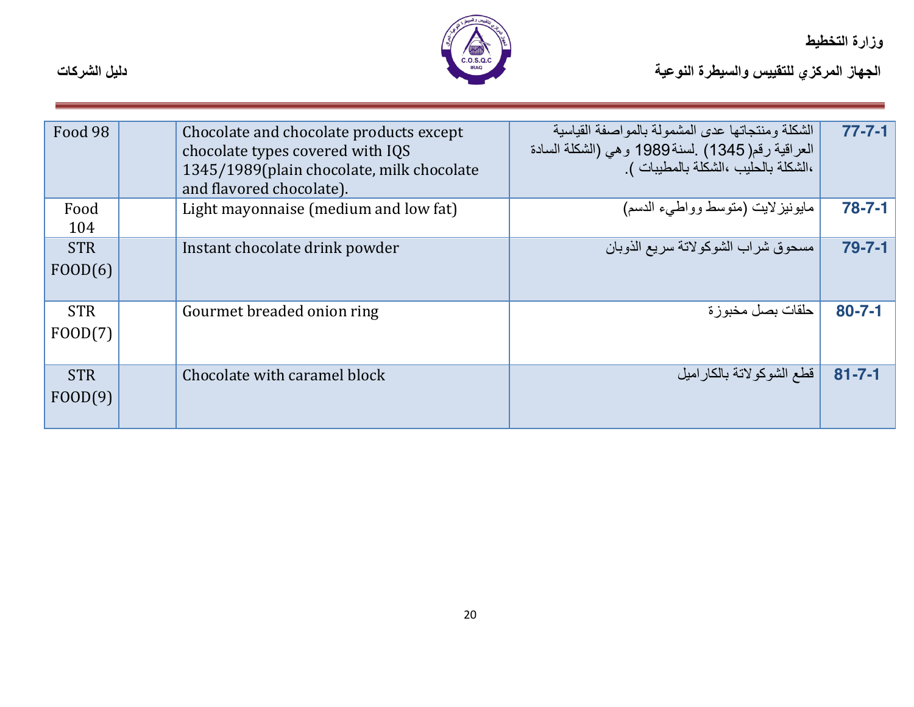| Food 98 | | Chocolate and chocolate products except chocolate types covered with IQS 1345/1989(plain chocolate, milk chocolate and flavored chocolate). | الشكلة ومنتجاتها عدى المشمولة بالمواصفة القياسية العراقية رقم( 1345) .لسنة 1989 وهي (الشكلة السادة ،الشكلة بالحليب ،الشكلة بالمطيبات ). | 77-7-1 |
|---|---|---|---|---|
| Food 104 | | Light mayonnaise (medium and low fat) | مايونيزلايت (متوسط وواطيء الدسم) | 78-7-1 |
| STR FOOD(6) | | Instant chocolate drink powder | مسحوق شراب الشوكولاتة سريع الذوبان | 79-7-1 |
| STR FOOD(7) | | Gourmet breaded onion ring | حلقات بصل مخبوزة | 80-7-1 |
| STR FOOD(9) | | Chocolate with caramel block | قطع الشوكولاتة بالكاراميل | 81-7-1 |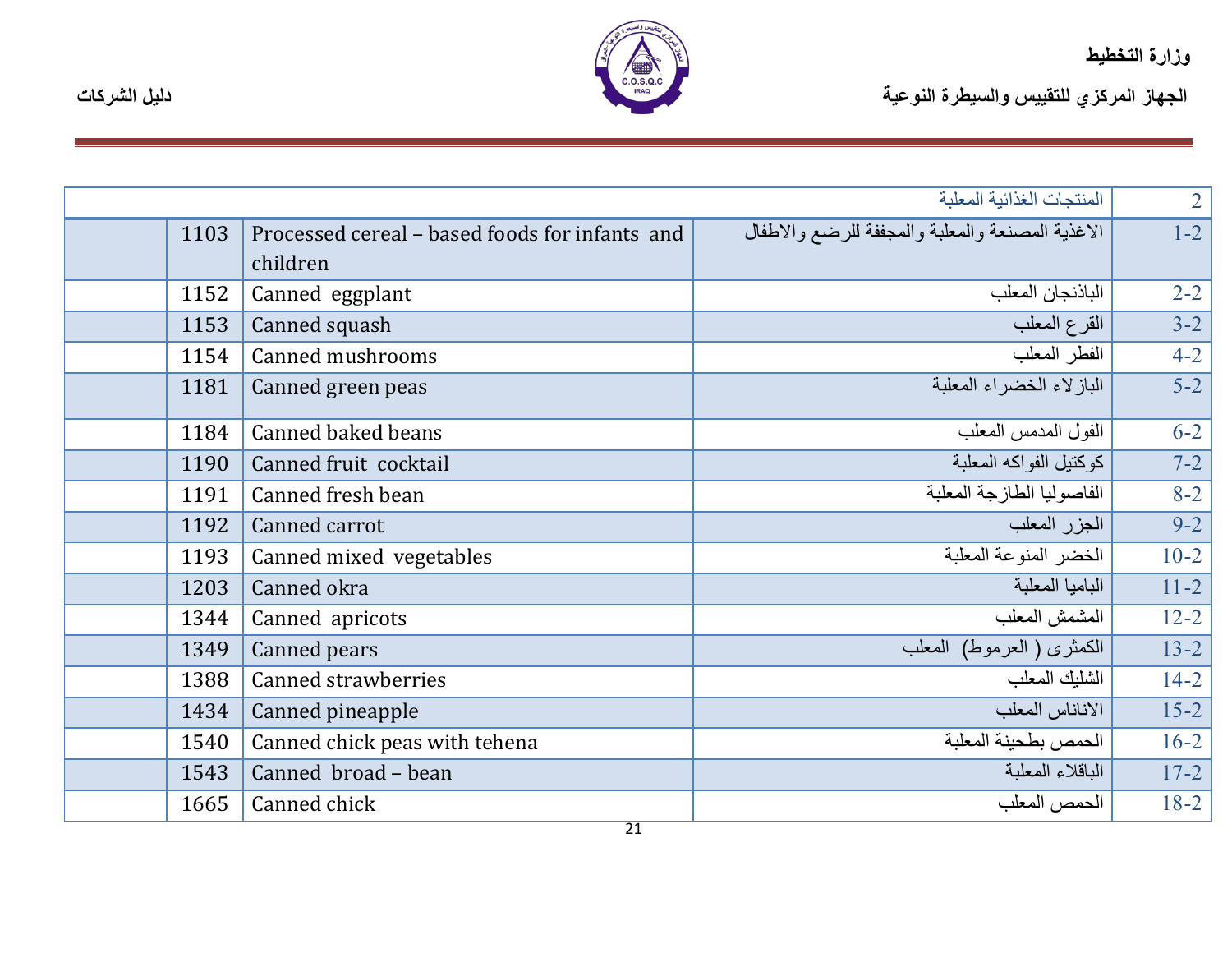| | | | المنتجات الغذائية المعلبة | 2 |
|---|---|---|---|---|
| | 1103 | Processed cereal – based foods for infants and children | الاغذية المصنعة والمعلبة والمجففة للرضع والاطفال | 1-2 |
| | 1152 | Canned eggplant | الباذنجان المعلب | 2-2 |
| | 1153 | Canned squash | القرع المعلب | 3-2 |
| | 1154 | Canned mushrooms | الفطر المعلب | 4-2 |
| | 1181 | Canned green peas | البازلاء الخضراء المعلبة | 5-2 |
| | 1184 | Canned baked beans | الفول المدمس المعلب | 6-2 |
| | 1190 | Canned fruit cocktail | كوكتيل الفواكه المعلبة | 7-2 |
| | 1191 | Canned fresh bean | الفاصوليا الطازجة المعلبة | 8-2 |
| | 1192 | Canned carrot | الجزر المعلب | 9-2 |
| | 1193 | Canned mixed vegetables | الخضر المنوعة المعلبة | 10-2 |
| | 1203 | Canned okra | الباميا المعلبة | 11-2 |
| | 1344 | Canned apricots | المشمش المعلب | 12-2 |
| | 1349 | Canned pears | الكمثرى ( العرموط) المعلب | 13-2 |
| | 1388 | Canned strawberries | الشليك المعلب | 14-2 |
| | 1434 | Canned pineapple | الاناناس المعلب | 15-2 |
| | 1540 | Canned chick peas with tehena | الحمص بطحينة المعلبة | 16-2 |
| | 1543 | Canned broad – bean | الباقلاء المعلبة | 17-2 |
| | 1665 | Canned chick | الحمص المعلب | 18-2 |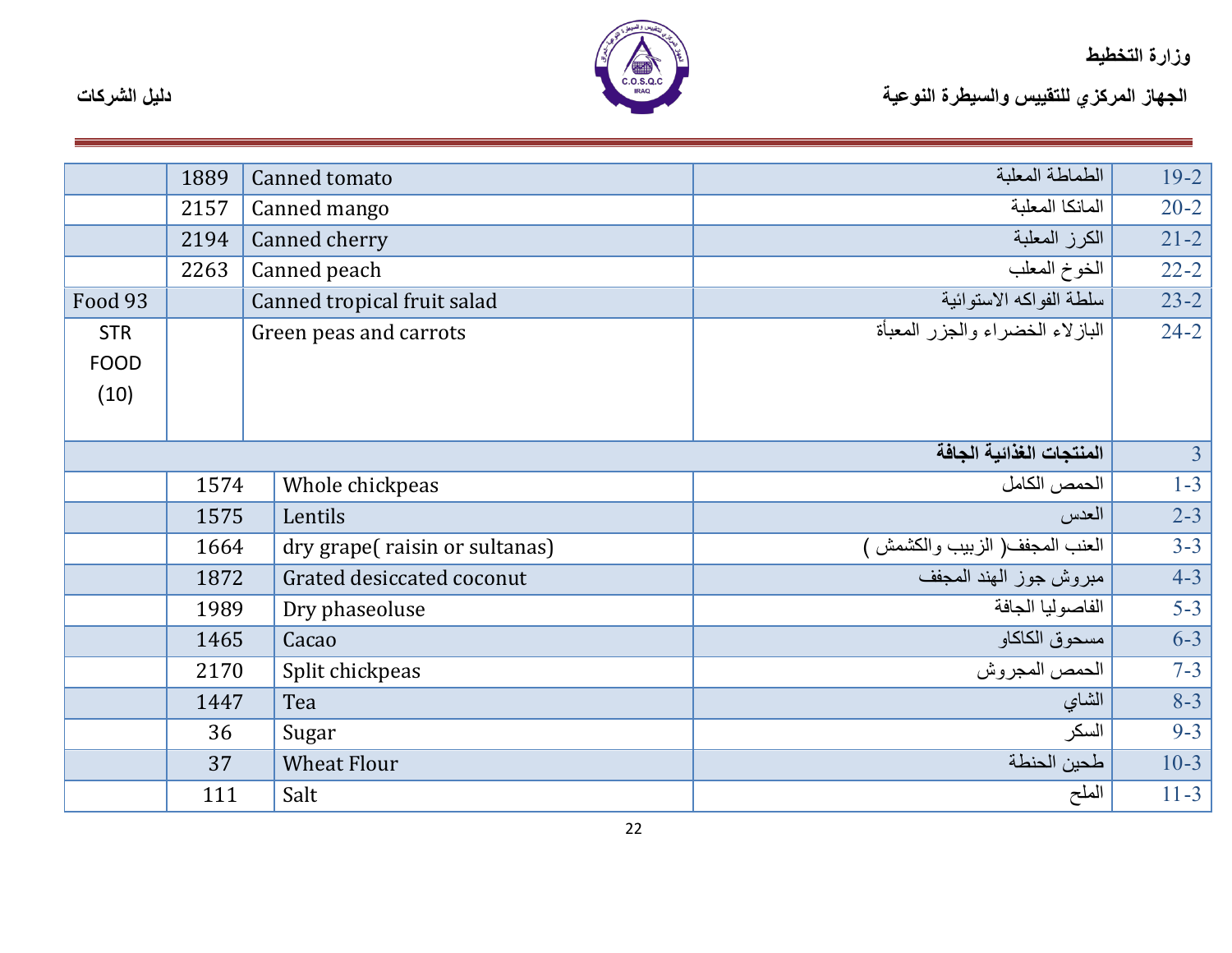| | | | | |
|---|---|---|---|---|
| | 1889 | Canned tomato | الطماطة المعلبة | 19-2 |
| | 2157 | Canned mango | المانكا المعلبة | 20-2 |
| | 2194 | Canned cherry | الكرز المعلبة | 21-2 |
| | 2263 | Canned peach | الخوخ المعلب | 22-2 |
| Food 93 | | Canned tropical fruit salad | سلطة الفواكه الاستوائية | 23-2 |
| STR FOOD (10) | | Green peas and carrots | البازلاء الخضراء والجزر المعبأة | 24-2 |
| | | | **المنتجات الغذائية الجافة** | 3 |
| | 1574 | Whole chickpeas | الحمص الكامل | 1-3 |
| | 1575 | Lentils | العدس | 2-3 |
| | 1664 | dry grape( raisin or sultanas) | العنب المجفف( الزبيب والكشمش ) | 3-3 |
| | 1872 | Grated desiccated coconut | مبروش جوز الهند المجفف | 4-3 |
| | 1989 | Dry phaseoluse | الفاصوليا الجافة | 5-3 |
| | 1465 | Cacao | مسحوق الكاكاو | 6-3 |
| | 2170 | Split chickpeas | الحمص المجروش | 7-3 |
| | 1447 | Tea | الشاي | 8-3 |
| | 36 | Sugar | السكر | 9-3 |
| | 37 | Wheat Flour | طحين الحنطة | 10-3 |
| | 111 | Salt | الملح | 11-3 |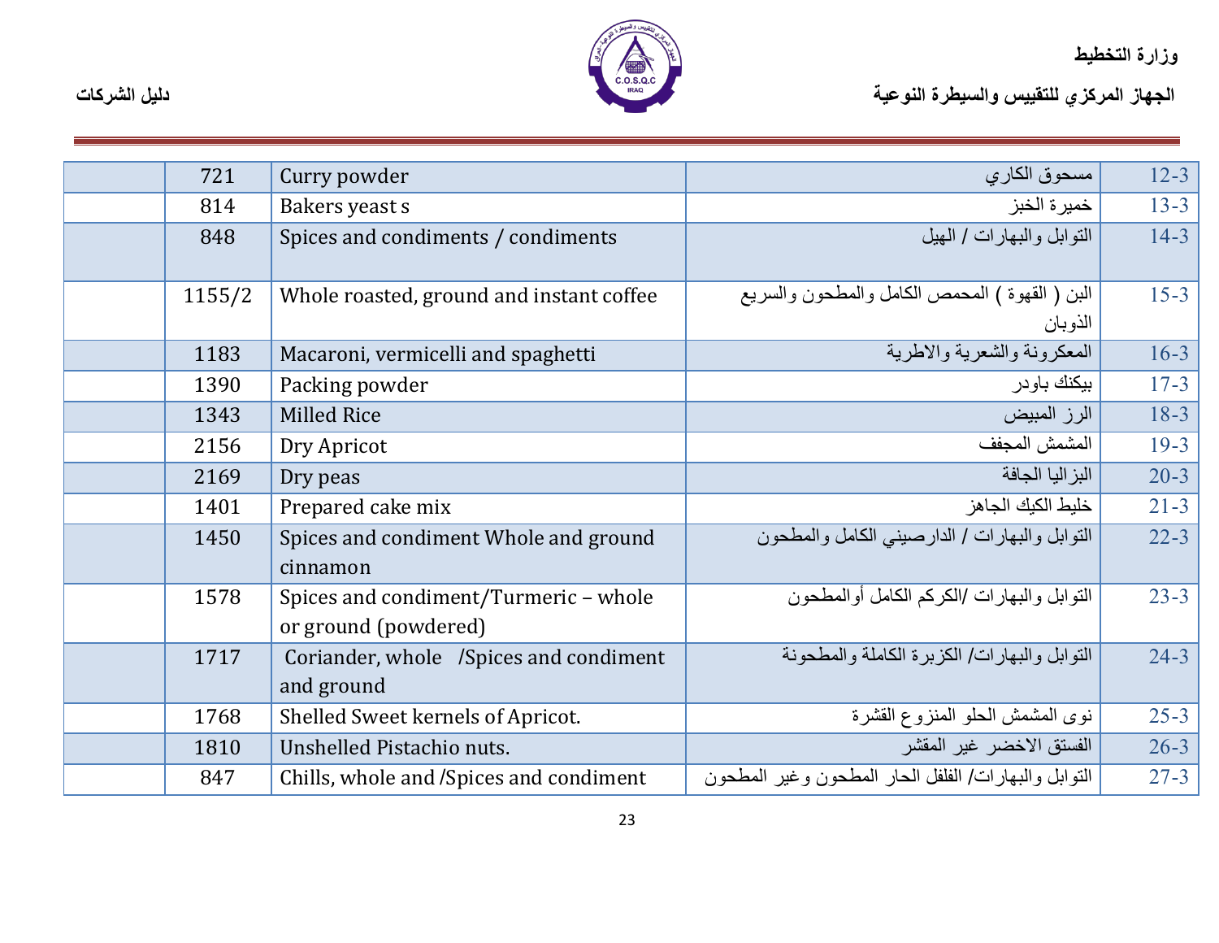| | | | | |
|---|---|---|---|---|
| | 721 | Curry powder | مسحوق الكاري | 12-3 |
| | 814 | Bakers yeast s | خميرة الخبز | 13-3 |
| | 848 | Spices and condiments / condiments | التوابل والبهارات / الهيل | 14-3 |
| | 1155/2 | Whole roasted, ground and instant coffee | البن ( القهوة ) المحمص الكامل والمطحون والسريع الذوبان | 15-3 |
| | 1183 | Macaroni, vermicelli and spaghetti | المعكرونة والشعرية والاطرية | 16-3 |
| | 1390 | Packing powder | بيكنك باودر | 17-3 |
| | 1343 | Milled Rice | الرز المبيض | 18-3 |
| | 2156 | Dry Apricot | المشمش المجفف | 19-3 |
| | 2169 | Dry peas | البزاليا الجافة | 20-3 |
| | 1401 | Prepared cake mix | خليط الكيك الجاهز | 21-3 |
| | 1450 | Spices and condiment Whole and ground cinnamon | التوابل والبهارات / الدارصيني الكامل والمطحون | 22-3 |
| | 1578 | Spices and condiment/Turmeric – whole or ground (powdered) | التوابل والبهارات /الكركم الكامل أوالمطحون | 23-3 |
| | 1717 | Coriander, whole /Spices and condiment and ground | التوابل والبهارات/ الكزبرة الكاملة والمطحونة | 24-3 |
| | 1768 | Shelled Sweet kernels of Apricot. | نوى المشمش الحلو المنزوع القشرة | 25-3 |
| | 1810 | Unshelled Pistachio nuts. | الفستق الاخضر غير المقشر | 26-3 |
| | 847 | Chills, whole and /Spices and condiment | التوابل والبهارات/ الفلفل الحار المطحون وغير المطحون | 27-3 |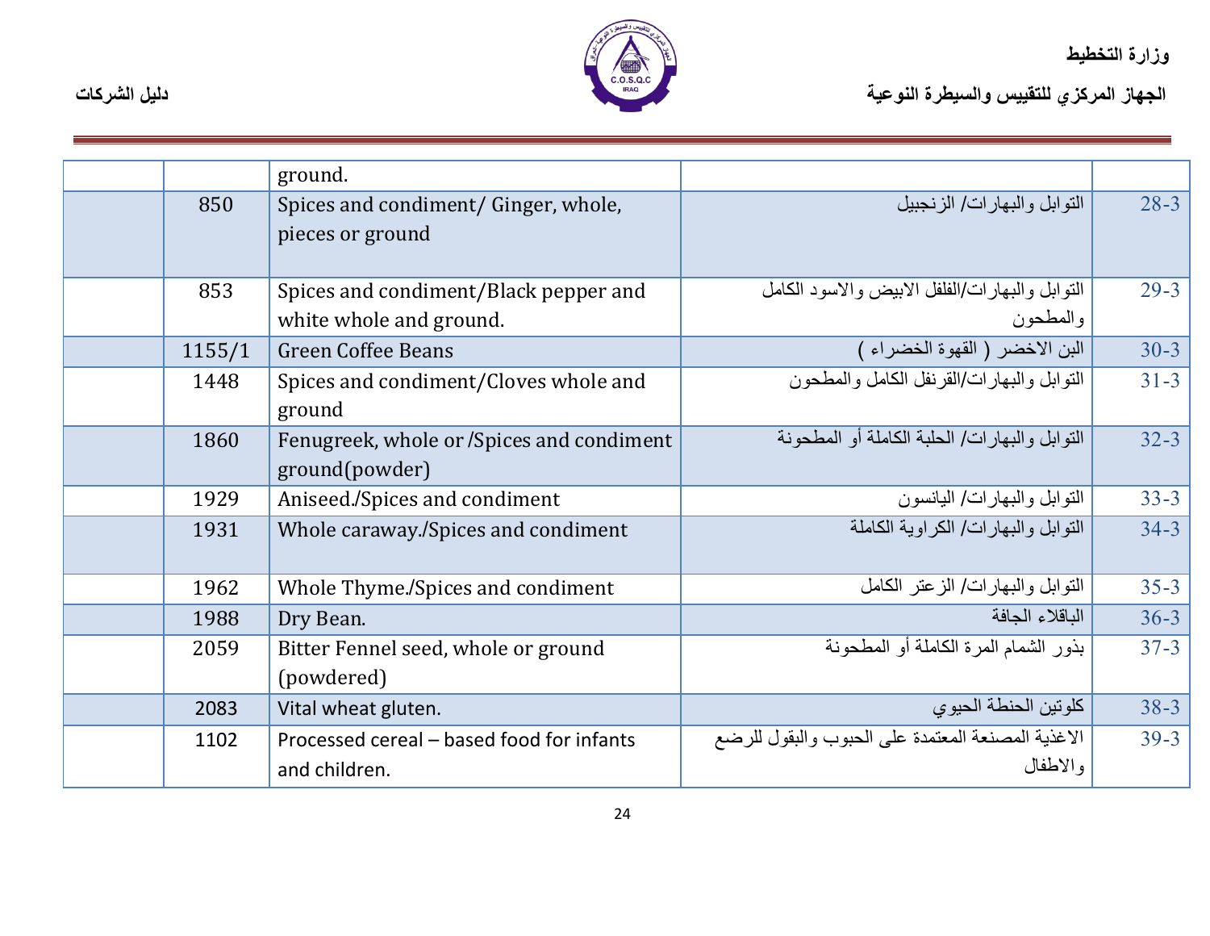| | | | | |
|---|---|---|---|---|
| | | ground. | | |
| | 850 | Spices and condiment/ Ginger, whole, pieces or ground | التوابل والبهارات/ الزنجبيل | 28-3 |
| | 853 | Spices and condiment/Black pepper and white whole and ground. | التوابل والبهارات/الفلفل الابيض والاسود الكامل والمطحون | 29-3 |
| | 1155/1 | Green Coffee Beans | البن الاخضر ( القهوة الخضراء ) | 30-3 |
| | 1448 | Spices and condiment/Cloves whole and ground | التوابل والبهارات/القرنفل الكامل والمطحون | 31-3 |
| | 1860 | Fenugreek, whole or /Spices and condiment ground(powder) | التوابل والبهارات/ الحلبة الكاملة أو المطحونة | 32-3 |
| | 1929 | Aniseed./Spices and condiment | التوابل والبهارات/ اليانسون | 33-3 |
| | 1931 | Whole caraway./Spices and condiment | التوابل والبهارات/ الكراوية الكاملة | 34-3 |
| | 1962 | Whole Thyme./Spices and condiment | التوابل والبهارات/ الزعتر الكامل | 35-3 |
| | 1988 | Dry Bean. | الباقلاء الجافة | 36-3 |
| | 2059 | Bitter Fennel seed, whole or ground (powdered) | بذور الشمام المرة الكاملة أو المطحونة | 37-3 |
| | 2083 | Vital wheat gluten. | كلوتين الحنطة الحيوي | 38-3 |
| | 1102 | Processed cereal – based food for infants and children. | الاغذية المصنعة المعتمدة على الحبوب والبقول للرضع والاطفال | 39-3 |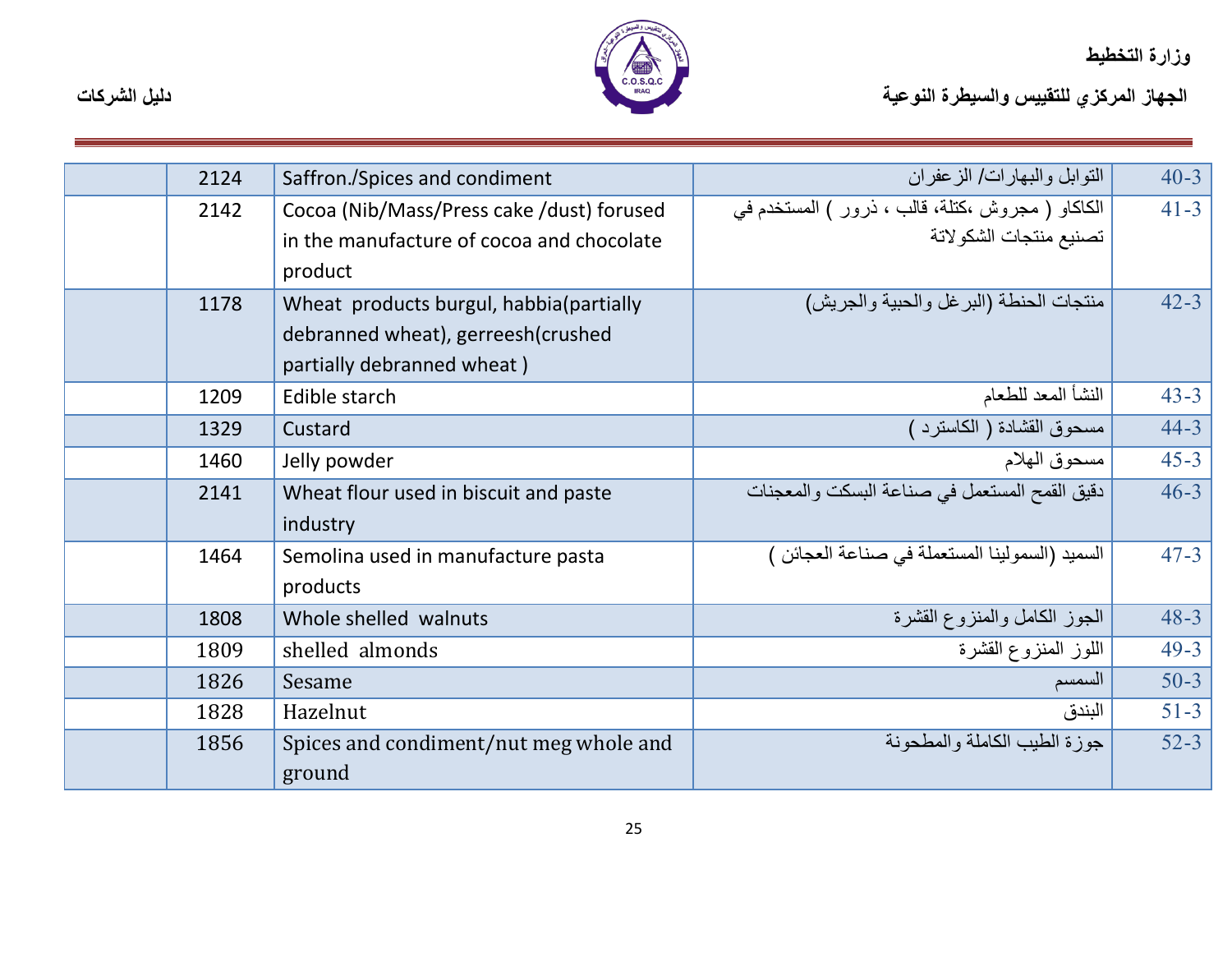|  | 2124 | Saffron./Spices and condiment | التوابل والبهارات/ الزعفران | 40-3 |
|---|---|---|---|---|
|  | 2142 | Cocoa (Nib/Mass/Press cake /dust) forused in the manufacture of cocoa and chocolate product | الكاكاو ( مجروش ،كتلة، قالب ، ذرور ) المستخدم في تصنيع منتجات الشكولاتة | 41-3 |
|  | 1178 | Wheat products burgul, habbia(partially debranned wheat), gerreesh(crushed partially debranned wheat ) | منتجات الحنطة (البرغل والحبية والجريش) | 42-3 |
|  | 1209 | Edible starch | النشأ المعد للطعام | 43-3 |
|  | 1329 | Custard | مسحوق القشادة ( الكاسترد ) | 44-3 |
|  | 1460 | Jelly powder | مسحوق الهلام | 45-3 |
|  | 2141 | Wheat flour used in biscuit and paste industry | دقيق القمح المستعمل في صناعة البسكت والمعجنات | 46-3 |
|  | 1464 | Semolina used in manufacture pasta products | السميد (السمولينا المستعملة في صناعة العجائن ) | 47-3 |
|  | 1808 | Whole shelled walnuts | الجوز الكامل والمنزوع القشرة | 48-3 |
|  | 1809 | shelled almonds | اللوز المنزوع القشرة | 49-3 |
|  | 1826 | Sesame | السمسم | 50-3 |
|  | 1828 | Hazelnut | البندق | 51-3 |
|  | 1856 | Spices and condiment/nut meg whole and ground | جوزة الطيب الكاملة والمطحونة | 52-3 |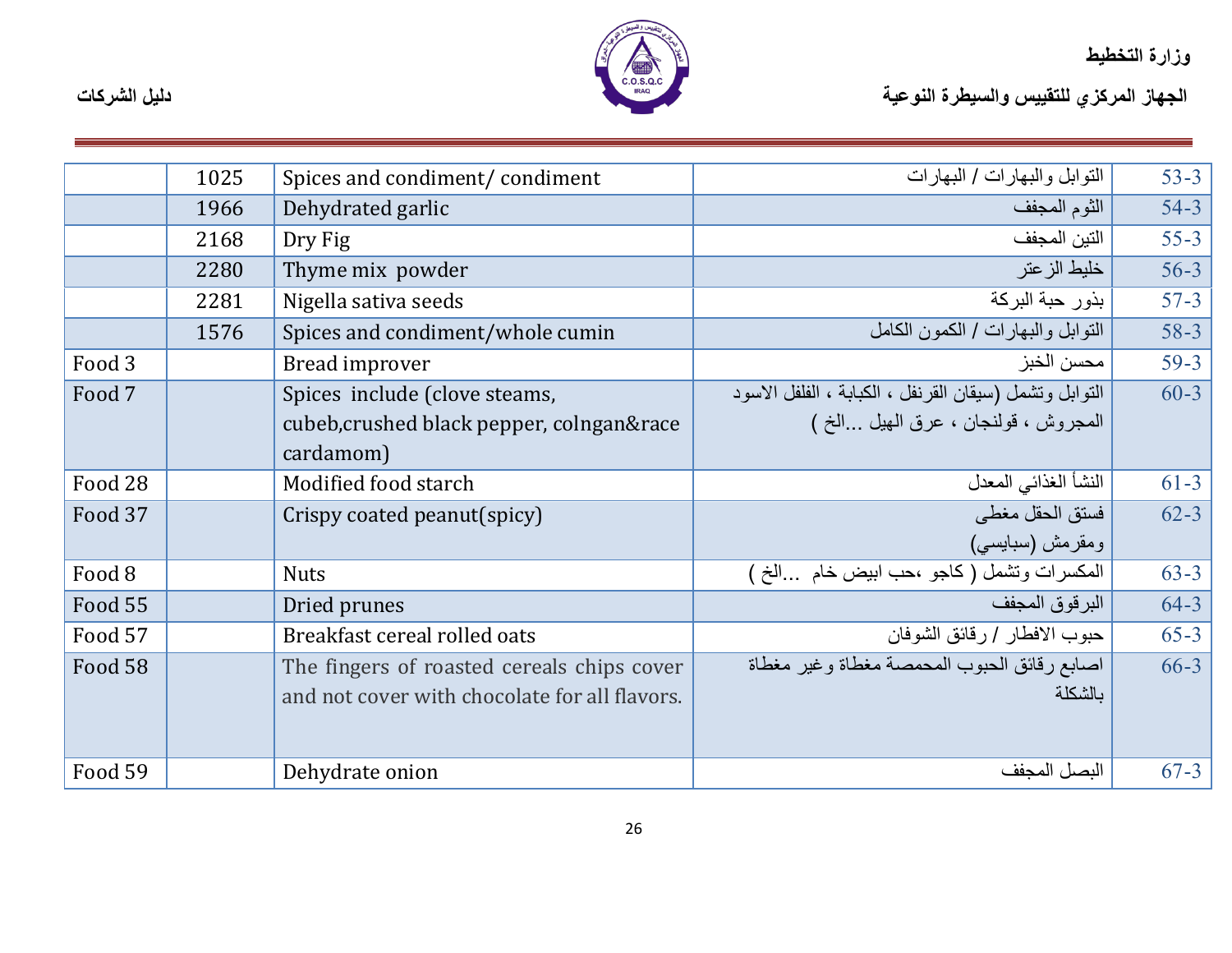| | | | | |
|---|---|---|---|---|
| | 1025 | Spices and condiment/ condiment | التوابل والبهارات / البهارات | 53-3 |
| | 1966 | Dehydrated garlic | الثوم المجفف | 54-3 |
| | 2168 | Dry Fig | التين المجفف | 55-3 |
| | 2280 | Thyme mix powder | خليط الزعتر | 56-3 |
| | 2281 | Nigella sativa seeds | بذور حبة البركة | 57-3 |
| | 1576 | Spices and condiment/whole cumin | التوابل والبهارات / الكمون الكامل | 58-3 |
| Food 3 | | Bread improver | محسن الخبز | 59-3 |
| Food 7 | | Spices include (clove steams, cubeb,crushed black pepper, colngan&race cardamom) | التوابل وتشمل (سيقان القرنفل ، الكبابة ، الفلفل الاسود المجروش ، قولنجان ، عرق الهيل ...الخ ) | 60-3 |
| Food 28 | | Modified food starch | النشأ الغذائي المعدل | 61-3 |
| Food 37 | | Crispy coated peanut(spicy) | فستق الحقل مغطى ومقرمش (سبايسي) | 62-3 |
| Food 8 | | Nuts | المكسرات وتشمل ( كاجو ،حب ابيض خام ...الخ ) | 63-3 |
| Food 55 | | Dried prunes | البرقوق المجفف | 64-3 |
| Food 57 | | Breakfast cereal rolled oats | حبوب الافطار / رقائق الشوفان | 65-3 |
| Food 58 | | The fingers of roasted cereals chips cover and not cover with chocolate for all flavors. | اصابع رقائق الحبوب المحمصة مغطاة وغير مغطاة بالشكلة | 66-3 |
| Food 59 | | Dehydrate onion | البصل المجفف | 67-3 |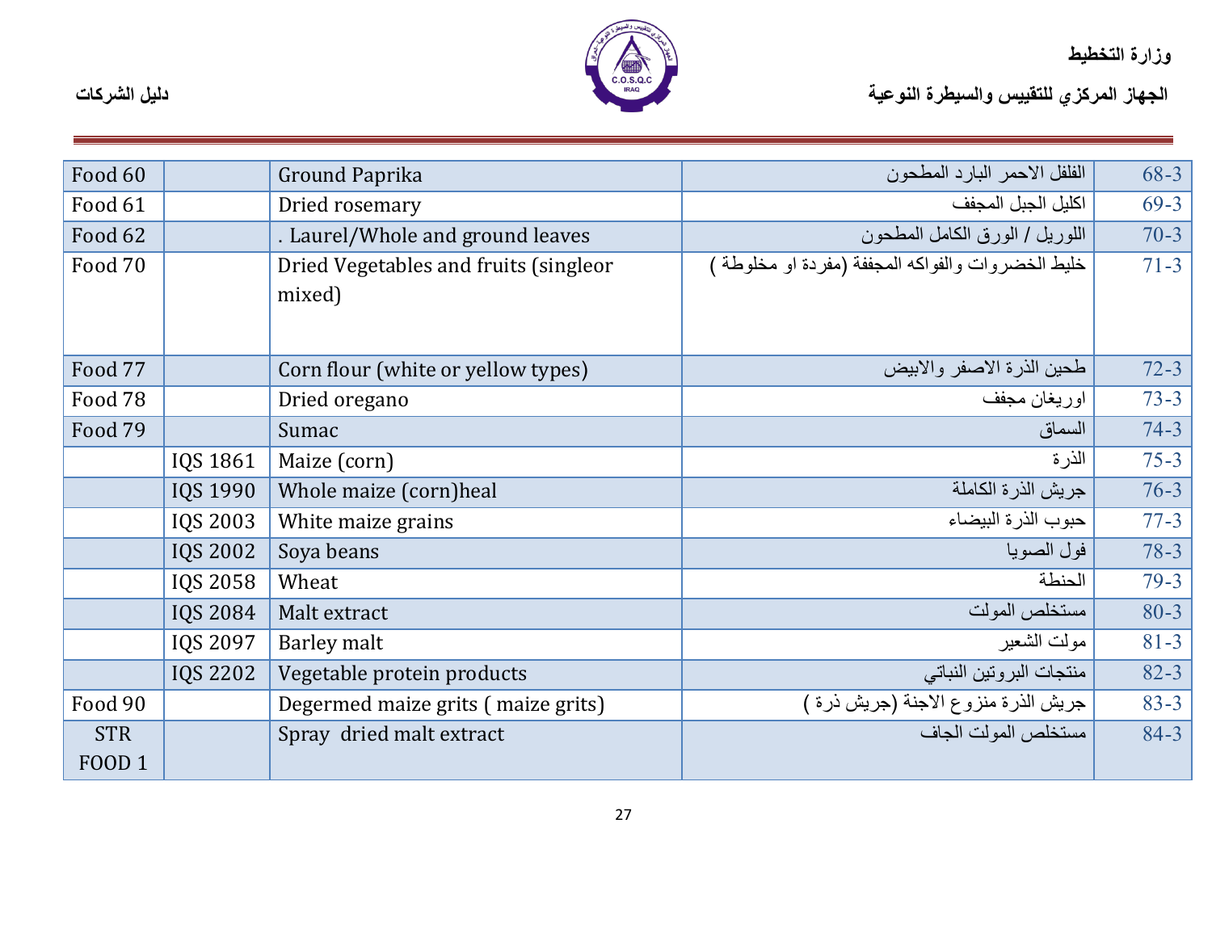| | | | | |
|---|---|---|---|---|
| Food 60 | | Ground Paprika | الفلفل الاحمر البارد المطحون | 68-3 |
| Food 61 | | Dried rosemary | اكليل الجبل المجفف | 69-3 |
| Food 62 | | . Laurel/Whole and ground leaves | اللوريل / الورق الكامل المطحون | 70-3 |
| Food 70 | | Dried Vegetables and fruits (singleor mixed) | خليط الخضروات والفواكه المجففة (مفردة او مخلوطة ) | 71-3 |
| Food 77 | | Corn flour (white or yellow types) | طحين الذرة الاصفر والابيض | 72-3 |
| Food 78 | | Dried oregano | اوريغان مجفف | 73-3 |
| Food 79 | | Sumac | السماق | 74-3 |
| | IQS 1861 | Maize (corn) | الذرة | 75-3 |
| | IQS 1990 | Whole maize (corn)heal | جريش الذرة الكاملة | 76-3 |
| | IQS 2003 | White maize grains | حبوب الذرة البيضاء | 77-3 |
| | IQS 2002 | Soya beans | فول الصويا | 78-3 |
| | IQS 2058 | Wheat | الحنطة | 79-3 |
| | IQS 2084 | Malt extract | مستخلص المولت | 80-3 |
| | IQS 2097 | Barley malt | مولت الشعير | 81-3 |
| | IQS 2202 | Vegetable protein products | منتجات البروتين النباتي | 82-3 |
| Food 90 | | Degermed maize grits ( maize grits) | جريش الذرة منزوع الاجنة (جريش ذرة ) | 83-3 |
| STR FOOD 1 | | Spray dried malt extract | مستخلص المولت الجاف | 84-3 |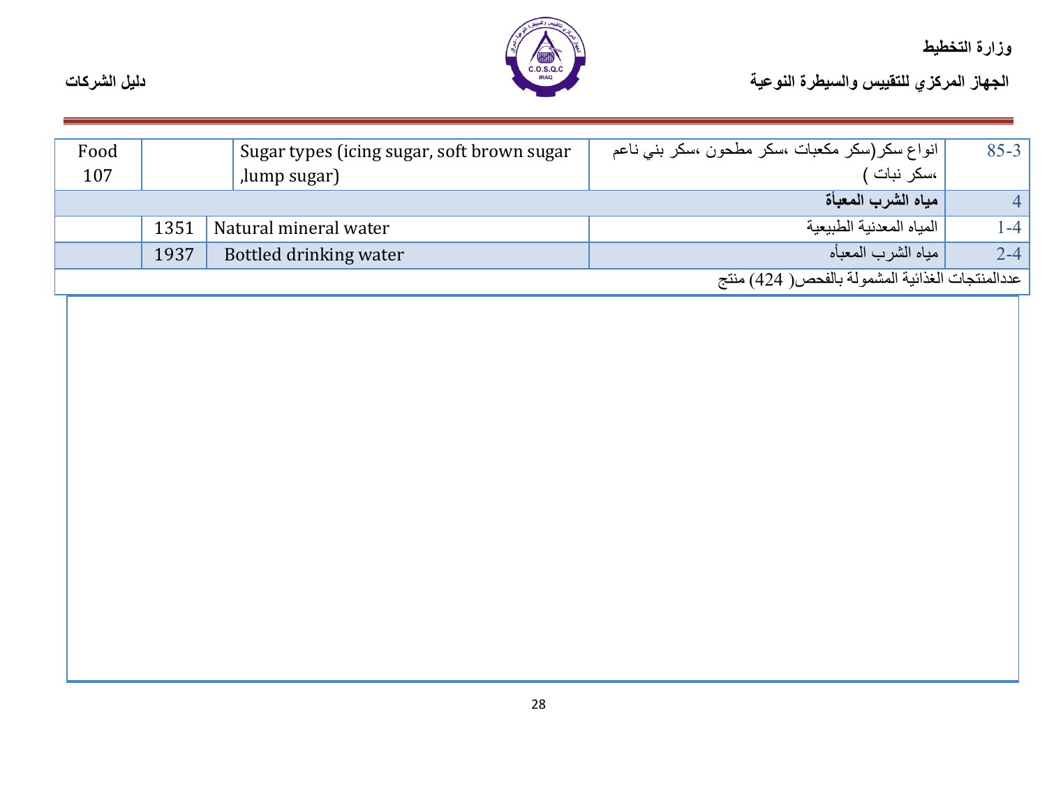| 85-3 | انواع سكر(سكر مكعبات ،سكر مطحون ،سكر بني ناعم ،سكر نبات ) | Sugar types (icing sugar, soft brown sugar ,lump sugar) | | Food 107 |
|---|---|---|---|---|
| 4 | **مياه الشرب المعبأة** | | | |
| 1-4 | المياه المعدنية الطبيعية | Natural mineral water | 1351 | |
| 2-4 | مياه الشرب المعبأه | Bottled drinking water | 1937 | |
| عددالمنتجات الغذائية المشمولة بالفحص( 424) منتج | | | | |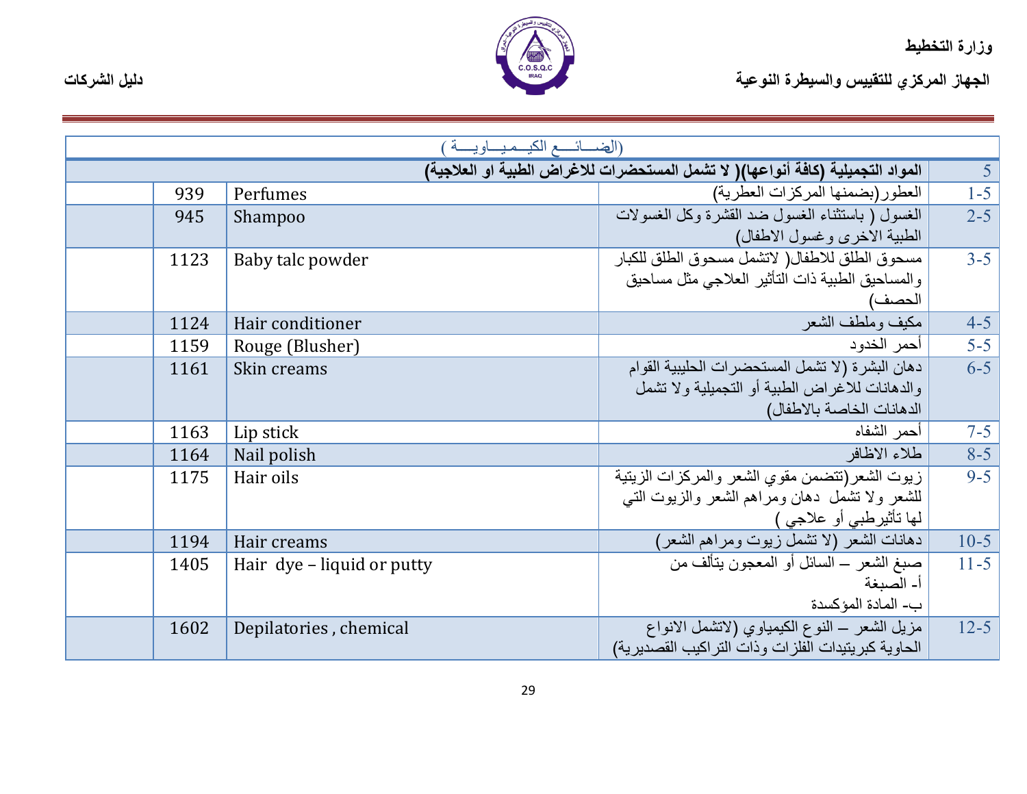| | | | | |
|---|---|---|---|---|
| (الصـــائـــع الكيــمـيـــاويـــة ) | | | | |
| 5 | المواد التجميلية (كافة أنواعها)( لا تشمل المستحضرات للاغراض الطبية او العلاجية) | | | |
| 1-5 | العطور(بضمنها المركزات العطرية) | Perfumes | 939 | |
| 2-5 | الغسول ( باستثناء الغسول ضد القشرة وكل الغسولات الطبية الاخرى وغسول الاطفال) | Shampoo | 945 | |
| 3-5 | مسحوق الطلق للاطفال( لاتشمل مسحوق الطلق للكبار والمساحيق الطبية ذات التأثير العلاجي مثل مساحيق الحصف) | Baby talc powder | 1123 | |
| 4-5 | مكيف وملطف الشعر | Hair conditioner | 1124 | |
| 5-5 | أحمر الخدود | Rouge (Blusher) | 1159 | |
| 6-5 | دهان البشرة (لا تشمل المستحضرات الحليبية القوام والدهانات للاغراض الطبية أو التجميلية ولا تشمل الدهانات الخاصة بالاطفال) | Skin creams | 1161 | |
| 7-5 | أحمر الشفاه | Lip stick | 1163 | |
| 8-5 | طلاء الاظافر | Nail polish | 1164 | |
| 9-5 | زيوت الشعر(تتضمن مقوي الشعر والمركزات الزيتية للشعر ولا تشمل دهان ومراهم الشعر والزيوت التي لها تأثيرطبي أو علاجي ) | Hair oils | 1175 | |
| 10-5 | دهانات الشعر (لا تشمل زيوت ومراهم الشعر) | Hair creams | 1194 | |
| 11-5 | صبغ الشعر – السائل أو المعجون يتألف من<br>أ- الصبغة<br>ب- المادة المؤكسدة | Hair dye – liquid or putty | 1405 | |
| 12-5 | مزيل الشعر – النوع الكيمياوي (لاتشمل الانواع الحاوية كبريتيدات الفلزات وذات التراكيب القصديرية) | Depilatories , chemical | 1602 | |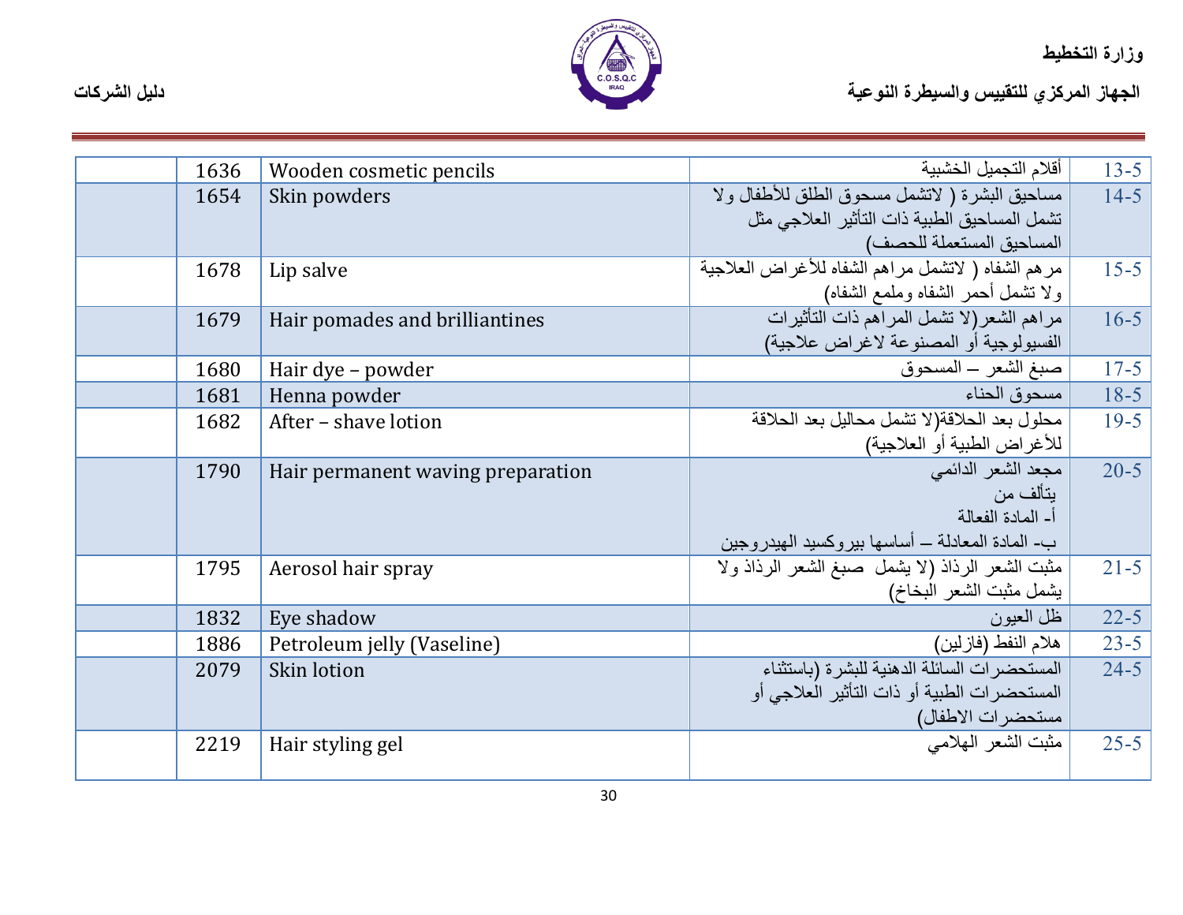| | | | | |
|---|---|---|---|---|
| | 1636 | Wooden cosmetic pencils | أقلام التجميل الخشبية | 13-5 |
| | 1654 | Skin powders | مساحيق البشرة ( لاتشمل مسحوق الطلق للأطفال ولا تشمل المساحيق الطبية ذات التأثير العلاجي مثل المساحيق المستعملة للحصف) | 14-5 |
| | 1678 | Lip salve | مرهم الشفاه ( لاتشمل مراهم الشفاه للأغراض العلاجية ولا تشمل أحمر الشفاه وملمع الشفاه) | 15-5 |
| | 1679 | Hair pomades and brilliantines | مراهم الشعر(لا تشمل المراهم ذات التأثيرات الفسيولوجية أو المصنوعة لاغراض علاجية) | 16-5 |
| | 1680 | Hair dye – powder | صبغ الشعر – المسحوق | 17-5 |
| | 1681 | Henna powder | مسحوق الحناء | 18-5 |
| | 1682 | After – shave lotion | محلول بعد الحلاقة(لا تشمل محاليل بعد الحلاقة للأغراض الطبية أو العلاجية) | 19-5 |
| | 1790 | Hair permanent waving preparation | مجعد الشعر الدائمي<br>يتألف من<br>أ- المادة الفعالة<br>ب- المادة المعادلة – أساسها بيروكسيد الهيدروجين | 20-5 |
| | 1795 | Aerosol hair spray | مثبت الشعر الرذاذ (لا يشمل صبغ الشعر الرذاذ ولا يشمل مثبت الشعر البخاخ) | 21-5 |
| | 1832 | Eye shadow | ظل العيون | 22-5 |
| | 1886 | Petroleum jelly (Vaseline) | هلام النفط (فازلين) | 23-5 |
| | 2079 | Skin lotion | المستحضرات السائلة الدهنية للبشرة (باستثناء المستحضرات الطبية أو ذات التأثير العلاجي أو مستحضرات الاطفال) | 24-5 |
| | 2219 | Hair styling gel | مثبت الشعر الهلامي | 25-5 |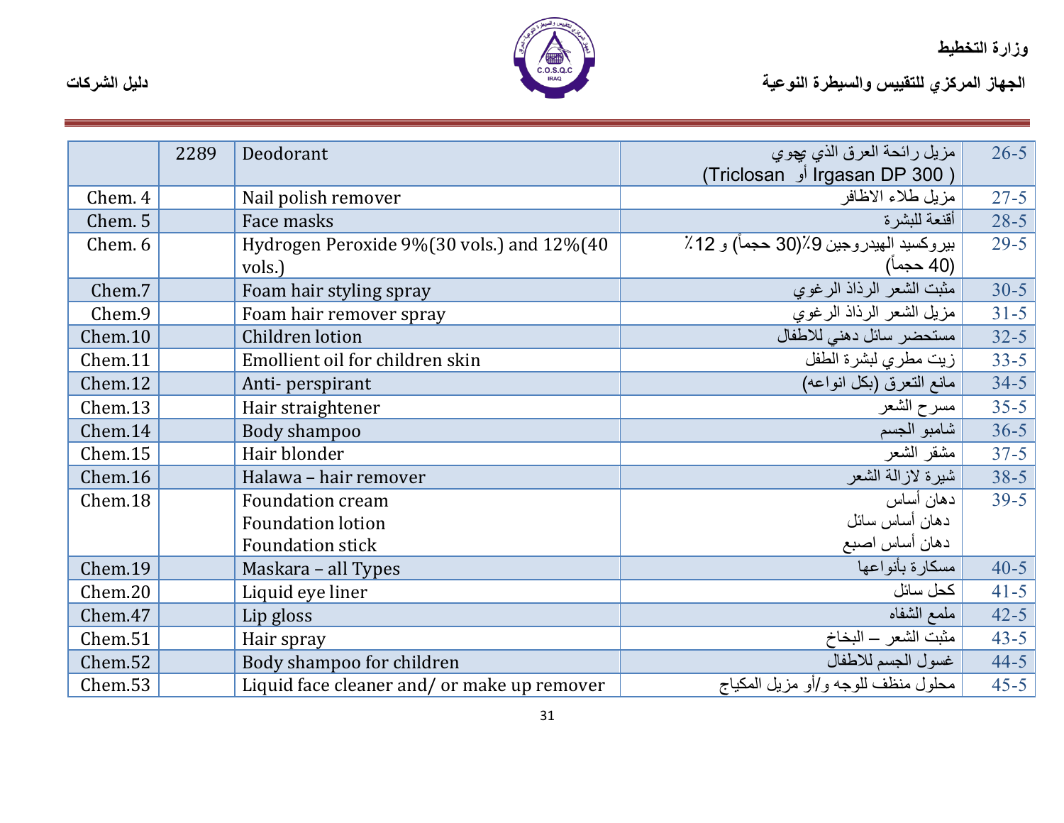| | | | | |
|---|---|---|---|---|
| | 2289 | Deodorant | مزيل رائحة العرق الذي يحوي ( Irgasan DP 300 أو Triclosan) | 26-5 |
| Chem. 4 | | Nail polish remover | مزيل طلاء الاظافر | 27-5 |
| Chem. 5 | | Face masks | أقنعة للبشرة | 28-5 |
| Chem. 6 | | Hydrogen Peroxide 9%(30 vols.) and 12%(40 vols.) | بيروكسيد الهيدروجين 9٪(30 حجماً) و 12٪ (40 حجماً) | 29-5 |
| Chem.7 | | Foam hair styling spray | مثبت الشعر الرذاذ الرغوي | 30-5 |
| Chem.9 | | Foam hair remover spray | مزيل الشعر الرذاذ الرغوي | 31-5 |
| Chem.10 | | Children lotion | مستحضر سائل دهني للاطفال | 32-5 |
| Chem.11 | | Emollient oil for children skin | زيت مطري لبشرة الطفل | 33-5 |
| Chem.12 | | Anti- perspirant | مانع التعرق (بكل انواعه) | 34-5 |
| Chem.13 | | Hair straightener | مسرح الشعر | 35-5 |
| Chem.14 | | Body shampoo | شامبو الجسم | 36-5 |
| Chem.15 | | Hair blonder | مشقر الشعر | 37-5 |
| Chem.16 | | Halawa – hair remover | شيرة لازالة الشعر | 38-5 |
| Chem.18 | | Foundation cream<br>Foundation lotion<br>Foundation stick | دهان أساس<br>دهان أساس سائل<br>دهان أساس اصبع | 39-5 |
| Chem.19 | | Maskara – all Types | مسكارة بأنواعها | 40-5 |
| Chem.20 | | Liquid eye liner | كحل سائل | 41-5 |
| Chem.47 | | Lip gloss | ملمع الشفاه | 42-5 |
| Chem.51 | | Hair spray | مثبت الشعر – البخاخ | 43-5 |
| Chem.52 | | Body shampoo for children | غسول الجسم للاطفال | 44-5 |
| Chem.53 | | Liquid face cleaner and/ or make up remover | محلول منظف للوجه و/أو مزيل المكياج | 45-5 |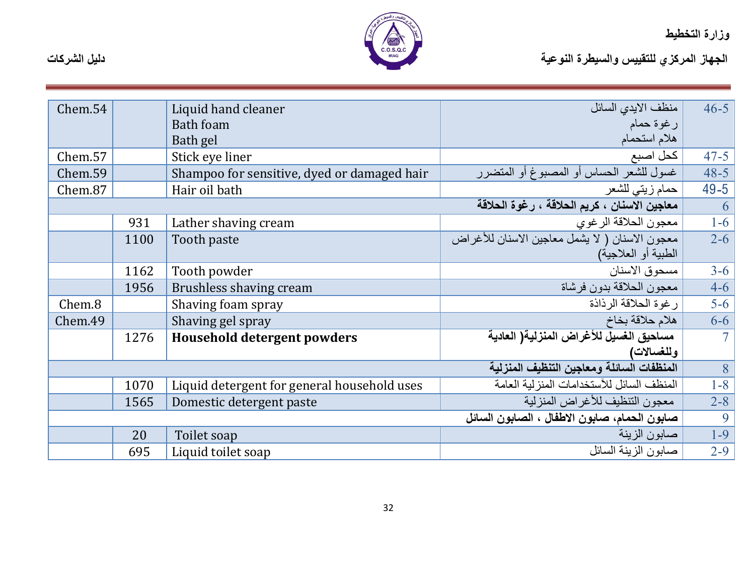وزارة التخطيط

الجهاز المركزي للتقييس والسيطرة النوعية

دليل الشركات

| | | | | |
|---|---|---|---|---|
| Chem.54 | | Liquid hand cleaner<br>Bath foam<br>Bath gel | منظف الايدي السائل<br>رغوة حمام<br>هلام استحمام | 46-5 |
| Chem.57 | | Stick eye liner | كحل اصبع | 47-5 |
| Chem.59 | | Shampoo for sensitive, dyed or damaged hair | غسول للشعر الحساس أو المصبوغ أو المتضرر | 48-5 |
| Chem.87 | | Hair oil bath | حمام زيتي للشعر | 49-5 |
| | | | **معاجين الاسنان ، كريم الحلاقة ، رغوة الحلاقة** | 6 |
| | 931 | Lather shaving cream | معجون الحلاقة الرغوي | 1-6 |
| | 1100 | Tooth paste | معجون الاسنان ( لا يشمل معاجين الاسنان للأغراض الطبية أو العلاجية) | 2-6 |
| | 1162 | Tooth powder | مسحوق الاسنان | 3-6 |
| | 1956 | Brushless shaving cream | معجون الحلاقة بدون فرشاة | 4-6 |
| Chem.8 | | Shaving foam spray | رغوة الحلاقة الرذاذة | 5-6 |
| Chem.49 | | Shaving gel spray | هلام حلاقة بخاخ | 6-6 |
| | 1276 | **Household detergent powders** | **مساحيق الغسيل للأغراض المنزلية( العادية وللغسالات)** | 7 |
| | | | **المنظفات السائلة ومعاجين التنظيف المنزلية** | 8 |
| | 1070 | Liquid detergent for general household uses | المنظف السائل للأستخدامات المنزلية العامة | 1-8 |
| | 1565 | Domestic detergent paste | معجون التنظيف للأغراض المنزلية | 2-8 |
| | | | **صابون الحمام، صابون الاطفال ، الصابون السائل** | 9 |
| | 20 | Toilet soap | صابون الزينة | 1-9 |
| | 695 | Liquid toilet soap | صابون الزينة السائل | 2-9 |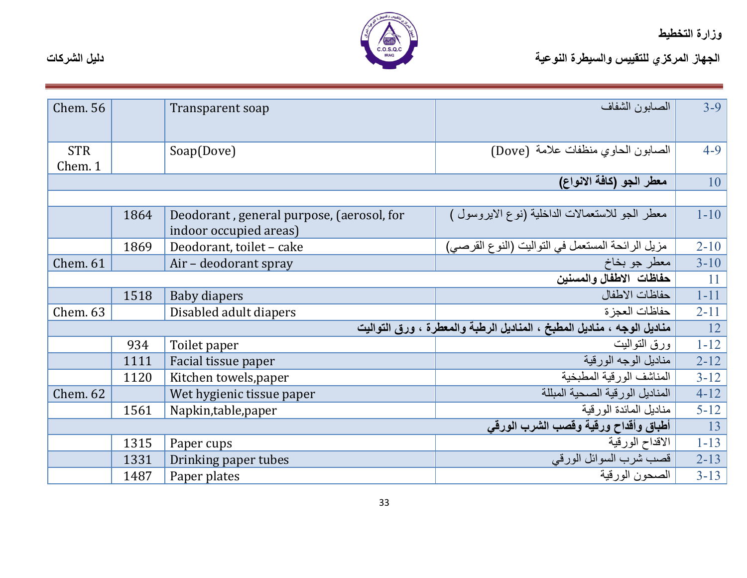| Chem. 56 | | Transparent soap | الصابون الشفاف | 3-9 |
|---|---|---|---|---|
| STR Chem. 1 | | Soap(Dove) | الصابون الحاوي منظفات علامة (Dove) | 4-9 |
| **معطر الجو (كافة الانواع)** | | | | 10 |
| | | | | |
| | 1864 | Deodorant , general purpose, (aerosol, for indoor occupied areas) | معطر الجو للاستعمالات الداخلية (نوع الايروسول ) | 1-10 |
| | 1869 | Deodorant, toilet – cake | مزيل الرائحة المستعمل في التواليت (النوع القرصي) | 2-10 |
| Chem. 61 | | Air – deodorant spray | معطر جو بخاخ | 3-10 |
| **حفاظات الاطفال والمسنين** | | | | 11 |
| | 1518 | Baby diapers | حفاظات الاطفال | 1-11 |
| Chem. 63 | | Disabled adult diapers | حفاظات العجزة | 2-11 |
| **مناديل الوجه ، مناديل المطبخ ، المناديل الرطبة والمعطرة ، ورق التواليت** | | | | 12 |
| | 934 | Toilet paper | ورق التواليت | 1-12 |
| | 1111 | Facial tissue paper | مناديل الوجه الورقية | 2-12 |
| | 1120 | Kitchen towels,paper | المناشف الورقية المطبخية | 3-12 |
| Chem. 62 | | Wet hygienic tissue paper | المناديل الورقية الصحية المبللة | 4-12 |
| | 1561 | Napkin,table,paper | مناديل المائدة الورقية | 5-12 |
| **أطباق وأقداح ورقية وقصب الشرب الورقي** | | | | 13 |
| | 1315 | Paper cups | الاقداح الورقية | 1-13 |
| | 1331 | Drinking paper tubes | قصب شرب السوائل الورقي | 2-13 |
| | 1487 | Paper plates | الصحون الورقية | 3-13 |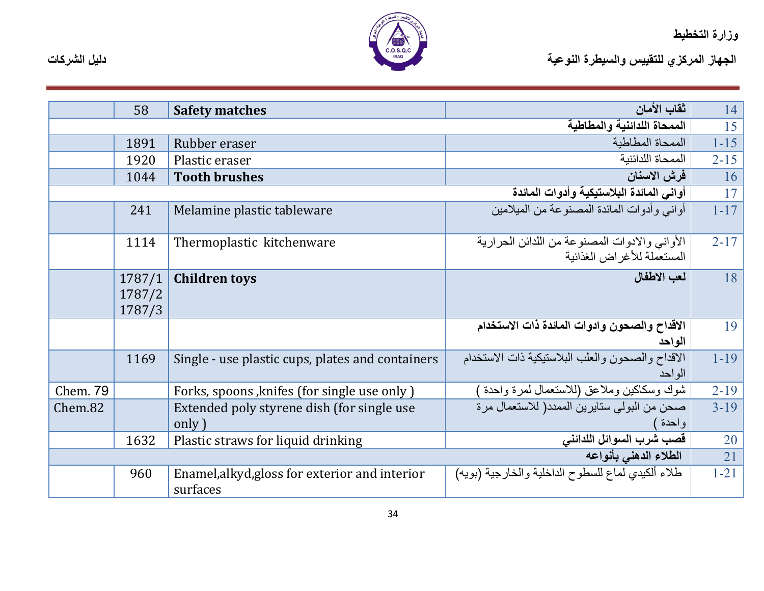| | | | | |
|---|---|---|---|---|
| | 58 | **Safety matches** | **ثقاب الأمان** | 14 |
| | | | **الممحاة اللدائنية والمطاطية** | 15 |
| | 1891 | Rubber eraser | الممحاة المطاطية | 1-15 |
| | 1920 | Plastic eraser | الممحاة اللدائنية | 2-15 |
| | 1044 | **Tooth brushes** | **فرش الاسنان** | 16 |
| | | | **أواني المائدة البلاستيكية وأدوات المائدة** | 17 |
| | 241 | Melamine plastic tableware | أواني وأدوات المائدة المصنوعة من الميلامين | 1-17 |
| | 1114 | Thermoplastic kitchenware | الأواني والادوات المصنوعة من اللدائن الحرارية المستعملة للأغراض الغذائية | 2-17 |
| | 1787/1 1787/2 1787/3 | **Children toys** | **لعب الاطفال** | 18 |
| | | | **الاقداح والصحون وادوات المائدة ذات الاستخدام الواحد** | 19 |
| | 1169 | Single - use plastic cups, plates and containers | الاقداح والصحون والعلب البلاستيكية ذات الاستخدام الواحد | 1-19 |
| Chem. 79 | | Forks, spoons ,knifes (for single use only ) | شوك وسكاكين وملاعق (للاستعمال لمرة واحدة ) | 2-19 |
| Chem.82 | | Extended poly styrene dish (for single use only ) | صحن من البولي ستايرين الممدد( للاستعمال مرة واحدة ) | 3-19 |
| | 1632 | Plastic straws for liquid drinking | **قصب شرب السوائل اللدائني** | 20 |
| | | | **الطلاء الدهني بأنواعه** | 21 |
| | 960 | Enamel,alkyd,gloss for exterior and interior surfaces | طلاء ألكيدي لماع للسطوح الداخلية والخارجية (بويه) | 1-21 |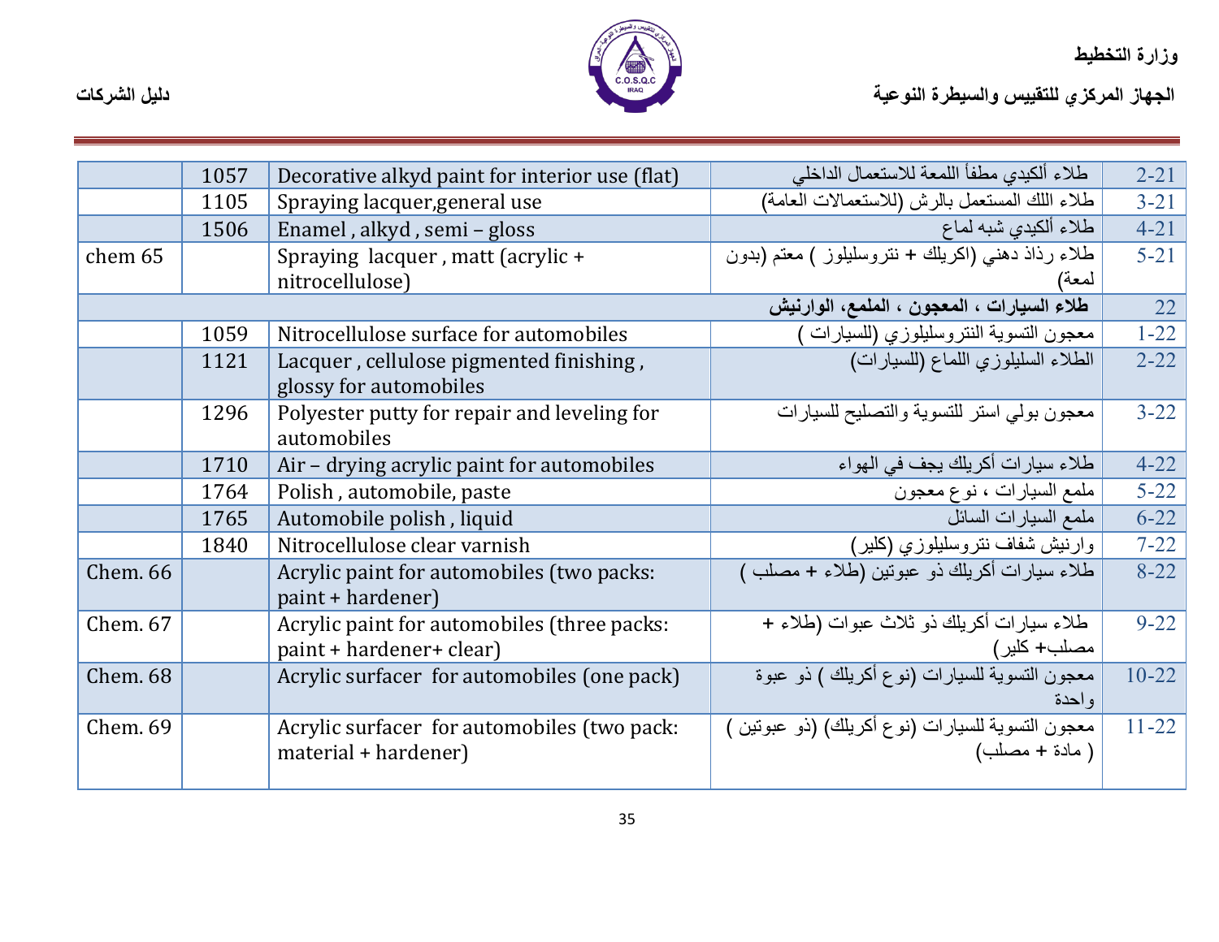| | | | | |
|---|---|---|---|---|
| | 1057 | Decorative alkyd paint for interior use (flat) | طلاء ألكيدي مطفأ اللمعة للاستعمال الداخلي | 2-21 |
| | 1105 | Spraying lacquer,general use | طلاء اللك المستعمل بالرش (للاستعمالات العامة) | 3-21 |
| | 1506 | Enamel , alkyd , semi – gloss | طلاء ألكيدي شبه لماع | 4-21 |
| chem 65 | | Spraying lacquer , matt (acrylic + nitrocellulose) | طلاء رذاذ دهني (اكريلك + نتروسليلوز ) معتم (بدون لمعة) | 5-21 |
| | | | طلاء السيارات ، المعجون ، الملمع، الوارنيش | 22 |
| | 1059 | Nitrocellulose surface for automobiles | معجون التسوية النتروسليلوزي (للسيارات ) | 1-22 |
| | 1121 | Lacquer , cellulose pigmented finishing , glossy for automobiles | الطلاء السليلوزي اللماع (للسيارات) | 2-22 |
| | 1296 | Polyester putty for repair and leveling for automobiles | معجون بولي استر للتسوية والتصليح للسيارات | 3-22 |
| | 1710 | Air – drying acrylic paint for automobiles | طلاء سيارات أكريلك يجف في الهواء | 4-22 |
| | 1764 | Polish , automobile, paste | ملمع السيارات ، نوع معجون | 5-22 |
| | 1765 | Automobile polish , liquid | ملمع السيارات السائل | 6-22 |
| | 1840 | Nitrocellulose clear varnish | وارنيش شفاف نتروسليلوزي (كلير) | 7-22 |
| Chem. 66 | | Acrylic paint for automobiles (two packs: paint + hardener) | طلاء سيارات أكريلك ذو عبوتين (طلاء + مصلب ) | 8-22 |
| Chem. 67 | | Acrylic paint for automobiles (three packs: paint + hardener+ clear) | طلاء سيارات أكريلك ذو ثلاث عبوات (طلاء + مصلب+ كلير) | 9-22 |
| Chem. 68 | | Acrylic surfacer for automobiles (one pack) | معجون التسوية للسيارات (نوع أكريلك ) ذو عبوة واحدة | 10-22 |
| Chem. 69 | | Acrylic surfacer for automobiles (two pack: material + hardener) | معجون التسوية للسيارات (نوع أكريلك) (ذو عبوتين ) ( مادة + مصلب) | 11-22 |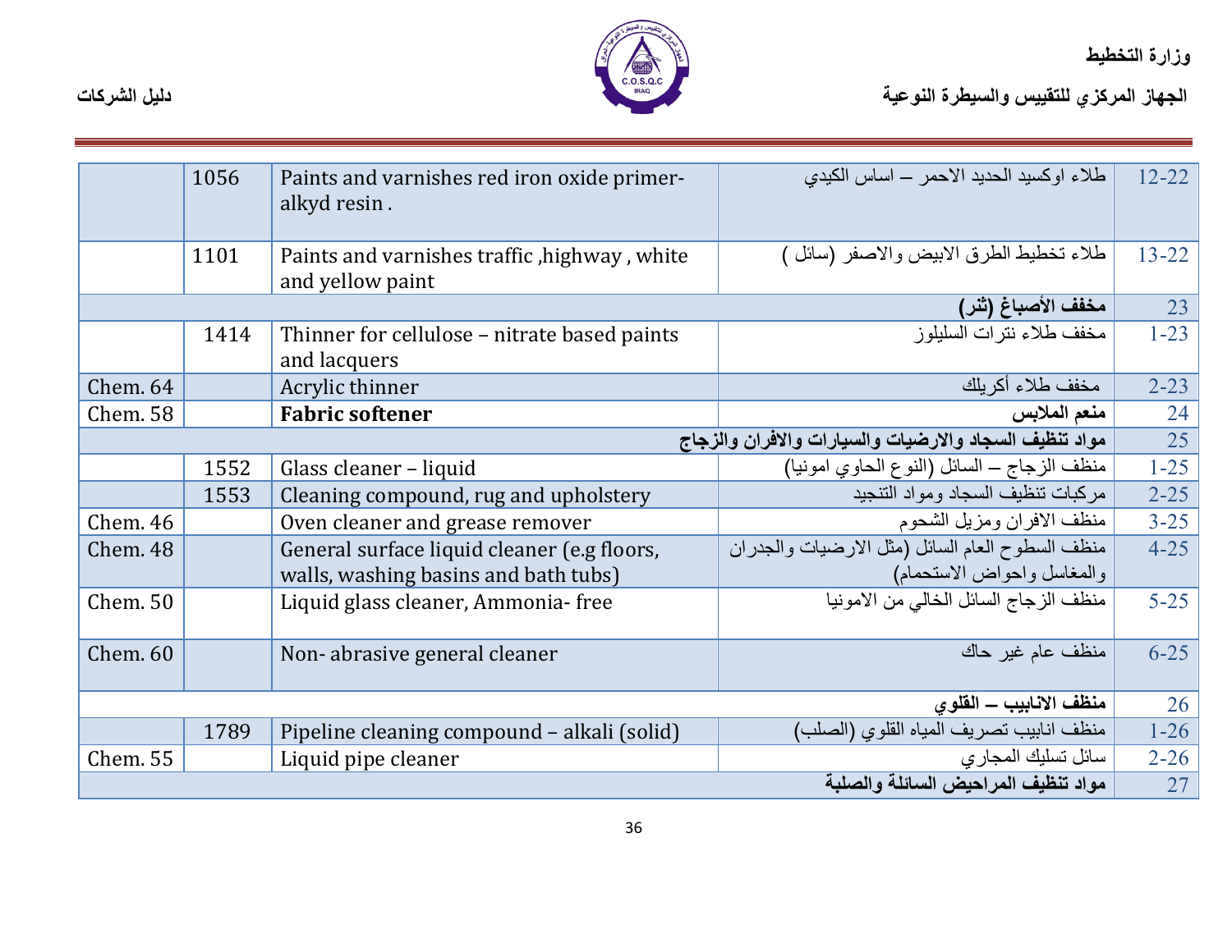| | | | | |
|---|---|---|---|---|
| | 1056 | Paints and varnishes red iron oxide primer-alkyd resin . | طلاء اوكسيد الحديد الاحمر – اساس الكيدي | 12-22 |
| | 1101 | Paints and varnishes traffic ,highway , white and yellow paint | طلاء تخطيط الطرق الابيض والاصفر (سائل ) | 13-22 |
| | | | **مخفف الأصباغ (ثنر)** | 23 |
| | 1414 | Thinner for cellulose – nitrate based paints and lacquers | مخفف طلاء نترات السليلوز | 1-23 |
| Chem. 64 | | Acrylic thinner | مخفف طلاء أكريلك | 2-23 |
| Chem. 58 | | **Fabric softener** | **منعم الملابس** | 24 |
| | | | **مواد تنظيف السجاد والارضيات والسيارات والافران والزجاج** | 25 |
| | 1552 | Glass cleaner – liquid | منظف الزجاج – السائل (النوع الحاوي امونيا) | 1-25 |
| | 1553 | Cleaning compound, rug and upholstery | مركبات تنظيف السجاد ومواد التنجيد | 2-25 |
| Chem. 46 | | Oven cleaner and grease remover | منظف الافران ومزيل الشحوم | 3-25 |
| Chem. 48 | | General surface liquid cleaner (e.g floors, walls, washing basins and bath tubs) | منظف السطوح العام السائل (مثل الارضيات والجدران والمغاسل واحواض الاستحمام) | 4-25 |
| Chem. 50 | | Liquid glass cleaner, Ammonia- free | منظف الزجاج السائل الخالي من الامونيا | 5-25 |
| Chem. 60 | | Non- abrasive general cleaner | منظف عام غير حاك | 6-25 |
| | | | **منظف الانابيب – القلوي** | 26 |
| | 1789 | Pipeline cleaning compound – alkali (solid) | منظف انابيب تصريف المياه القلوي (الصلب) | 1-26 |
| Chem. 55 | | Liquid pipe cleaner | سائل تسليك المجاري | 2-26 |
| | | | **مواد تنظيف المراحيض السائلة والصلبة** | 27 |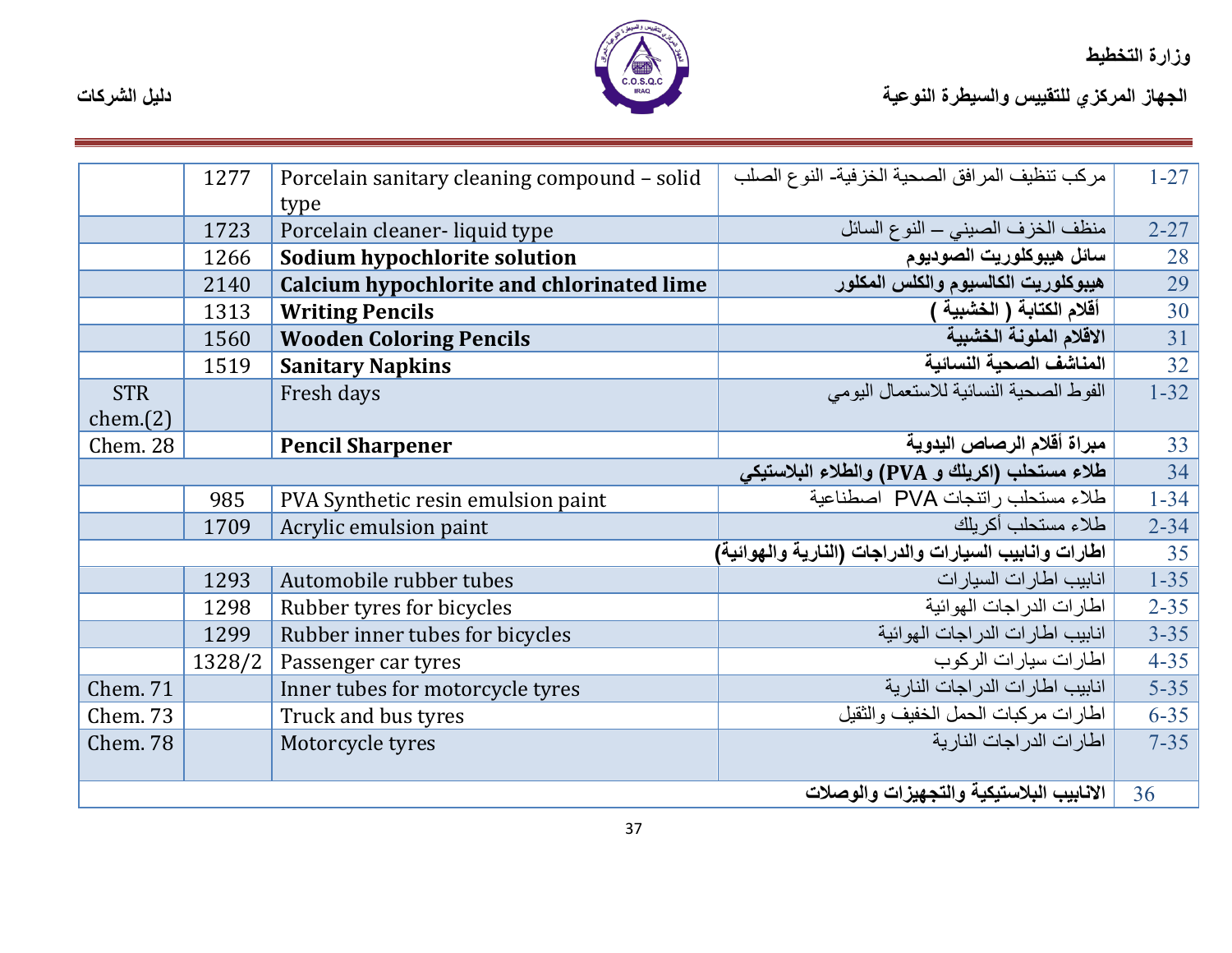| | | | | |
|---|---|---|---|---|
| | 1277 | Porcelain sanitary cleaning compound – solid type | مركب تنظيف المرافق الصحية الخزفية- النوع الصلب | 1-27 |
| | 1723 | Porcelain cleaner- liquid type | منظف الخزف الصيني – النوع السائل | 2-27 |
| | 1266 | **Sodium hypochlorite solution** | **سائل هيبوكلوريت الصوديوم** | 28 |
| | 2140 | **Calcium hypochlorite and chlorinated lime** | **هيبوكلوريت الكالسيوم والكلس المكلور** | 29 |
| | 1313 | **Writing Pencils** | **أقلام الكتابة ( الخشبية )** | 30 |
| | 1560 | **Wooden Coloring Pencils** | **الاقلام الملونة الخشبية** | 31 |
| | 1519 | **Sanitary Napkins** | **المناشف الصحية النسائية** | 32 |
| STR chem.(2) | | Fresh days | الفوط الصحية النسائية للاستعمال اليومي | 1-32 |
| Chem. 28 | | **Pencil Sharpener** | **مبراة أقلام الرصاص اليدوية** | 33 |
| | | | **طلاء مستحلب (اكريلك و PVA) والطلاء البلاستيكي** | 34 |
| | 985 | PVA Synthetic resin emulsion paint | طلاء مستحلب راتنجات PVA اصطناعية | 1-34 |
| | 1709 | Acrylic emulsion paint | طلاء مستحلب أكريلك | 2-34 |
| | | | **اطارات وانابيب السيارات والدراجات (النارية والهوائية)** | 35 |
| | 1293 | Automobile rubber tubes | انابيب اطارات السيارات | 1-35 |
| | 1298 | Rubber tyres for bicycles | اطارات الدراجات الهوائية | 2-35 |
| | 1299 | Rubber inner tubes for bicycles | انابيب اطارات الدراجات الهوائية | 3-35 |
| | 1328/2 | Passenger car tyres | اطارات سيارات الركوب | 4-35 |
| Chem. 71 | | Inner tubes for motorcycle tyres | انابيب اطارات الدراجات النارية | 5-35 |
| Chem. 73 | | Truck and bus tyres | اطارات مركبات الحمل الخفيف والثقيل | 6-35 |
| Chem. 78 | | Motorcycle tyres | اطارات الدراجات النارية | 7-35 |
| | | | **الانابيب البلاستيكية والتجهيزات والوصلات** | 36 |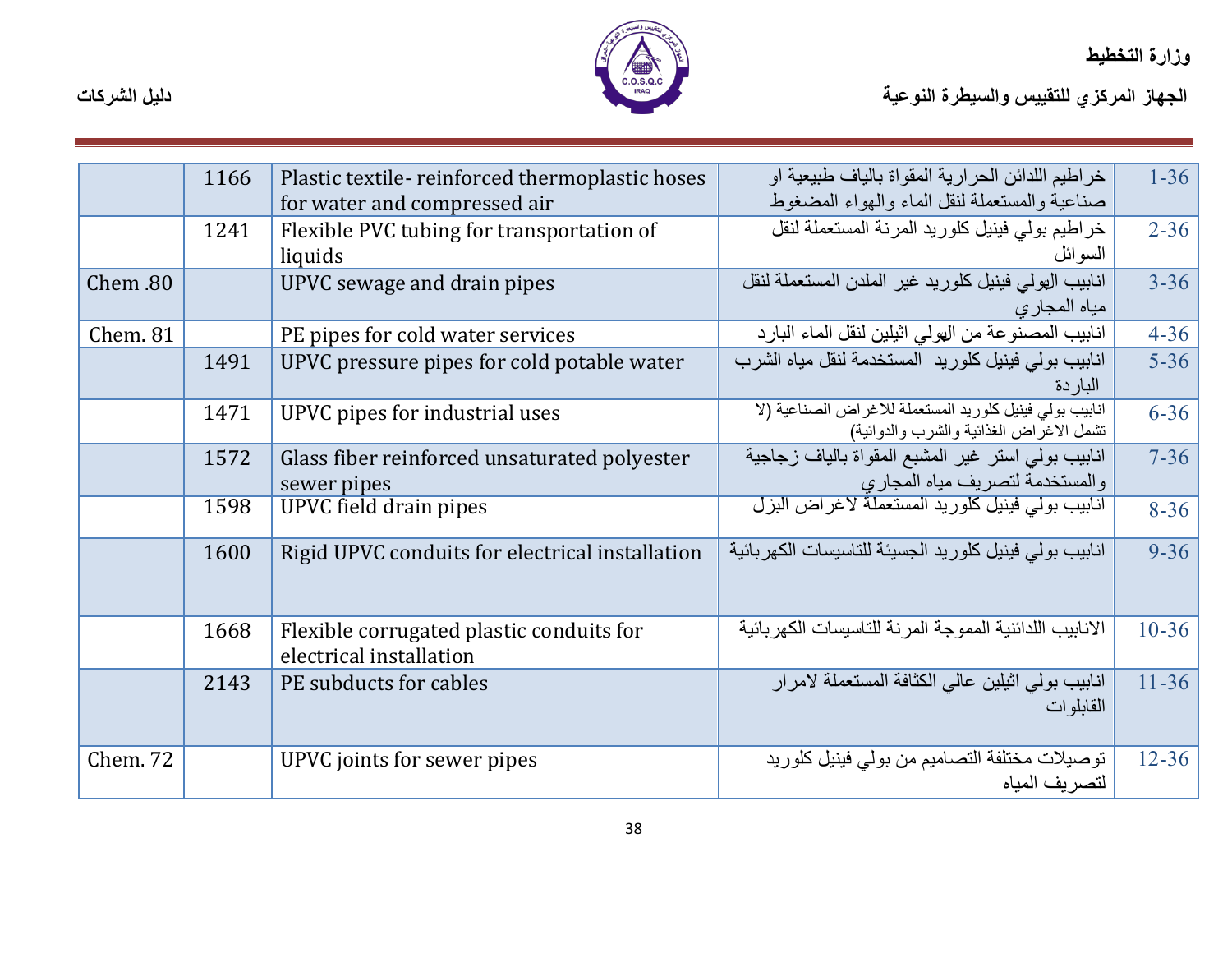| | | | | |
|---|---|---|---|---|
| | 1166 | Plastic textile- reinforced thermoplastic hoses for water and compressed air | خراطيم اللدائن الحرارية المقواة بالياف طبيعية او صناعية والمستعملة لنقل الماء والهواء المضغوط | 1-36 |
| | 1241 | Flexible PVC tubing for transportation of liquids | خراطيم بولي فينيل كلوريد المرنة المستعملة لنقل السوائل | 2-36 |
| Chem .80 | | UPVC sewage and drain pipes | انابيب الهولي فينيل كلوريد غير الملدن المستعملة لنقل مياه المجاري | 3-36 |
| Chem. 81 | | PE pipes for cold water services | انابيب المصنوعة من الهولي اثيلين لنقل الماء البارد | 4-36 |
| | 1491 | UPVC pressure pipes for cold potable water | انابيب بولي فينيل كلوريد المستخدمة لنقل مياه الشرب الباردة | 5-36 |
| | 1471 | UPVC pipes for industrial uses | انابيب بولي فينيل كلوريد المستعملة للاغراض الصناعية (لا تشمل الاغراض الغذائية والشرب والدوائية) | 6-36 |
| | 1572 | Glass fiber reinforced unsaturated polyester sewer pipes | انابيب بولي استر غير المشبع المقواة بالياف زجاجية والمستخدمة لتصريف مياه المجاري | 7-36 |
| | 1598 | UPVC field drain pipes | انابيب بولي فينيل كلوريد المستعملة لاغراض البزل | 8-36 |
| | 1600 | Rigid UPVC conduits for electrical installation | انابيب بولي فينيل كلوريد الجسيئة للتاسيسات الكهربائية | 9-36 |
| | 1668 | Flexible corrugated plastic conduits for electrical installation | الانابيب اللدائنية المموجة المرنة للتاسيسات الكهربائية | 10-36 |
| | 2143 | PE subducts for cables | انابيب بولي اثيلين عالي الكثافة المستعملة لامرار القابلوات | 11-36 |
| Chem. 72 | | UPVC joints for sewer pipes | توصيلات مختلفة التصاميم من بولي فينيل كلوريد لتصريف المياه | 12-36 |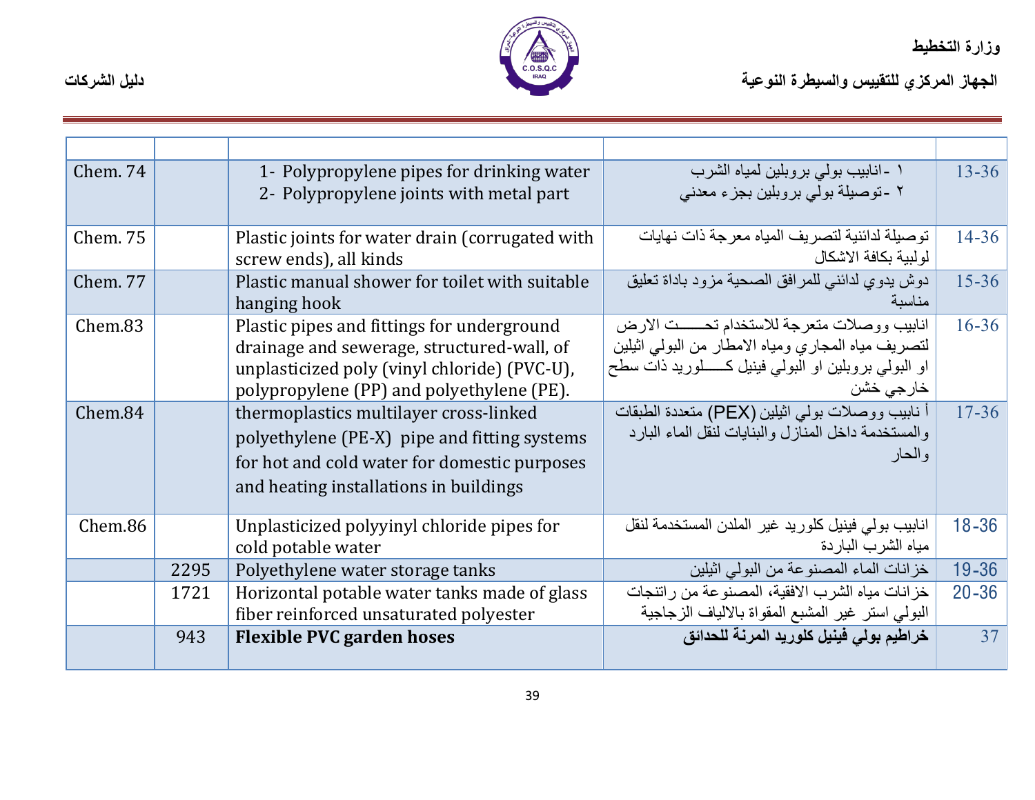| | | | | |
|---|---|---|---|---|
| Chem. 74 | | 1- Polypropylene pipes for drinking water<br>2- Polypropylene joints with metal part | ١ -انابيب بولي بروبلين لمياه الشرب<br>٢ -توصيلة بولي بروبلين بجزء معدني | 13-36 |
| Chem. 75 | | Plastic joints for water drain (corrugated with screw ends), all kinds | توصيلة لدائنية لتصريف المياه معرجة ذات نهايات لولبية بكافة الاشكال | 14-36 |
| Chem. 77 | | Plastic manual shower for toilet with suitable hanging hook | دوش يدوي لدائني للمرافق الصحية مزود باداة تعليق مناسبة | 15-36 |
| Chem.83 | | Plastic pipes and fittings for underground drainage and sewerage, structured-wall, of unplasticized poly (vinyl chloride) (PVC-U), polypropylene (PP) and polyethylene (PE). | انابيب ووصلات متعرجة للاستخدام تحـــــت الارض لتصريف مياه المجاري ومياه الامطار من البولي اثيلين او البولي بروبلين او البولي فينيل كـــــلوريد ذات سطح خارجي خشن | 16-36 |
| Chem.84 | | thermoplastics multilayer cross-linked polyethylene (PE-X) pipe and fitting systems for hot and cold water for domestic purposes and heating installations in buildings | أ نابيب ووصلات بولي اثيلين (PEX) متعددة الطبقات والمستخدمة داخل المنازل والبنايات لنقل الماء البارد والحار | 17-36 |
| Chem.86 | | Unplasticized polyyinyl chloride pipes for cold potable water | انابيب بولي فينيل كلوريد غير الملدن المستخدمة لنقل مياه الشرب الباردة | 18-36 |
| | 2295 | Polyethylene water storage tanks | خزانات الماء المصنوعة من البولي اثيلين | 19-36 |
| | 1721 | Horizontal potable water tanks made of glass fiber reinforced unsaturated polyester | خزانات مياه الشرب الافقية، المصنوعة من راتنجات البولي استر غير المشبع المقواة بالالياف الزجاجية | 20-36 |
| | 943 | **Flexible PVC garden hoses** | **خراطيم بولي فينيل كلوريد المرنة للحدائق** | 37 |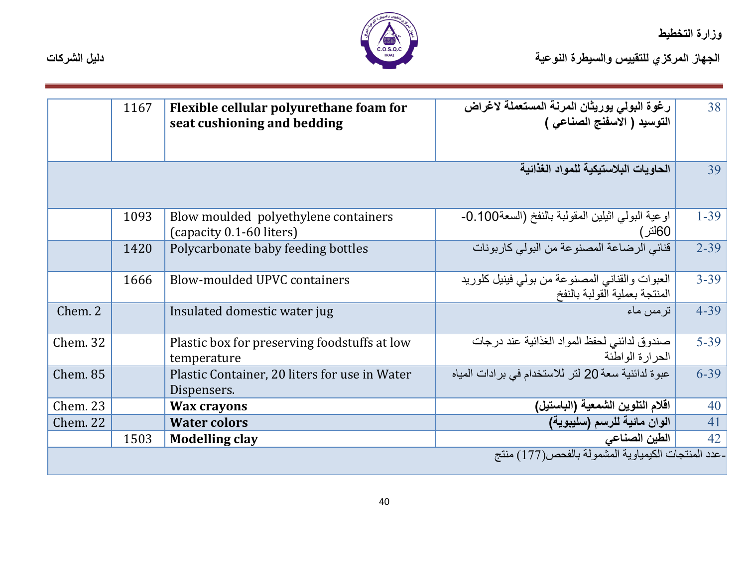| | | | | |
|---|---|---|---|---|
| | 1167 | **Flexible cellular polyurethane foam for seat cushioning and bedding** | **رغوة البولي يوريثان المرنة المستعملة لاغراض التوسيد ( الاسفنج الصناعي )** | 38 |
| | | | **الحاويات البلاستيكية للمواد الغذائية** | 39 |
| | 1093 | Blow moulded polyethylene containers (capacity 0.1-60 liters) | اوعية البولي اثيلين المقولبة بالنفخ (السعة0.100-60لتر) | 1-39 |
| | 1420 | Polycarbonate baby feeding bottles | قناني الرضاعة المصنوعة من البولي كاربونات | 2-39 |
| | 1666 | Blow-moulded UPVC containers | العبوات والقناني المصنوعة من بولي فينيل كلوريد المنتجة بعملية القولبة بالنفخ | 3-39 |
| Chem. 2 | | Insulated domestic water jug | ترمس ماء | 4-39 |
| Chem. 32 | | Plastic box for preserving foodstuffs at low temperature | صندوق لدائني لحفظ المواد الغذائية عند درجات الحرارة الواطئة | 5-39 |
| Chem. 85 | | Plastic Container, 20 liters for use in Water Dispensers. | عبوة لدائنية سعة 20 لتر للاستخدام في برادات المياه | 6-39 |
| Chem. 23 | | **Wax crayons** | **اقلام التلوين الشمعية (الباستيل)** | 40 |
| Chem. 22 | | **Water colors** | **الوان مائية للرسم (سليبوية)** | 41 |
| | 1503 | **Modelling clay** | **الطين الصناعي** | 42 |
| | | | | -عدد المنتجات الكيمياوية المشمولة بالفحص(177) منتج |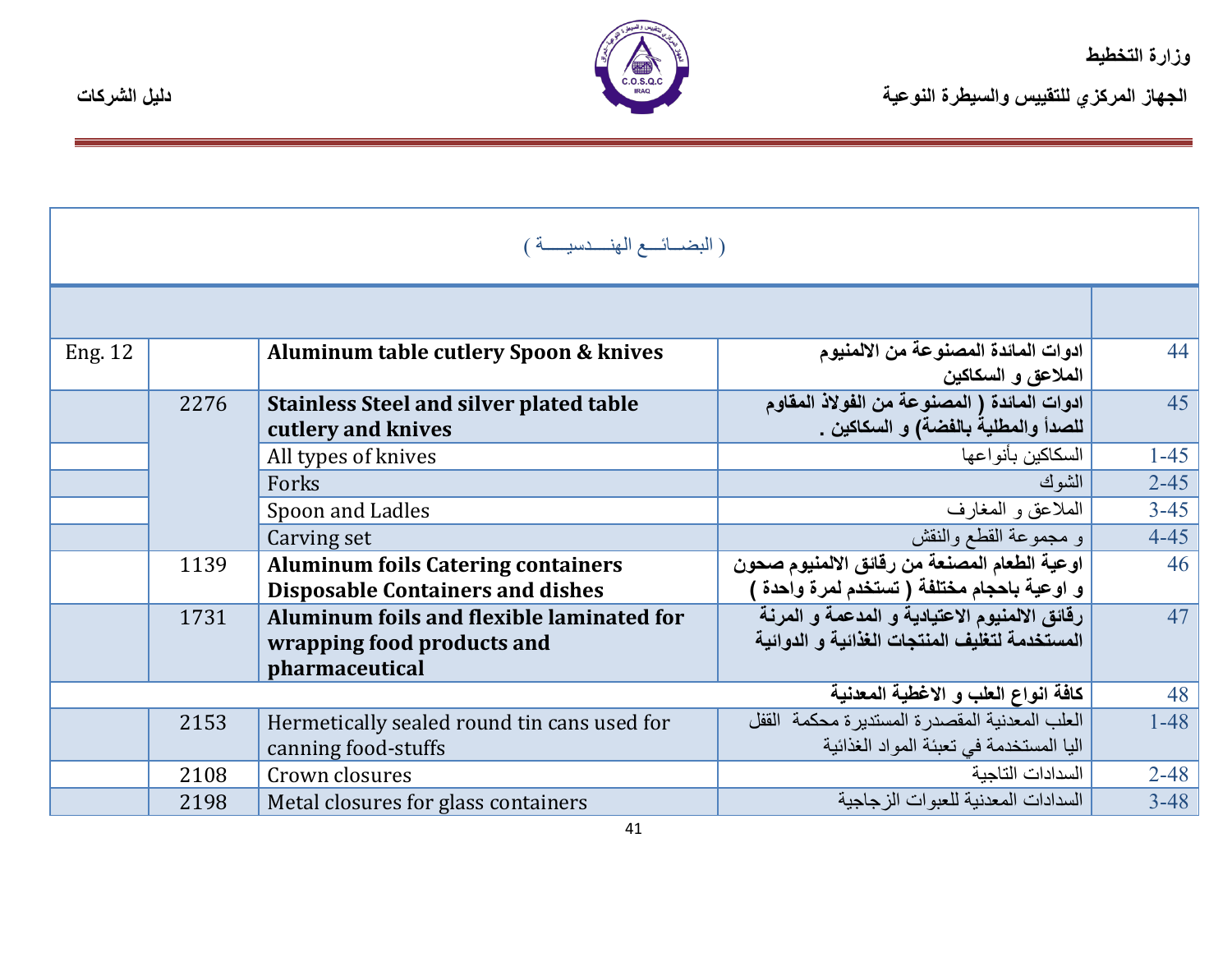( البضـــائـــع الهنـــدسيــــة )

| | | | | |
|---|---|---|---|---|
| Eng. 12 | | **Aluminum table cutlery Spoon & knives** | **ادوات المائدة المصنوعة من الالمنيوم الملاعق و السكاكين** | 44 |
| | 2276 | **Stainless Steel and silver plated table cutlery and knives** | **ادوات المائدة ( المصنوعة من الفولاذ المقاوم للصدأ والمطلية بالفضة) و السكاكين .** | 45 |
| | | All types of knives | السكاكين بأنواعها | 1-45 |
| | | Forks | الشوك | 2-45 |
| | | Spoon and Ladles | الملاعق و المغارف | 3-45 |
| | | Carving set | و مجموعة القطع والنقش | 4-45 |
| | 1139 | **Aluminum foils Catering containers Disposable Containers and dishes** | **اوعية الطعام المصنعة من رقائق الالمنيوم صحون و اوعية باحجام مختلفة ( تستخدم لمرة واحدة )** | 46 |
| | 1731 | **Aluminum foils and flexible laminated for wrapping food products and pharmaceutical** | **رقائق الالمنيوم الاعتيادية و المدعمة و المرنة المستخدمة لتغليف المنتجات الغذائية و الدوائية** | 47 |
| | | | **كافة انواع العلب و الاغطية المعدنية** | 48 |
| | 2153 | Hermetically sealed round tin cans used for canning food-stuffs | العلب المعدنية المقصدرة المستديرة محكمة القفل اليا المستخدمة في تعبئة المواد الغذائية | 1-48 |
| | 2108 | Crown closures | السدادات التاجية | 2-48 |
| | 2198 | Metal closures for glass containers | السدادات المعدنية للعبوات الزجاجية | 3-48 |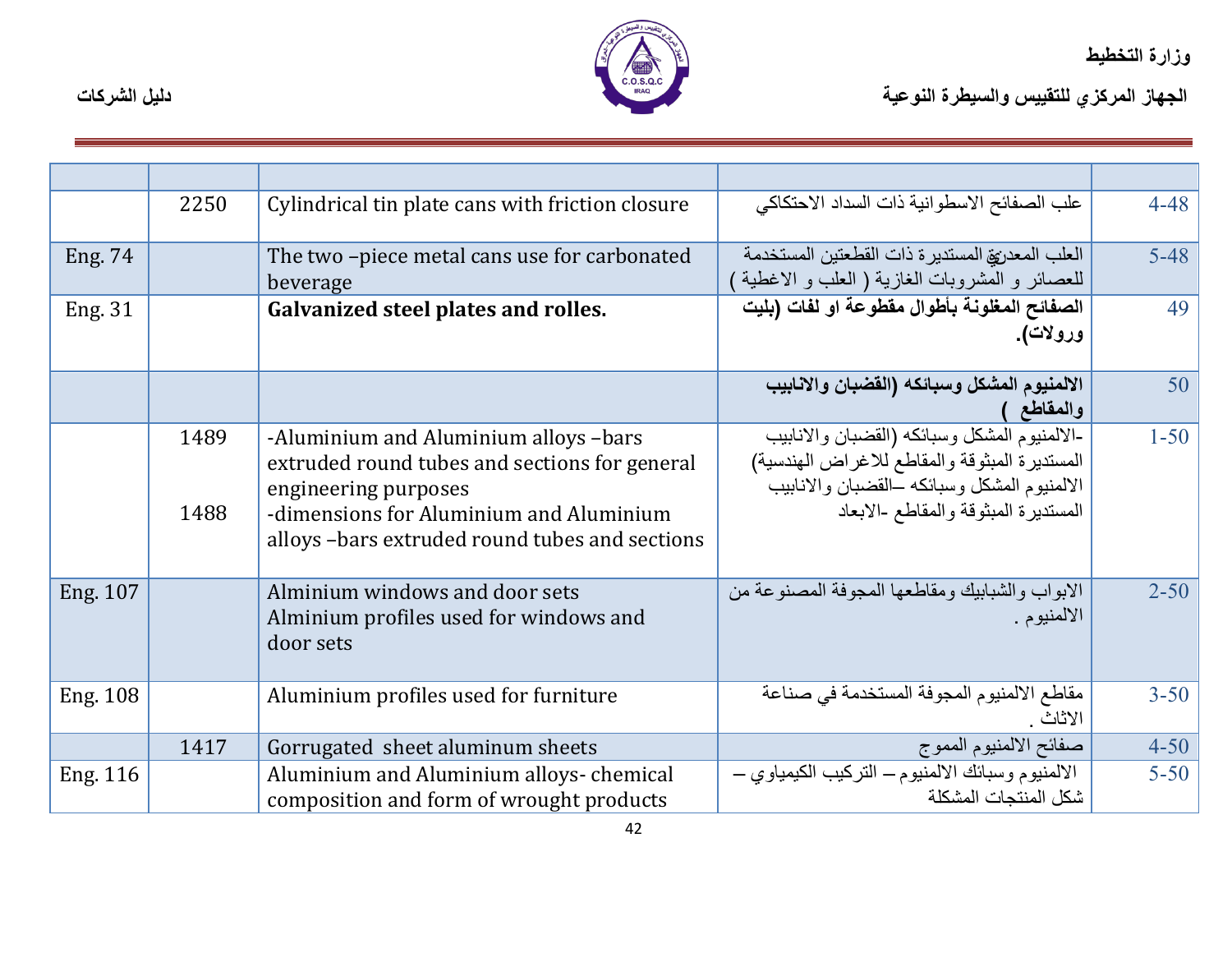| | | | | |
|---|---|---|---|---|
| | 2250 | Cylindrical tin plate cans with friction closure | علب الصفائح الاسطوانية ذات السداد الاحتكاكي | 4-48 |
| Eng. 74 | | The two –piece metal cans use for carbonated beverage | العلب المعدني المستديرة ذات القطعتين المستخدمة للعصائر و المشروبات الغازية ( العلب و الاغطية ) | 5-48 |
| Eng. 31 | | **Galvanized steel plates and rolles.** | **الصفائح المغلونة بأطوال مقطوعة او لفات (بليت ورولات).** | 49 |
| | | | **الالمنيوم المشكل وسبائكه (القضبان والانابيب والمقاطع )** | 50 |
| | 1489<br><br>1488 | -Aluminium and Aluminium alloys –bars extruded round tubes and sections for general engineering purposes<br>-dimensions for Aluminium and Aluminium alloys –bars extruded round tubes and sections | -الالمنيوم المشكل وسبائكه (القضبان والانابيب المستديرة المبثوقة والمقاطع للاغراض الهندسية) الالمنيوم المشكل وسبائكه –القضبان والانابيب المستديرة المبثوقة والمقاطع -الابعاد | 1-50 |
| Eng. 107 | | Alminium windows and door sets<br>Alminium profiles used for windows and door sets | الابواب والشبابيك ومقاطعها المجوفة المصنوعة من الالمنيوم . | 2-50 |
| Eng. 108 | | Aluminium profiles used for furniture | مقاطع الالمنيوم المجوفة المستخدمة في صناعة الاثاث . | 3-50 |
| | 1417 | Gorrugated sheet aluminum sheets | صفائح الالمنيوم المموج | 4-50 |
| Eng. 116 | | Aluminium and Aluminium alloys- chemical composition and form of wrought products | الالمنيوم وسبائك الالمنيوم – التركيب الكيمياوي – شكل المنتجات المشكلة | 5-50 |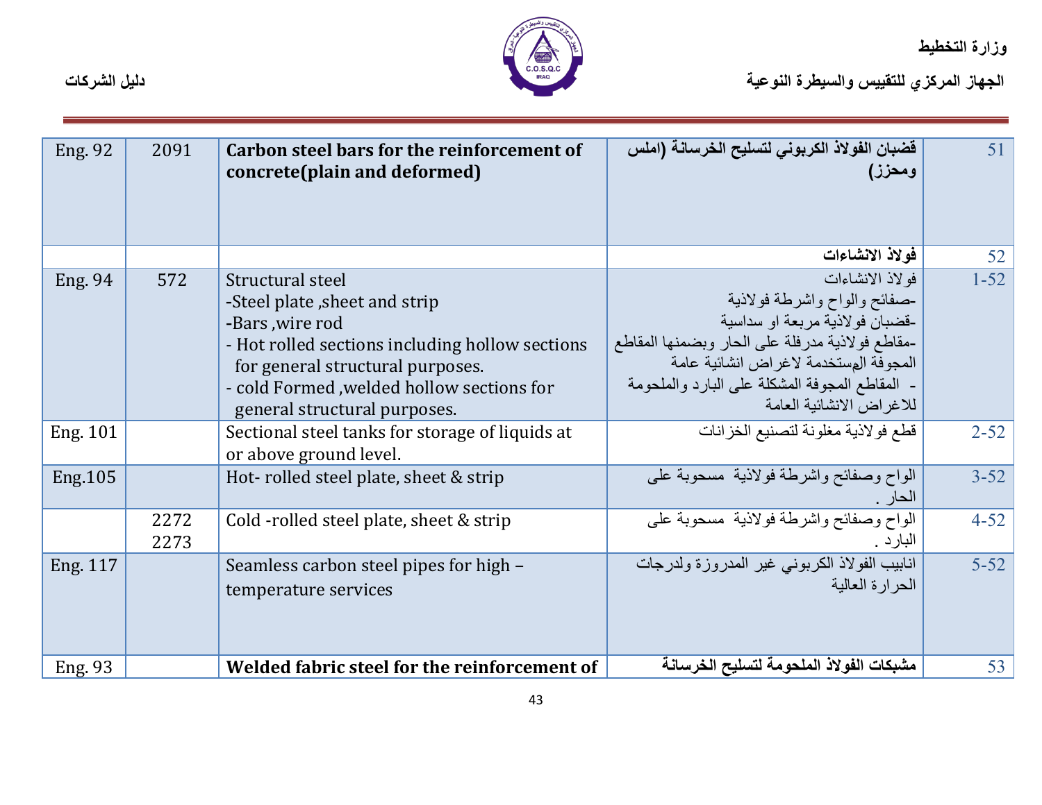| Eng. 92 | 2091 | **Carbon steel bars for the reinforcement of concrete(plain and deformed)** | **قضبان الفولاذ الكربوني لتسليح الخرسانة (املس ومحزز)** | 51 |
|---|---|---|---|---|
| | | | **فولاذ الانشاءات** | 52 |
| Eng. 94 | 572 | Structural steel<br>-Steel plate ,sheet and strip<br>-Bars ,wire rod<br>- Hot rolled sections including hollow sections for general structural purposes.<br>- cold Formed ,welded hollow sections for general structural purposes. | فولاذ الانشاءات<br>-صفائح والواح واشرطة فولاذية<br>-قضبان فولاذية مربعة او سداسية<br>-مقاطع فولاذية مدرفلة على الحار وبضمنها المقاطع المجوفة المستخدمة لاغراض انشائية عامة<br>- المقاطع المجوفة المشكلة على البارد والملحومة للاغراض الانشائية العامة | 1-52 |
| Eng. 101 | | Sectional steel tanks for storage of liquids at or above ground level. | قطع فولاذية مغلونة لتصنيع الخزانات | 2-52 |
| Eng.105 | | Hot- rolled steel plate, sheet & strip | الواح وصفائح واشرطة فولاذية مسحوبة على الحار . | 3-52 |
| | 2272<br>2273 | Cold -rolled steel plate, sheet & strip | الواح وصفائح واشرطة فولاذية مسحوبة على البارد . | 4-52 |
| Eng. 117 | | Seamless carbon steel pipes for high –temperature services | انابيب الفولاذ الكربوني غير المدروزة ولدرجات الحرارة العالية | 5-52 |
| Eng. 93 | | **Welded fabric steel for the reinforcement of** | **مشبكات الفولاذ الملحومة لتسليح الخرسانة** | 53 |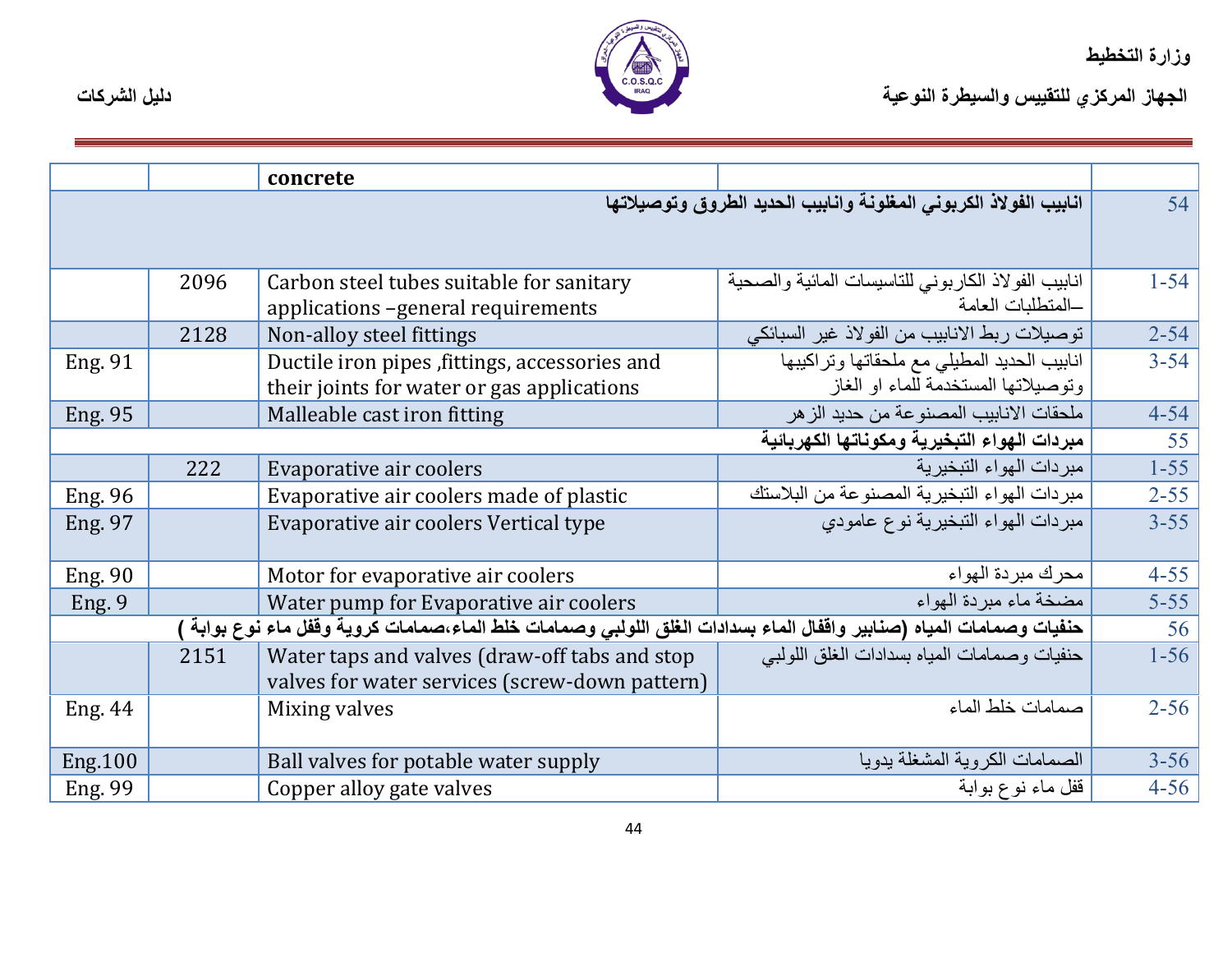| | | | | |
|---|---|---|---|---|
| | | concrete | | |
| | | | انابيب الفولاذ الكربوني المغلونة وانابيب الحديد الطروق وتوصيلاتها | 54 |
| | 2096 | Carbon steel tubes suitable for sanitary applications –general requirements | انابيب الفولاذ الكاربوني للتاسيسات المائية والصحية –المتطلبات العامة | 1-54 |
| | 2128 | Non-alloy steel fittings | توصيلات ربط الانابيب من الفولاذ غير السبائكي | 2-54 |
| Eng. 91 | | Ductile iron pipes ,fittings, accessories and their joints for water or gas applications | انابيب الحديد المطيلي مع ملحقاتها وتراكيبها وتوصيلاتها المستخدمة للماء او الغاز | 3-54 |
| Eng. 95 | | Malleable cast iron fitting | ملحقات الانابيب المصنوعة من حديد الزهر | 4-54 |
| | | | مبردات الهواء التبخيرية ومكوناتها الكهربائية | 55 |
| | 222 | Evaporative air coolers | مبردات الهواء التبخيرية | 1-55 |
| Eng. 96 | | Evaporative air coolers made of plastic | مبردات الهواء التبخيرية المصنوعة من البلاستك | 2-55 |
| Eng. 97 | | Evaporative air coolers Vertical type | مبردات الهواء التبخيرية نوع عامودي | 3-55 |
| Eng. 90 | | Motor for evaporative air coolers | محرك مبردة الهواء | 4-55 |
| Eng. 9 | | Water pump for Evaporative air coolers | مضخة ماء مبردة الهواء | 5-55 |
| | | | حنفيات وصمامات المياه (صنابير واقفال الماء بسدادات الغلق اللولبي وصمامات خلط الماء،صمامات كروية وقفل ماء نوع بوابة ) | 56 |
| | 2151 | Water taps and valves (draw-off tabs and stop valves for water services (screw-down pattern) | حنفيات وصمامات المياه بسدادات الغلق اللولبي | 1-56 |
| Eng. 44 | | Mixing valves | صمامات خلط الماء | 2-56 |
| Eng.100 | | Ball valves for potable water supply | الصمامات الكروية المشغلة يدويا | 3-56 |
| Eng. 99 | | Copper alloy gate valves | قفل ماء نوع بوابة | 4-56 |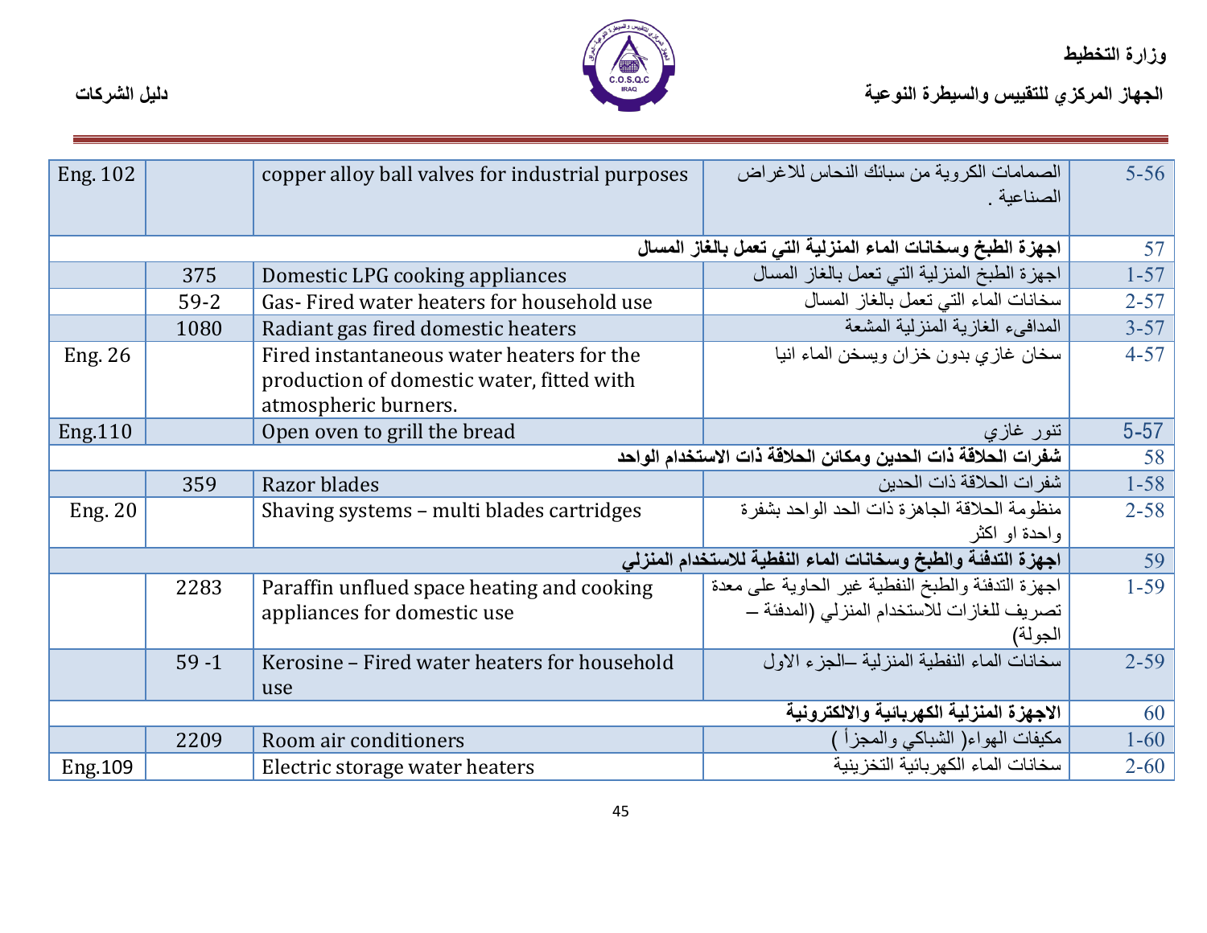| Eng. 102 | | copper alloy ball valves for industrial purposes | الصمامات الكروية من سبائك النحاس للاغراض الصناعية . | 5-56 |
|---|---|---|---|---|
| | | | **اجهزة الطبخ وسخانات الماء المنزلية التي تعمل بالغاز المسال** | 57 |
| | 375 | Domestic LPG cooking appliances | اجهزة الطبخ المنزلية التي تعمل بالغاز المسال | 1-57 |
| | 59-2 | Gas- Fired water heaters for household use | سخانات الماء التي تعمل بالغاز المسال | 2-57 |
| | 1080 | Radiant gas fired domestic heaters | المدافيء الغازية المنزلية المشعة | 3-57 |
| Eng. 26 | | Fired instantaneous water heaters for the production of domestic water, fitted with atmospheric burners. | سخان غازي بدون خزان ويسخن الماء انيا | 4-57 |
| Eng.110 | | Open oven to grill the bread | تنور غازي | 5-57 |
| | | | **شفرات الحلاقة ذات الحدين ومكائن الحلاقة ذات الاستخدام الواحد** | 58 |
| | 359 | Razor blades | شفرات الحلاقة ذات الحدين | 1-58 |
| Eng. 20 | | Shaving systems – multi blades cartridges | منظومة الحلاقة الجاهزة ذات الحد الواحد بشفرة واحدة او اكثر | 2-58 |
| | | | **اجهزة التدفئة والطبخ وسخانات الماء النفطية للاستخدام المنزلي** | 59 |
| | 2283 | Paraffin unflued space heating and cooking appliances for domestic use | اجهزة التدفئة والطبخ النفطية غير الحاوية على معدة تصريف للغازات للاستخدام المنزلي (المدفئة – الجولة) | 1-59 |
| | 59 -1 | Kerosine – Fired water heaters for household use | سخانات الماء النفطية المنزلية –الجزء الاول | 2-59 |
| | | | **الاجهزة المنزلية الكهربائية والالكترونية** | 60 |
| | 2209 | Room air conditioners | مكيفات الهواء( الشباكي والمجزأ ) | 1-60 |
| Eng.109 | | Electric storage water heaters | سخانات الماء الكهربائية التخزينية | 2-60 |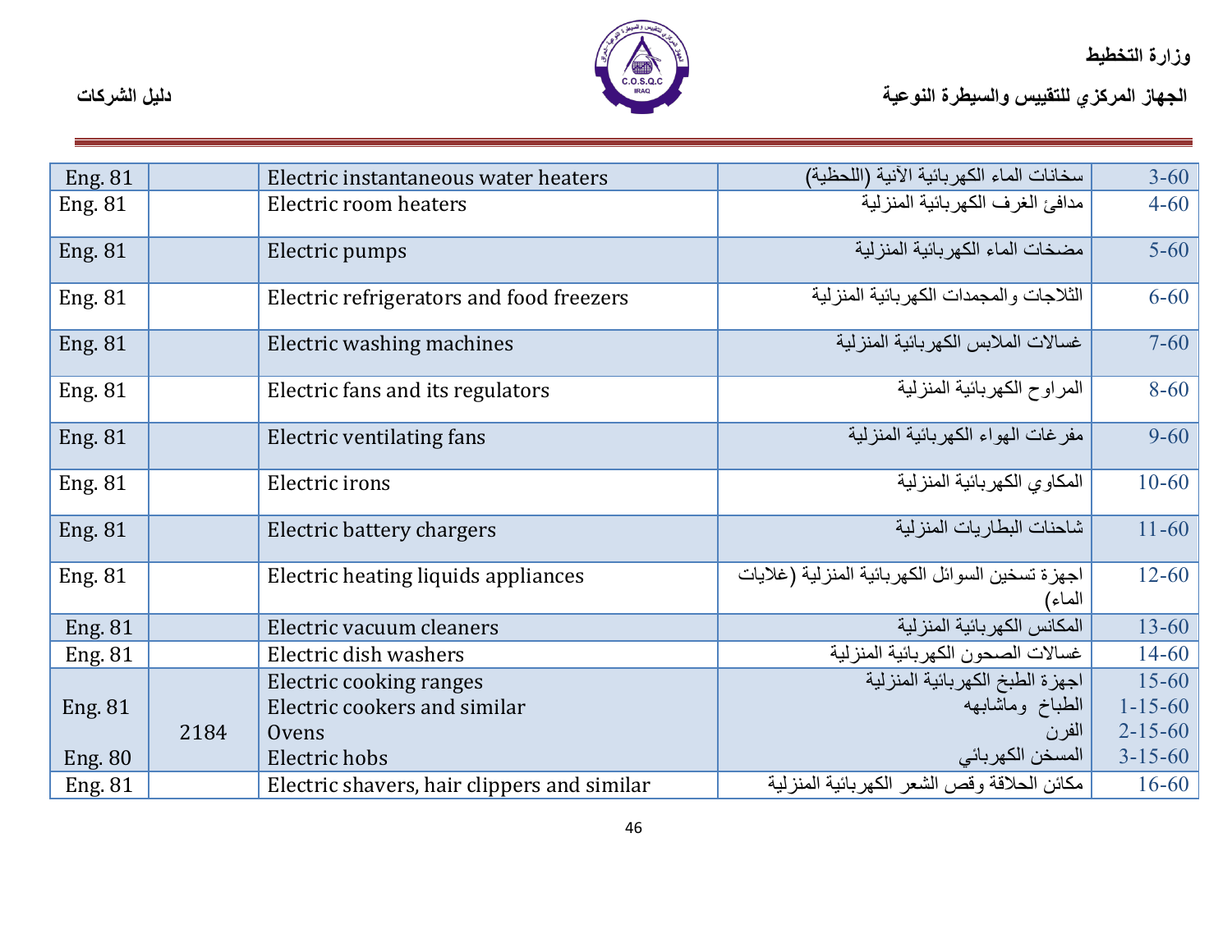| Eng. 81 | | Electric instantaneous water heaters | سخانات الماء الكهربائية الآنية (اللحظية) | 3-60 |
|---|---|---|---|---|
| Eng. 81 | | Electric room heaters | مدافئ الغرف الكهربائية المنزلية | 4-60 |
| Eng. 81 | | Electric pumps | مضخات الماء الكهربائية المنزلية | 5-60 |
| Eng. 81 | | Electric refrigerators and food freezers | الثلاجات والمجمدات الكهربائية المنزلية | 6-60 |
| Eng. 81 | | Electric washing machines | غسالات الملابس الكهربائية المنزلية | 7-60 |
| Eng. 81 | | Electric fans and its regulators | المراوح الكهربائية المنزلية | 8-60 |
| Eng. 81 | | Electric ventilating fans | مفرغات الهواء الكهربائية المنزلية | 9-60 |
| Eng. 81 | | Electric irons | المكاوي الكهربائية المنزلية | 10-60 |
| Eng. 81 | | Electric battery chargers | شاحنات البطاريات المنزلية | 11-60 |
| Eng. 81 | | Electric heating liquids appliances | اجهزة تسخين السوائل الكهربائية المنزلية (غلايات الماء) | 12-60 |
| Eng. 81 | | Electric vacuum cleaners | المكانس الكهربائية المنزلية | 13-60 |
| Eng. 81 | | Electric dish washers | غسالات الصحون الكهربائية المنزلية | 14-60 |
| Eng. 81<br><br>Eng. 80 | 2184 | Electric cooking ranges<br>Electric cookers and similar<br>Ovens<br>Electric hobs | اجهزة الطبخ الكهربائية المنزلية<br>الطباخ وماشابهه<br>الفرن<br>المسخن الكهربائي | 15-60<br>1-15-60<br>2-15-60<br>3-15-60 |
| Eng. 81 | | Electric shavers, hair clippers and similar | مكائن الحلاقة وقص الشعر الكهربائية المنزلية | 16-60 |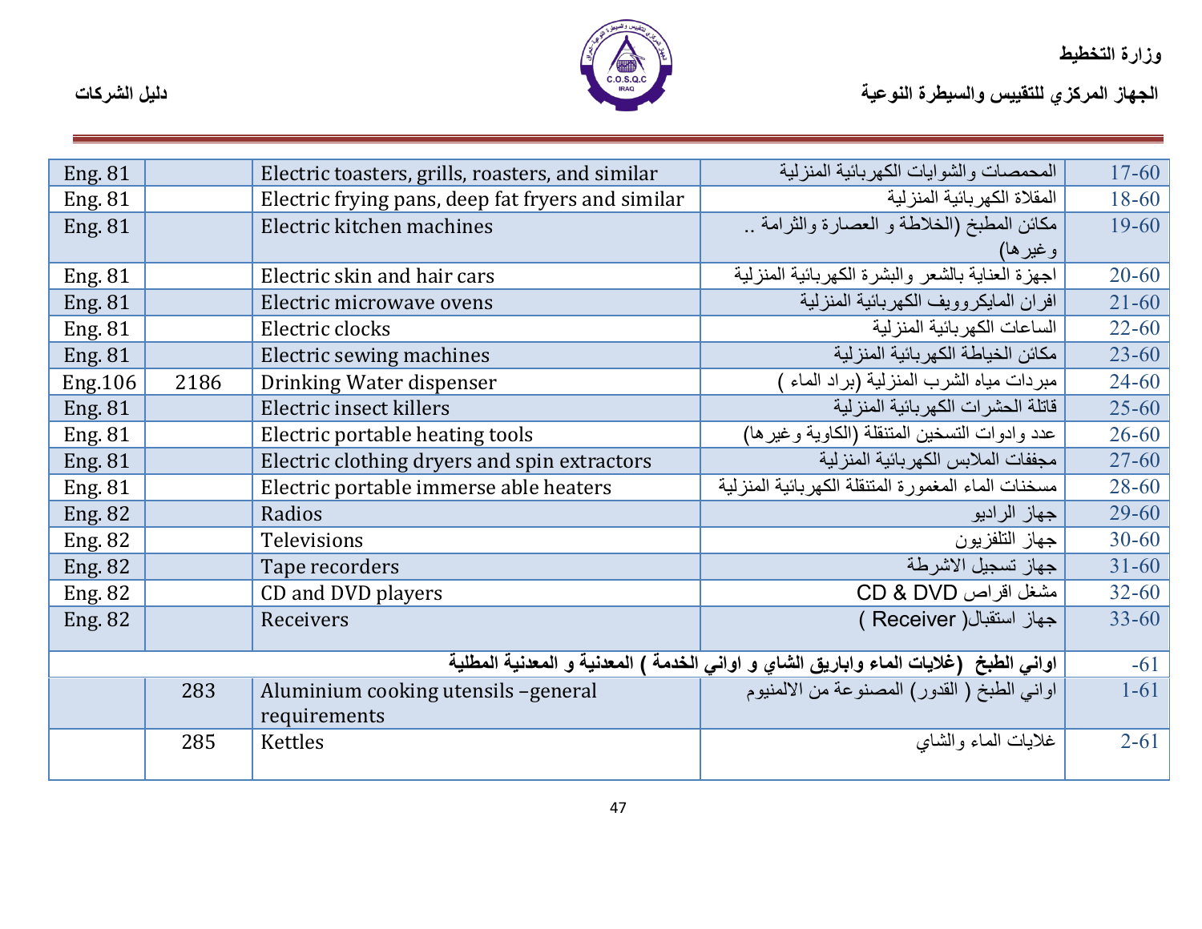| Eng. 81 | | Electric toasters, grills, roasters, and similar | المحمصات والشوايات الكهربائية المنزلية | 17-60 |
|---|---|---|---|---|
| Eng. 81 | | Electric frying pans, deep fat fryers and similar | المقلاة الكهربائية المنزلية | 18-60 |
| Eng. 81 | | Electric kitchen machines | مكائن المطبخ (الخلاطة و العصارة والثرامة .. وغيرها) | 19-60 |
| Eng. 81 | | Electric skin and hair cars | اجهزة العناية بالشعر والبشرة الكهربائية المنزلية | 20-60 |
| Eng. 81 | | Electric microwave ovens | افران المايكروويف الكهربائية المنزلية | 21-60 |
| Eng. 81 | | Electric clocks | الساعات الكهربائية المنزلية | 22-60 |
| Eng. 81 | | Electric sewing machines | مكائن الخياطة الكهربائية المنزلية | 23-60 |
| Eng.106 | 2186 | Drinking Water dispenser | مبردات مياه الشرب المنزلية (براد الماء ) | 24-60 |
| Eng. 81 | | Electric insect killers | قاتلة الحشرات الكهربائية المنزلية | 25-60 |
| Eng. 81 | | Electric portable heating tools | عدد وادوات التسخين المتنقلة (الكاوية وغيرها) | 26-60 |
| Eng. 81 | | Electric clothing dryers and spin extractors | مجففات الملابس الكهربائية المنزلية | 27-60 |
| Eng. 81 | | Electric portable immerse able heaters | مسخنات الماء المغمورة المتنقلة الكهربائية المنزلية | 28-60 |
| Eng. 82 | | Radios | جهاز الراديو | 29-60 |
| Eng. 82 | | Televisions | جهاز التلفزيون | 30-60 |
| Eng. 82 | | Tape recorders | جهاز تسجيل الاشرطة | 31-60 |
| Eng. 82 | | CD and DVD players | مشغل اقراص CD & DVD | 32-60 |
| Eng. 82 | | Receivers | جهاز استقبال( Receiver ) | 33-60 |
| | | | **اواني الطبخ (غلايات الماء واباريق الشاي و اواني الخدمة ) المعدنية و المعدنية المطلية** | -61 |
| | 283 | Aluminium cooking utensils –general requirements | اواني الطبخ ( القدور) المصنوعة من الالمنيوم | 1-61 |
| | 285 | Kettles | غلايات الماء والشاي | 2-61 |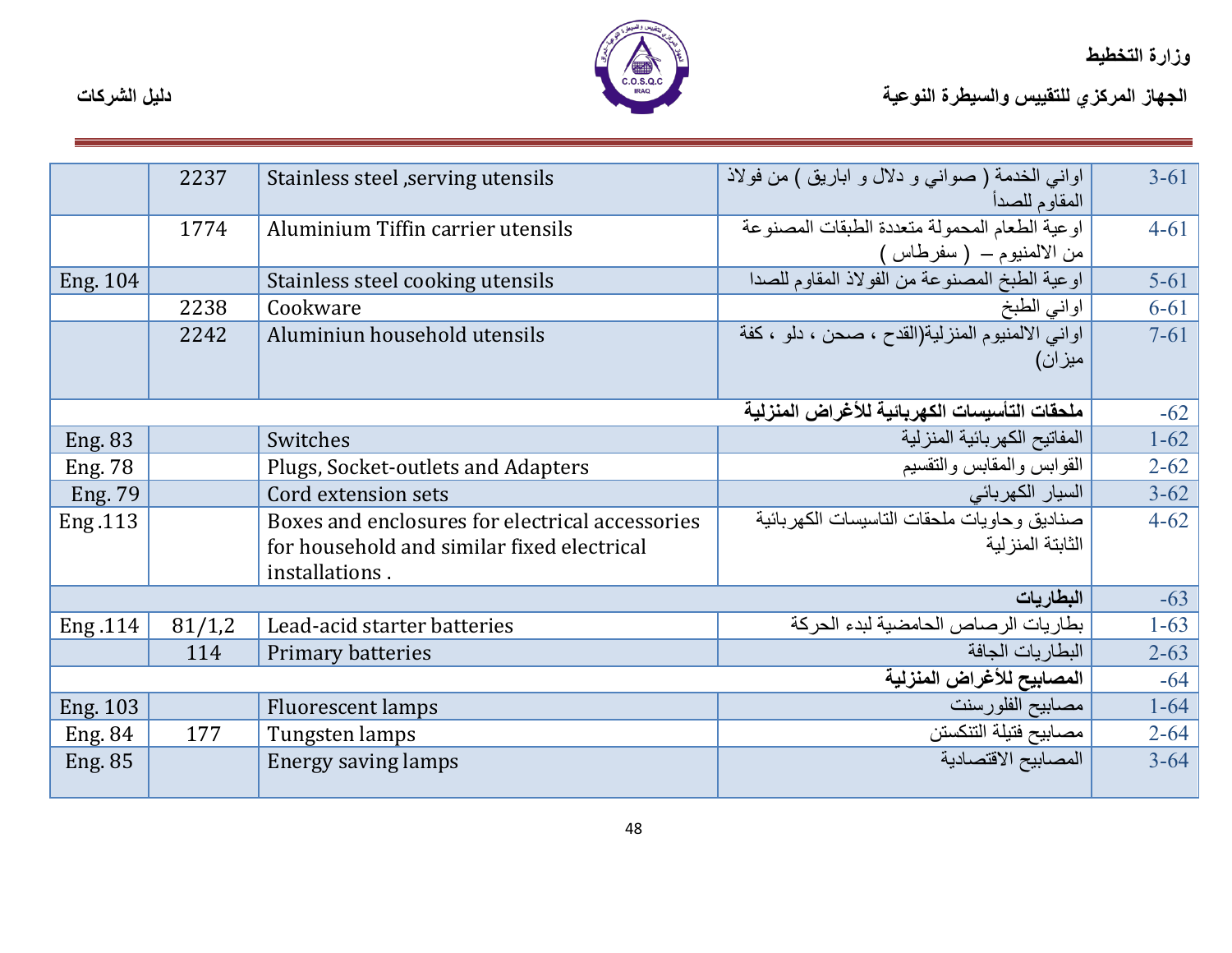| | | | | |
|---|---|---|---|---|
| | 2237 | Stainless steel ,serving utensils | اواني الخدمة ( صواني و دلال و اباريق ) من فولاذ المقاوم للصدأ | 3-61 |
| | 1774 | Aluminium Tiffin carrier utensils | اوعية الطعام المحمولة متعددة الطبقات المصنوعة من الالمنيوم – ( سفرطاس ) | 4-61 |
| Eng. 104 | | Stainless steel cooking utensils | اوعية الطبخ المصنوعة من الفولاذ المقاوم للصدا | 5-61 |
| | 2238 | Cookware | اواني الطبخ | 6-61 |
| | 2242 | Aluminiun household utensils | اواني الالمنيوم المنزلية(القدح ، صحن ، دلو ، كفة ميزان) | 7-61 |
| | | | **ملحقات التأسيسات الكهربائية للأغراض المنزلية** | -62 |
| Eng. 83 | | Switches | المفاتيح الكهربائية المنزلية | 1-62 |
| Eng. 78 | | Plugs, Socket-outlets and Adapters | القوابس والمقابس والتقسيم | 2-62 |
| Eng. 79 | | Cord extension sets | السيار الكهربائي | 3-62 |
| Eng .113 | | Boxes and enclosures for electrical accessories for household and similar fixed electrical installations . | صناديق وحاويات ملحقات التاسيسات الكهربائية الثابتة المنزلية | 4-62 |
| | | | **البطاريات** | -63 |
| Eng .114 | 81/1,2 | Lead-acid starter batteries | بطاريات الرصاص الحامضية لبدء الحركة | 1-63 |
| | 114 | Primary batteries | البطاريات الجافة | 2-63 |
| | | | **المصابيح للأغراض المنزلية** | -64 |
| Eng. 103 | | Fluorescent lamps | مصابيح الفلورسنت | 1-64 |
| Eng. 84 | 177 | Tungsten lamps | مصابيح فتيلة التنكستن | 2-64 |
| Eng. 85 | | Energy saving lamps | المصابيح الاقتصادية | 3-64 |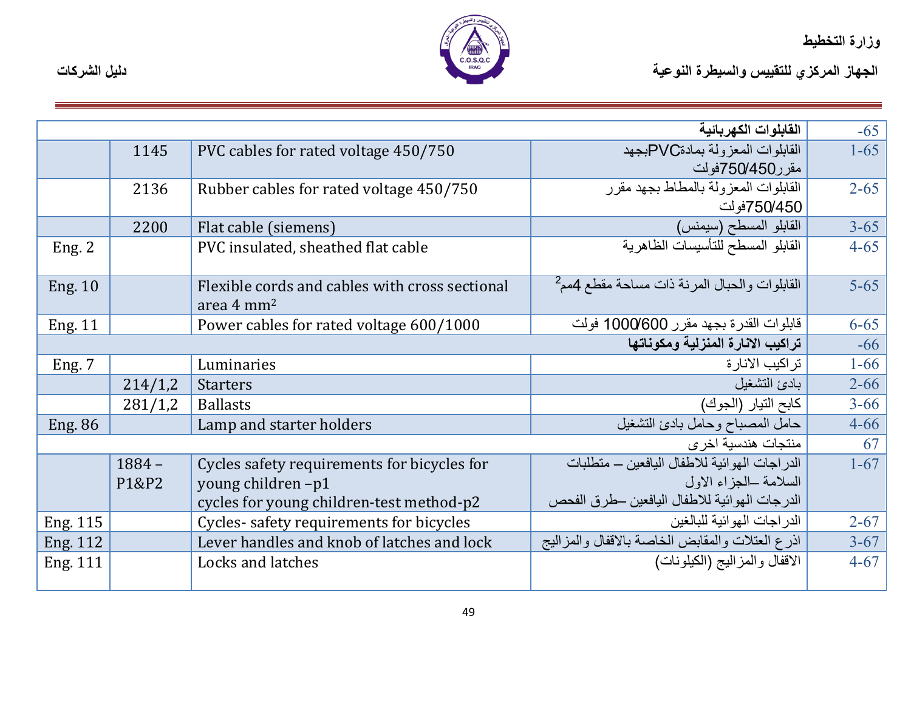| | | | | |
|---|---|---|---|---|
| | | | **القابلوات الكهربائية** | -65 |
| | 1145 | PVC cables for rated voltage 450/750 | القابلوات المعزولة بمادةPVCبجهد مقرر750/450فولت | 1-65 |
| | 2136 | Rubber cables for rated voltage 450/750 | القابلوات المعزولة بالمطاط بجهد مقرر 750/450فولت | 2-65 |
| | 2200 | Flat cable (siemens) | القابلو المسطح (سيمنس) | 3-65 |
| Eng. 2 | | PVC insulated, sheathed flat cable | القابلو المسطح للتأسيسات الظاهرية | 4-65 |
| Eng. 10 | | Flexible cords and cables with cross sectional area 4 mm$^2$ | القابلوات والحبال المرنة ذات مساحة مقطع 4مم$^2$ | 5-65 |
| Eng. 11 | | Power cables for rated voltage 600/1000 | قابلوات القدرة بجهد مقرر 1000/600 فولت | 6-65 |
| | | | **تراكيب الانارة المنزلية ومكوناتها** | -66 |
| Eng. 7 | | Luminaries | تراكيب الانارة | 1-66 |
| | 214/1,2 | Starters | بادئ التشغيل | 2-66 |
| | 281/1,2 | Ballasts | كابح التيار (الجوك) | 3-66 |
| Eng. 86 | | Lamp and starter holders | حامل المصباح وحامل بادئ التشغيل | 4-66 |
| | | | منتجات هندسية اخرى | 67 |
| | 1884 – P1&P2 | Cycles safety requirements for bicycles for young children –p1<br>cycles for young children-test method-p2 | الدراجات الهوائية للاطفال اليافعين – متطلبات السلامة –الجزء الاول<br>الدرجات الهوائية للاطفال اليافعين –طرق الفحص | 1-67 |
| Eng. 115 | | Cycles- safety requirements for bicycles | الدراجات الهوائية للبالغين | 2-67 |
| Eng. 112 | | Lever handles and knob of latches and lock | اذرع العتلات والمقابض الخاصة بالاقفال والمزاليج | 3-67 |
| Eng. 111 | | Locks and latches | الاقفال والمزاليج (الكيلونات) | 4-67 |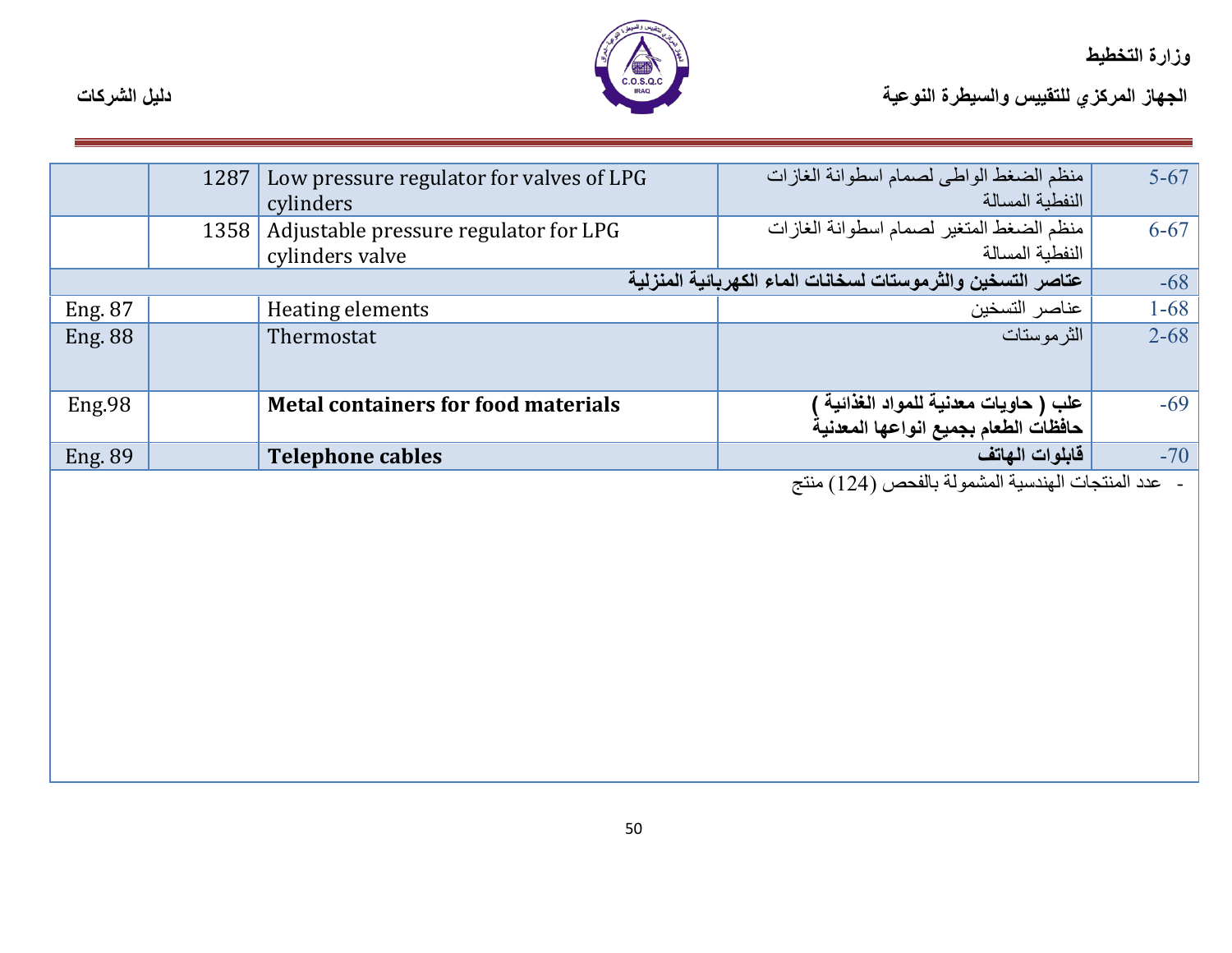| | | | | |
|---|---|---|---|---|
| | 1287 | Low pressure regulator for valves of LPG cylinders | منظم الضغط الواطى لصمام اسطوانة الغازات النفطية المسالة | 5-67 |
| | 1358 | Adjustable pressure regulator for LPG cylinders valve | منظم الضغط المتغير لصمام اسطوانة الغازات النفطية المسالة | 6-67 |
| | | | **عناصر التسخين والثرموستات لسخانات الماء الكهربائية المنزلية** | -68 |
| Eng. 87 | | Heating elements | عناصر التسخين | 1-68 |
| Eng. 88 | | Thermostat | الثرموستات | 2-68 |
| Eng.98 | | **Metal containers for food materials** | **علب ( حاويات معدنية للمواد الغذائية ) حافظات الطعام بجميع انواعها المعدنية** | -69 |
| Eng. 89 | | **Telephone cables** | **قابلوات الهاتف** | -70 |

- عدد المنتجات الهندسية المشمولة بالفحص (124) منتج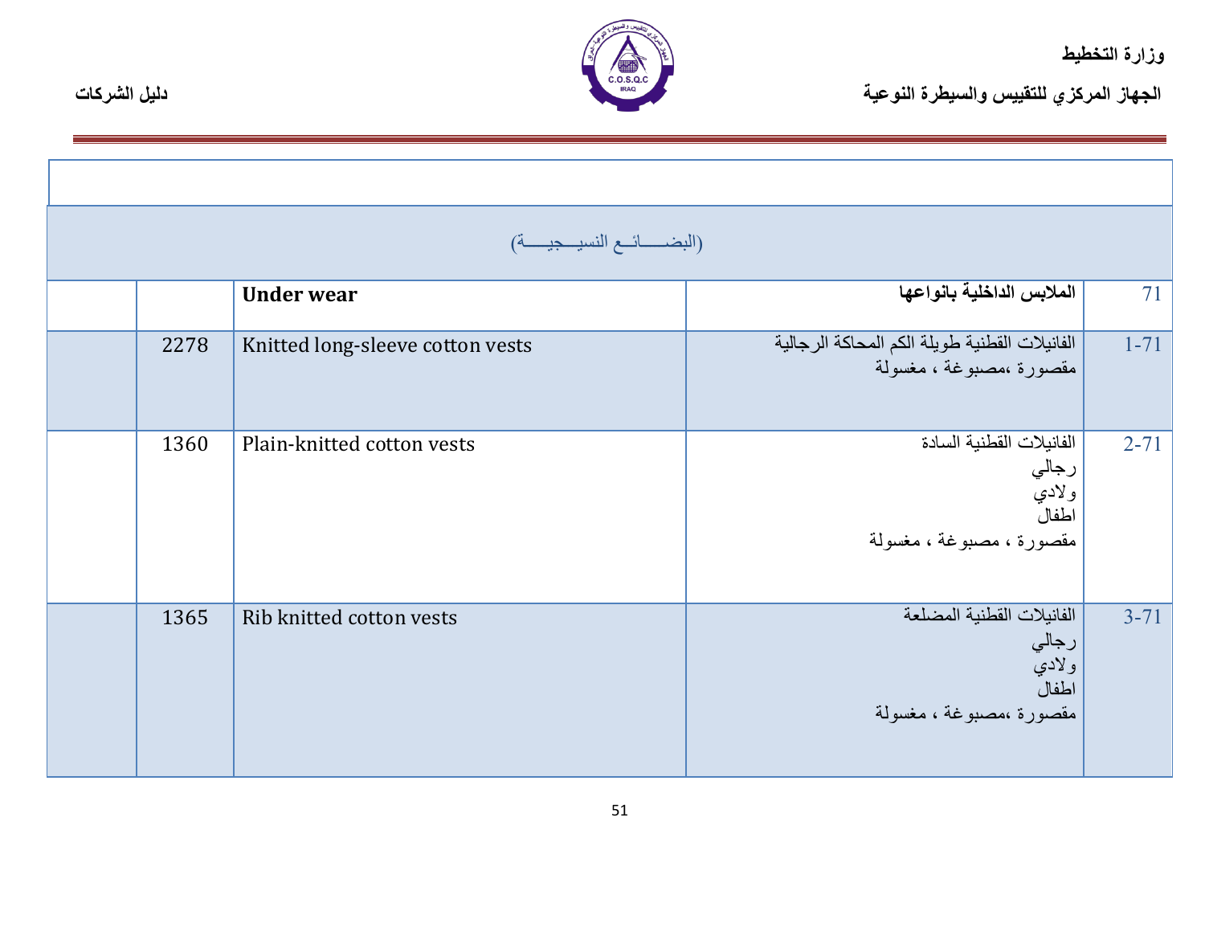(البضـــائـع النسيـــجيـــة)

| | | | | |
|---|---|---|---|---|
| | | **Under wear** | **الملابس الداخلية بانواعها** | 71 |
| | 2278 | Knitted long-sleeve cotton vests | الفانيلات القطنية طويلة الكم المحاكة الرجالية<br>مقصورة ،مصبوغة ، مغسولة | 1-71 |
| | 1360 | Plain-knitted cotton vests | الفانيلات القطنية السادة<br>رجالي<br>ولادي<br>اطفال<br>مقصورة ، مصبوغة ، مغسولة | 2-71 |
| | 1365 | Rib knitted cotton vests | الفانيلات القطنية المضلعة<br>رجالي<br>ولادي<br>اطفال<br>مقصورة ،مصبوغة ، مغسولة | 3-71 |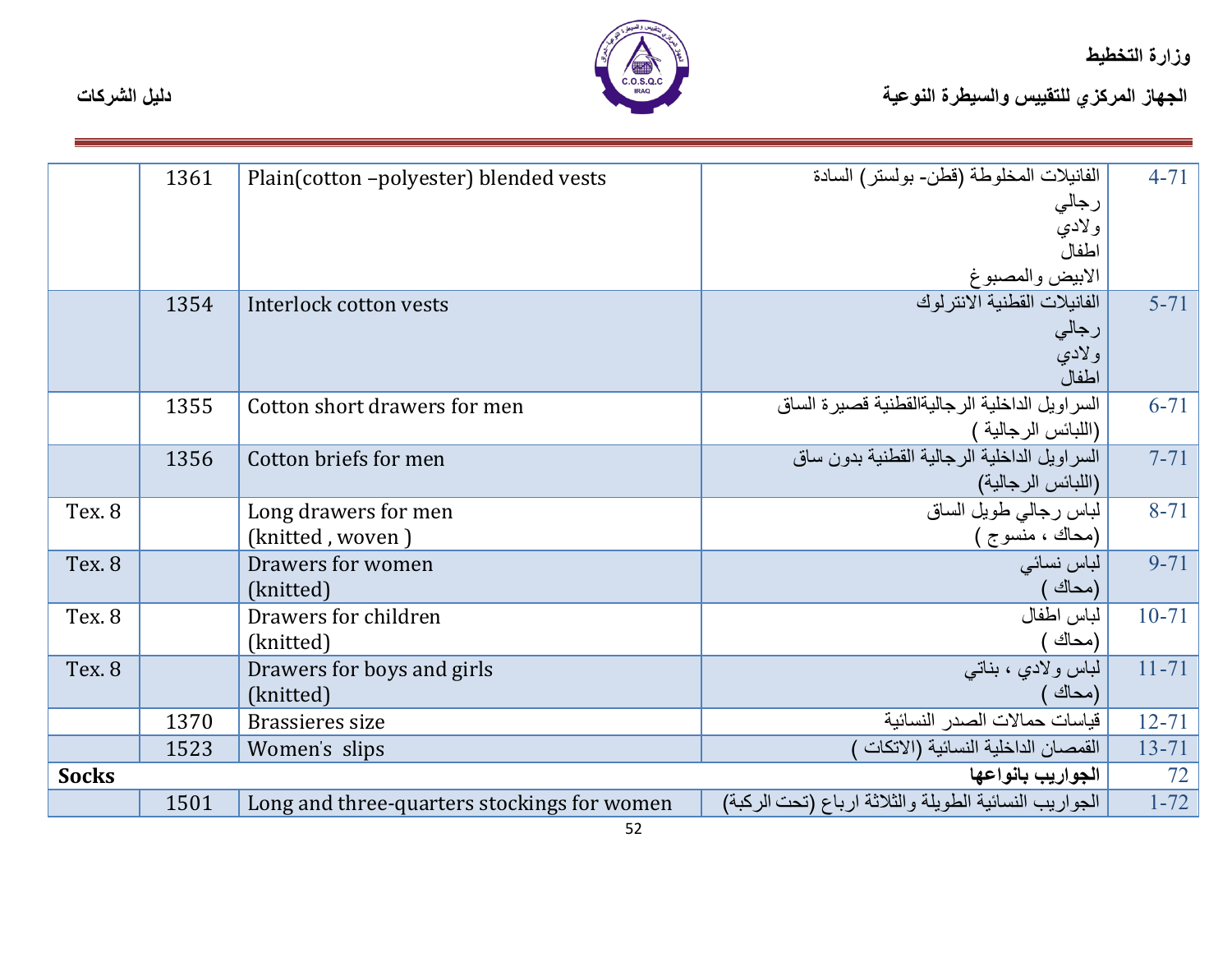| | | | | |
|---|---|---|---|---|
| | 1361 | Plain(cotton –polyester) blended vests | الفانيلات المخلوطة (قطن- بولستر) السادة<br>رجالي<br>ولادي<br>اطفال<br>الابيض والمصبوغ | 4-71 |
| | 1354 | Interlock cotton vests | الفانيلات القطنية الانترلوك<br>رجالي<br>ولادي<br>اطفال | 5-71 |
| | 1355 | Cotton short drawers for men | السراويل الداخلية الرجاليةالقطنية قصيرة الساق<br>(اللبائس الرجالية ) | 6-71 |
| | 1356 | Cotton briefs for men | السراويل الداخلية الرجالية القطنية بدون ساق<br>(اللبائس الرجالية) | 7-71 |
| Tex. 8 | | Long drawers for men<br>(knitted , woven ) | لباس رجالي طويل الساق<br>(محاك ، منسوج ) | 8-71 |
| Tex. 8 | | Drawers for women<br>(knitted) | لباس نسائي<br>(محاك ) | 9-71 |
| Tex. 8 | | Drawers for children<br>(knitted) | لباس اطفال<br>(محاك ) | 10-71 |
| Tex. 8 | | Drawers for boys and girls<br>(knitted) | لباس ولادي ، بناتي<br>(محاك ) | 11-71 |
| | 1370 | Brassieres size | قياسات حمالات الصدر النسائية | 12-71 |
| | 1523 | Women's slips | القمصان الداخلية النسائية (الاتكات ) | 13-71 |
| **Socks** | | | **الجواريب بانواعها** | 72 |
| | 1501 | Long and three-quarters stockings for women | الجواريب النسائية الطويلة والثلاثة ارباع (تحت الركبة) | 1-72 |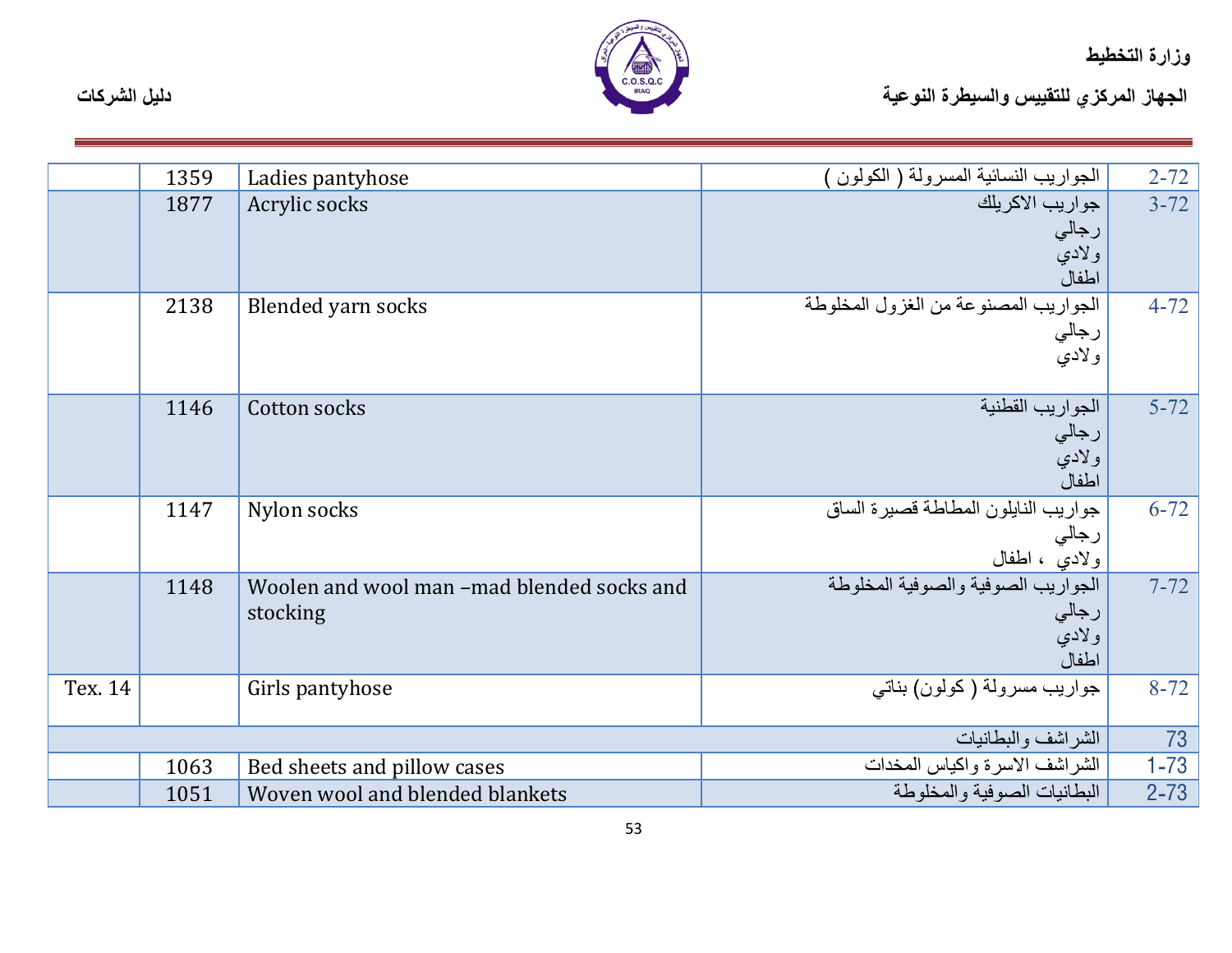| | | | | |
|---|---|---|---|---|
| | 1359 | Ladies pantyhose | الجواريب النسائية المسرولة ( الكولون ) | 2-72 |
| | 1877 | Acrylic socks | جواريب الاكريلك<br>رجالي<br>ولادي<br>اطفال | 3-72 |
| | 2138 | Blended yarn socks | الجواريب المصنوعة من الغزول المخلوطة<br>رجالي<br>ولادي | 4-72 |
| | 1146 | Cotton socks | الجواريب القطنية<br>رجالي<br>ولادي<br>اطفال | 5-72 |
| | 1147 | Nylon socks | جواريب النايلون المطاطة قصيرة الساق<br>رجالي<br>ولادي ، اطفال | 6-72 |
| | 1148 | Woolen and wool man –mad blended socks and stocking | الجواريب الصوفية والصوفية المخلوطة<br>رجالي<br>ولادي<br>اطفال | 7-72 |
| Tex. 14 | | Girls pantyhose | جواريب مسرولة ( كولون) بناتي | 8-72 |
| | | | الشراشف والبطانيات | 73 |
| | 1063 | Bed sheets and pillow cases | الشراشف الاسرة واكياس المخدات | 1-73 |
| | 1051 | Woven wool and blended blankets | البطانيات الصوفية والمخلوطة | 2-73 |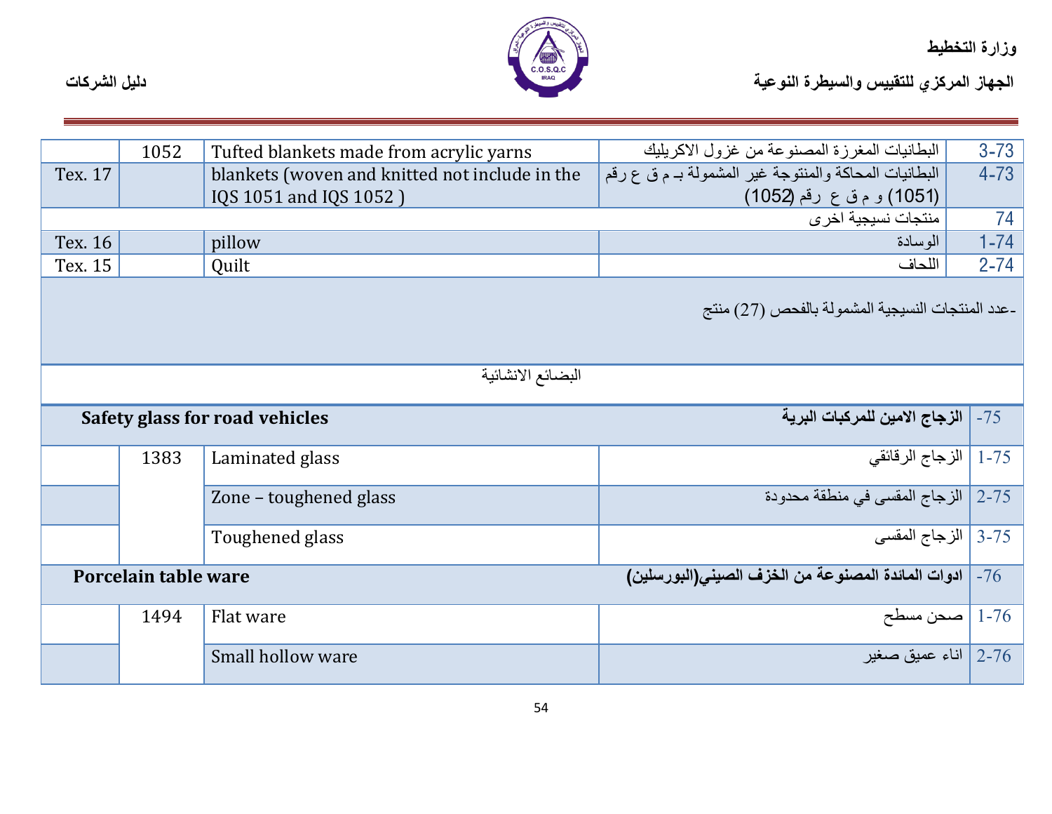| | | | | |
|---|---|---|---|---|
| | 1052 | Tufted blankets made from acrylic yarns | البطانيات المغرزة المصنوعة من غزول الاكريليك | 3-73 |
| Tex. 17 | | blankets (woven and knitted not include in the IQS 1051 and IQS 1052 ) | البطانيات المحاكة والمنتوجة غير المشمولة بـ م ق ع رقم (1051) و م ق ع رقم (1052) | 4-73 |
| | | | منتجات نسيجية اخرى | 74 |
| Tex. 16 | | pillow | الوسادة | 1-74 |
| Tex. 15 | | Quilt | اللحاف | 2-74 |
| -عدد المنتجات النسيجية المشمولة بالفحص (27) منتج | | | | |
| البضائع الانشائية | | | | |
| **Safety glass for road vehicles** | | | **الزجاج الامين للمركبات البرية** | -75 |
| | 1383 | Laminated glass | الزجاج الرقائقي | 1-75 |
| | | Zone – toughened glass | الزجاج المقسى في منطقة محدودة | 2-75 |
| | | Toughened glass | الزجاج المقسى | 3-75 |
| **Porcelain table ware** | | | **ادوات المائدة المصنوعة من الخزف الصيني(البورسلين)** | -76 |
| | 1494 | Flat ware | صحن مسطح | 1-76 |
| | | Small hollow ware | اناء عميق صغير | 2-76 |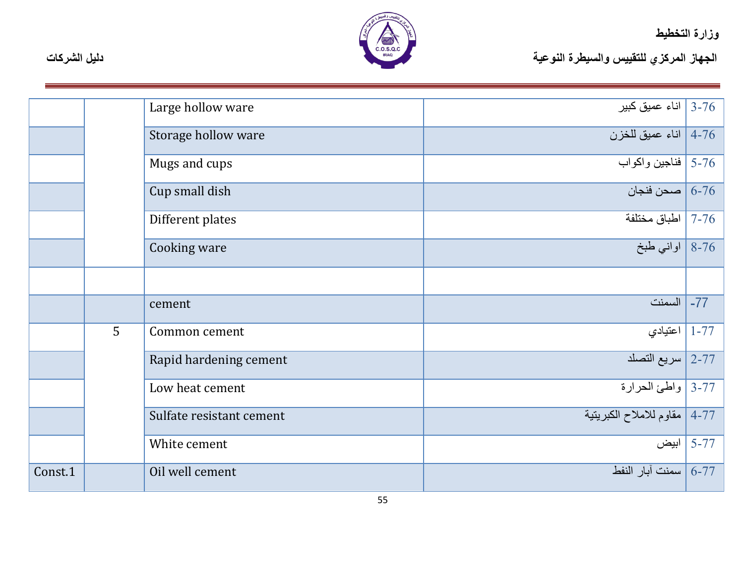| | | | | |
|---|---|---|---|---|
| | | Large hollow ware | اناء عميق كبير | 3-76 |
| | | Storage hollow ware | اناء عميق للخزن | 4-76 |
| | | Mugs and cups | فناجين واكواب | 5-76 |
| | | Cup small dish | صحن فنجان | 6-76 |
| | | Different plates | اطباق مختلفة | 7-76 |
| | | Cooking ware | اواني طبخ | 8-76 |
| | | | | |
| | | cement | السمنت | -77 |
| | 5 | Common cement | اعتيادي | 1-77 |
| | | Rapid hardening cement | سريع التصلد | 2-77 |
| | | Low heat cement | واطئ الحرارة | 3-77 |
| | | Sulfate resistant cement | مقاوم للاملاح الكبريتية | 4-77 |
| | | White cement | ابيض | 5-77 |
| Const.1 | | Oil well cement | سمنت آبار النفط | 6-77 |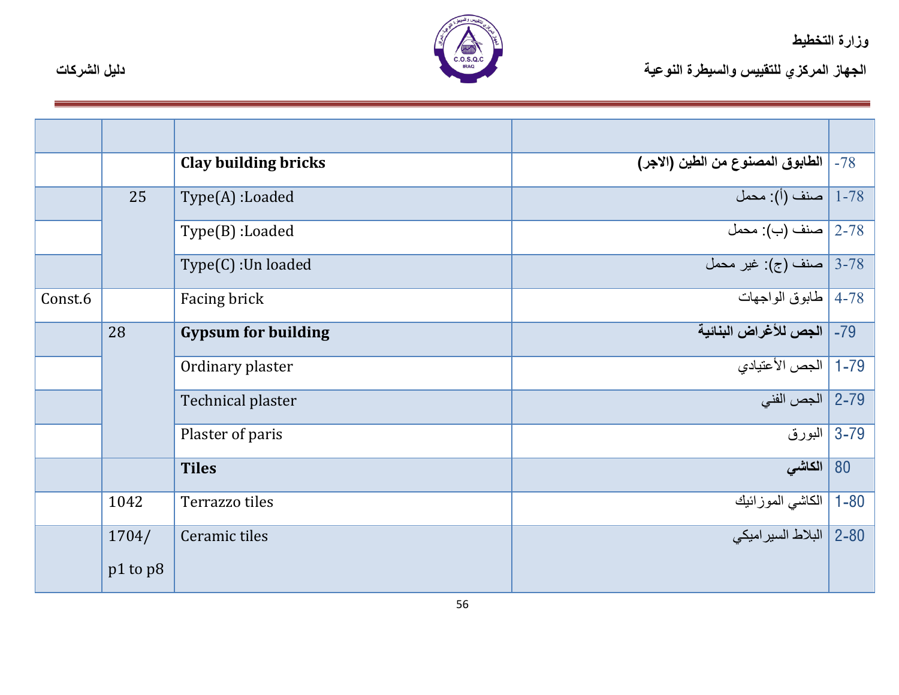| | | | | |
|---|---|---|---|---|
| | | **Clay building bricks** | **الطابوق المصنوع من الطين (الاجر)** | -78 |
| | 25 | Type(A) :Loaded | صنف (أ): محمل | 1-78 |
| | | Type(B) :Loaded | صنف (ب): محمل | 2-78 |
| | | Type(C) :Un loaded | صنف (ج): غير محمل | 3-78 |
| Const.6 | | Facing brick | طابوق الواجهات | 4-78 |
| | 28 | **Gypsum for building** | **الجص للأغراض البنائية** | -79 |
| | | Ordinary plaster | الجص الأعتيادي | 1-79 |
| | | Technical plaster | الجص الفني | 2-79 |
| | | Plaster of paris | البورق | 3-79 |
| | | **Tiles** | **الكاشي** | 80 |
| | 1042 | Terrazzo tiles | الكاشي الموزائيك | 1-80 |
| | 1704/ p1 to p8 | Ceramic tiles | البلاط السيراميكي | 2-80 |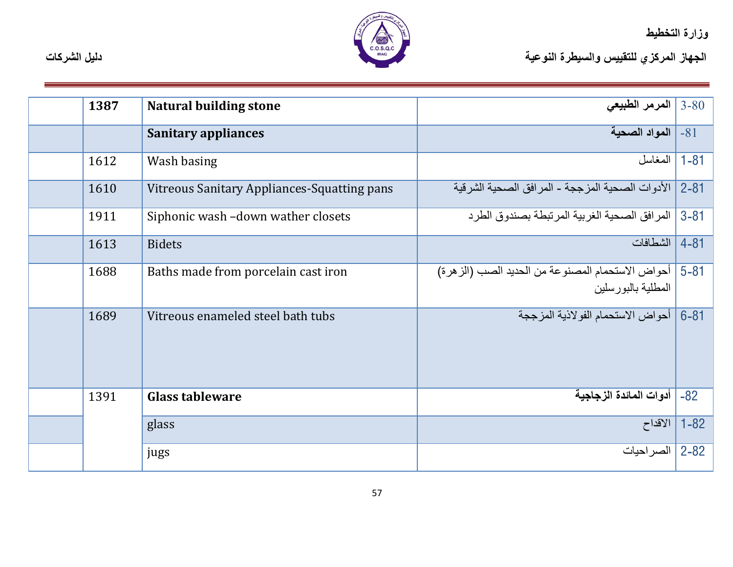| | | | | |
|---|---|---|---|---|
| | **1387** | **Natural building stone** | **المرمر الطبيعي** | 3-80 |
| | | **Sanitary appliances** | **المواد الصحية** | -81 |
| | 1612 | Wash basing | المغاسل | 1-81 |
| | 1610 | Vitreous Sanitary Appliances-Squatting pans | الأدوات الصحية المزججة - المرافق الصحية الشرقية | 2-81 |
| | 1911 | Siphonic wash –down wather closets | المرافق الصحية الغربية المرتبطة بصندوق الطرد | 3-81 |
| | 1613 | Bidets | الشطافات | 4-81 |
| | 1688 | Baths made from porcelain cast iron | أحواض الاستحمام المصنوعة من الحديد الصب (الزهرة) المطلية بالبورسلين | 5-81 |
| | 1689 | Vitreous enameled steel bath tubs | أحواض الاستحمام الفولاذية المزججة | 6-81 |
| | 1391 | **Glass tableware** | **أدوات المائدة الزجاجية** | -82 |
| | | glass | الاقداح | 1-82 |
| | | jugs | الصراحيات | 2-82 |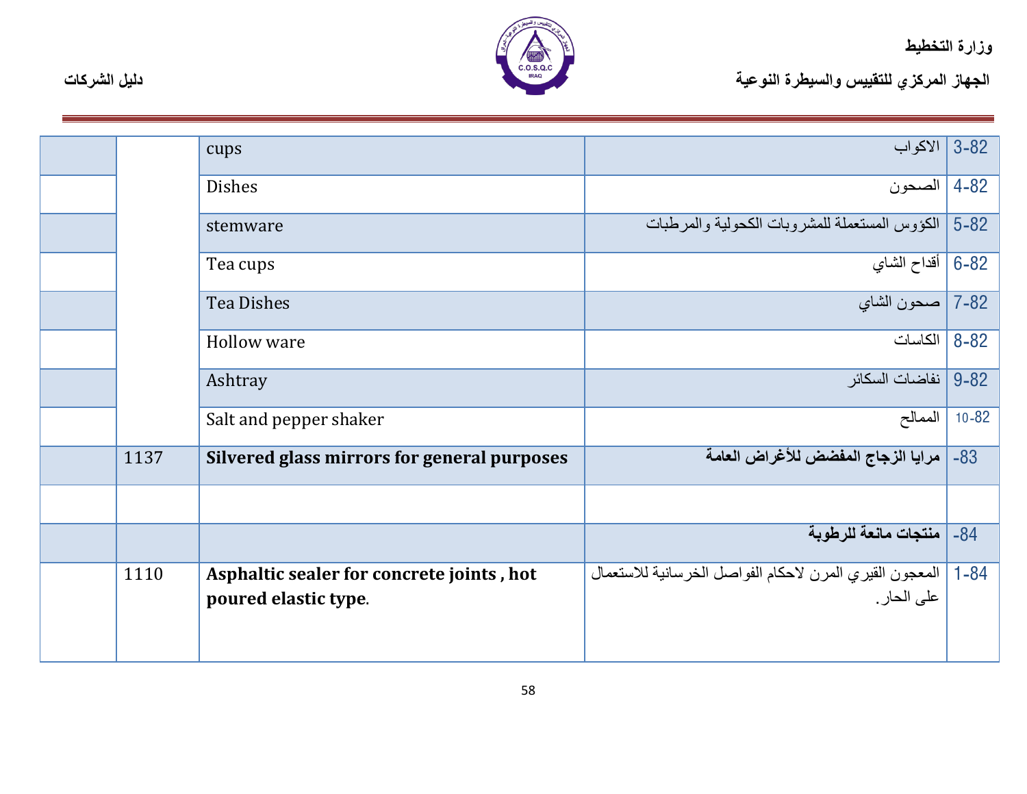| | | | | |
|---|---|---|---|---|
| | | cups | الاكواب | 3-82 |
| | | Dishes | الصحون | 4-82 |
| | | stemware | الكؤوس المستعملة للمشروبات الكحولية والمرطبات | 5-82 |
| | | Tea cups | أقداح الشاي | 6-82 |
| | | Tea Dishes | صحون الشاي | 7-82 |
| | | Hollow ware | الكاسات | 8-82 |
| | | Ashtray | نفاضات السكائر | 9-82 |
| | | Salt and pepper shaker | الممالح | 10-82 |
| | 1137 | **Silvered glass mirrors for general purposes** | **مرايا الزجاج المفضض للأغراض العامة** | -83 |
| | | | | |
| | | | **منتجات مانعة للرطوبة** | -84 |
| | 1110 | **Asphaltic sealer for concrete joints , hot poured elastic type**. | المعجون القيري المرن لاحكام الفواصل الخرسانية للاستعمال على الحار. | 1-84 |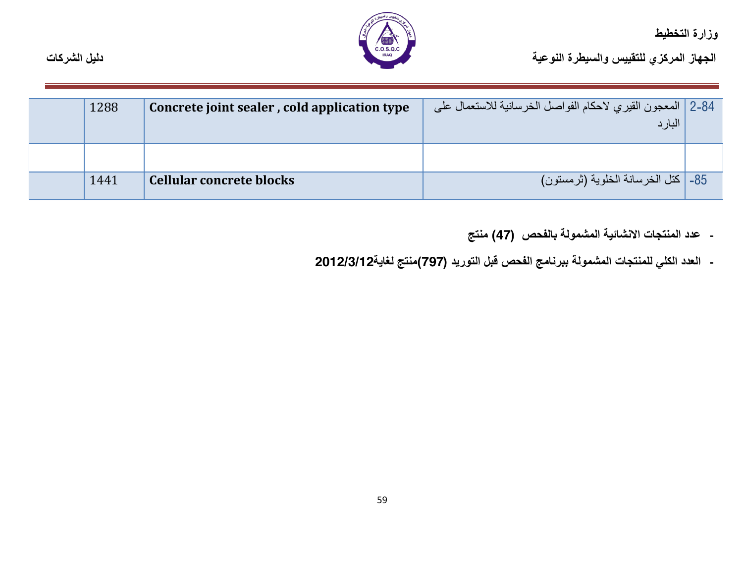| | | | | |
|---|---|---|---|---|
| 2-84 | المعجون القيري لاحكام الفواصل الخرسانية للاستعمال على البارد | **Concrete joint sealer , cold application type** | 1288 | |
| | | | | |
| -85 | كتل الخرسانة الخلوية (ثرمستون) | **Cellular concrete blocks** | 1441 | |

- **عدد المنتجات الانشائية المشمولة بالفحص (47) منتج**
- **العدد الكلي للمنتجات المشمولة ببرنامج الفحص قبل التوريد (797)منتج لغاية2012/3/12**